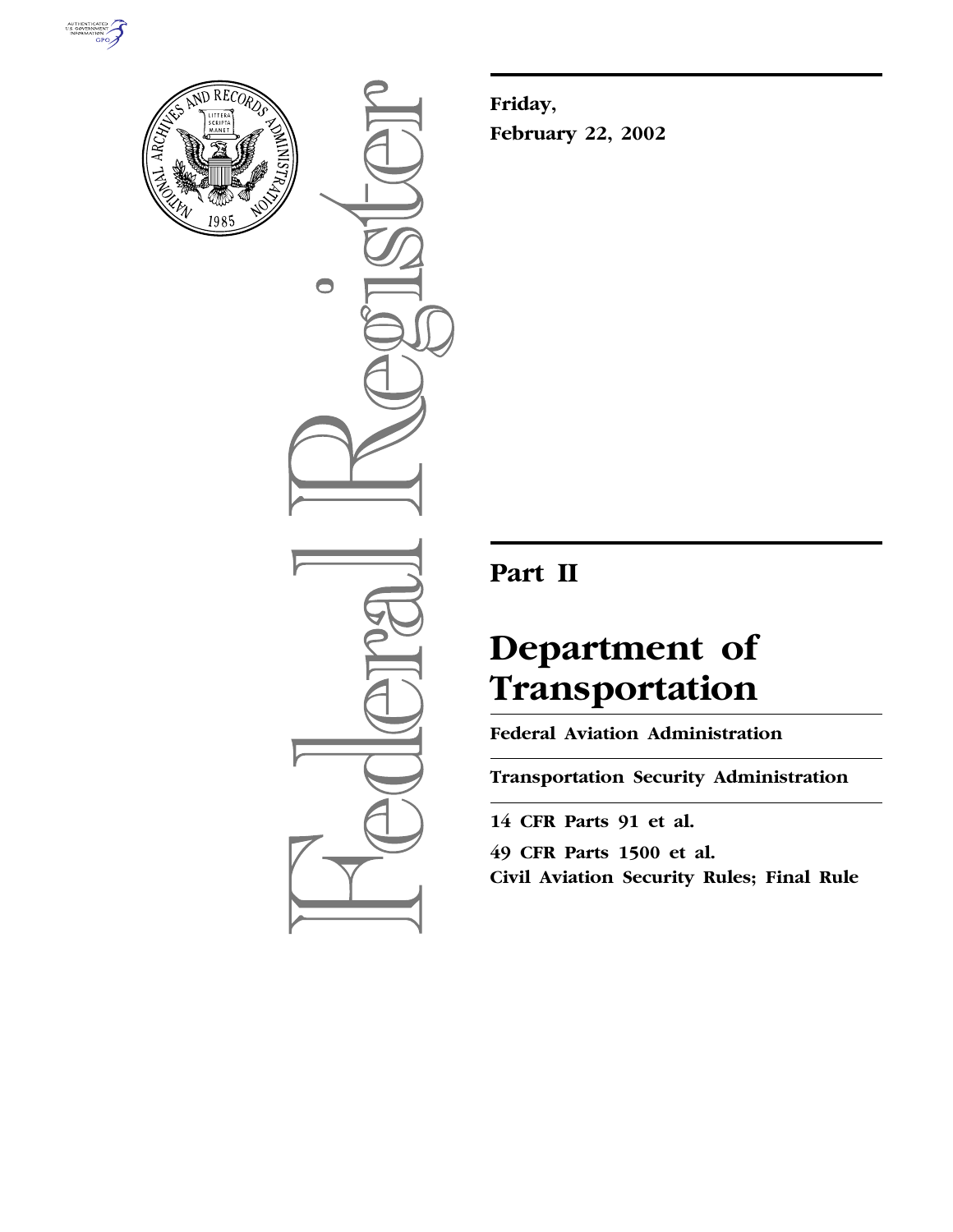Friday,

February 22, 2002

# Part II

# Department of Transportation

## Federal Aviation Administration

## Transportation Security Administration

**14 CFR Parts 91 et al.**

**49 CFR Parts 1500 et al.**

**Civil Aviation Security Rules; Final Rule**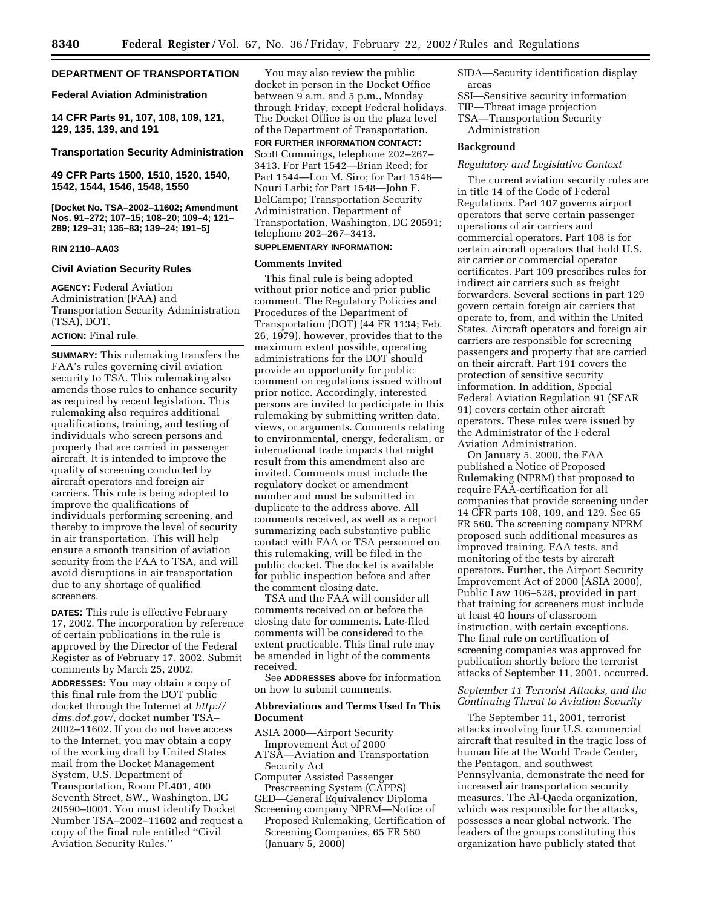## DEPARTMENT OF TRANSPORTATION

### Federal Aviation Administration

### 14 CFR Parts 91, 107, 108, 109, 121, 129, 135, 139, and 191

### Transportation Security Administration

### 49 CFR Parts 1500, 1510, 1520, 1540, 1542, 1544, 1546, 1548, 1550

**[Docket No. TSA–2002–11602; Amendment Nos. 91–272; 107–15; 108–20; 109–4; 121–289; 129–31; 135–83; 139–24; 191–5]**

**RIN 2110–AA03**

### Civil Aviation Security Rules

**AGENCY:** Federal Aviation Administration (FAA) and Transportation Security Administration (TSA), DOT.

**ACTION:** Final rule.

**SUMMARY:** This rulemaking transfers the FAA's rules governing civil aviation security to TSA. This rulemaking also amends those rules to enhance security as required by recent legislation. This rulemaking also requires additional qualifications, training, and testing of individuals who screen persons and property that are carried in passenger aircraft. It is intended to improve the quality of screening conducted by aircraft operators and foreign air carriers. This rule is being adopted to improve the qualifications of individuals performing screening, and thereby to improve the level of security in air transportation. This will help ensure a smooth transition of aviation security from the FAA to TSA, and will avoid disruptions in air transportation due to any shortage of qualified screeners.

**DATES:** This rule is effective February 17, 2002. The incorporation by reference of certain publications in the rule is approved by the Director of the Federal Register as of February 17, 2002. Submit comments by March 25, 2002.

**ADDRESSES:** You may obtain a copy of this final rule from the DOT public docket through the Internet at *http://dms.dot.gov/*, docket number TSA–2002–11602. If you do not have access to the Internet, you may obtain a copy of the working draft by United States mail from the Docket Management System, U.S. Department of Transportation, Room PL401, 400 Seventh Street, SW., Washington, DC 20590–0001. You must identify Docket Number TSA–2002–11602 and request a copy of the final rule entitled "Civil Aviation Security Rules."

You may also review the public docket in person in the Docket Office between 9 a.m. and 5 p.m., Monday through Friday, except Federal holidays. The Docket Office is on the plaza level of the Department of Transportation.

**FOR FURTHER INFORMATION CONTACT:** Scott Cummings, telephone 202–267–3413. For Part 1542—Brian Reed; for Part 1544—Lon M. Siro; for Part 1546—Nouri Larbi; for Part 1548—John F. DelCampo; Transportation Security Administration, Department of Transportation, Washington, DC 20591; telephone 202–267–3413.

**SUPPLEMENTARY INFORMATION:**

### Comments Invited

This final rule is being adopted without prior notice and prior public comment. The Regulatory Policies and Procedures of the Department of Transportation (DOT) (44 FR 1134; Feb. 26, 1979), however, provides that to the maximum extent possible, operating administrations for the DOT should provide an opportunity for public comment on regulations issued without prior notice. Accordingly, interested persons are invited to participate in this rulemaking by submitting written data, views, or arguments. Comments relating to environmental, energy, federalism, or international trade impacts that might result from this amendment also are invited. Comments must include the regulatory docket or amendment number and must be submitted in duplicate to the address above. All comments received, as well as a report summarizing each substantive public contact with FAA or TSA personnel on this rulemaking, will be filed in the public docket. The docket is available for public inspection before and after the comment closing date.

TSA and the FAA will consider all comments received on or before the closing date for comments. Late-filed comments will be considered to the extent practicable. This final rule may be amended in light of the comments received.

See **ADDRESSES** above for information on how to submit comments.

### Abbreviations and Terms Used In This Document

ASIA 2000—Airport Security Improvement Act of 2000
ATSA—Aviation and Transportation Security Act
Computer Assisted Passenger Prescreening System (CAPPS)
GED—General Equivalency Diploma
Screening company NPRM—Notice of Proposed Rulemaking, Certification of Screening Companies, 65 FR 560 (January 5, 2000)
SIDA—Security identification display areas
SSI—Sensitive security information
TIP—Threat image projection
TSA—Transportation Security Administration

### Background

*Regulatory and Legislative Context*

The current aviation security rules are in title 14 of the Code of Federal Regulations. Part 107 governs airport operators that serve certain passenger operations of air carriers and commercial operators. Part 108 is for certain aircraft operators that hold U.S. air carrier or commercial operator certificates. Part 109 prescribes rules for indirect air carriers such as freight forwarders. Several sections in part 129 govern certain foreign air carriers that operate to, from, and within the United States. Aircraft operators and foreign air carriers are responsible for screening passengers and property that are carried on their aircraft. Part 191 covers the protection of sensitive security information. In addition, Special Federal Aviation Regulation 91 (SFAR 91) covers certain other aircraft operators. These rules were issued by the Administrator of the Federal Aviation Administration.

On January 5, 2000, the FAA published a Notice of Proposed Rulemaking (NPRM) that proposed to require FAA-certification for all companies that provide screening under 14 CFR parts 108, 109, and 129. See 65 FR 560. The screening company NPRM proposed such additional measures as improved training, FAA tests, and monitoring of the tests by aircraft operators. Further, the Airport Security Improvement Act of 2000 (ASIA 2000), Public Law 106–528, provided in part that training for screeners must include at least 40 hours of classroom instruction, with certain exceptions. The final rule on certification of screening companies was approved for publication shortly before the terrorist attacks of September 11, 2001, occurred.

*September 11 Terrorist Attacks, and the Continuing Threat to Aviation Security*

The September 11, 2001, terrorist attacks involving four U.S. commercial aircraft that resulted in the tragic loss of human life at the World Trade Center, the Pentagon, and southwest Pennsylvania, demonstrate the need for increased air transportation security measures. The Al-Qaeda organization, which was responsible for the attacks, possesses a near global network. The leaders of the groups constituting this organization have publicly stated that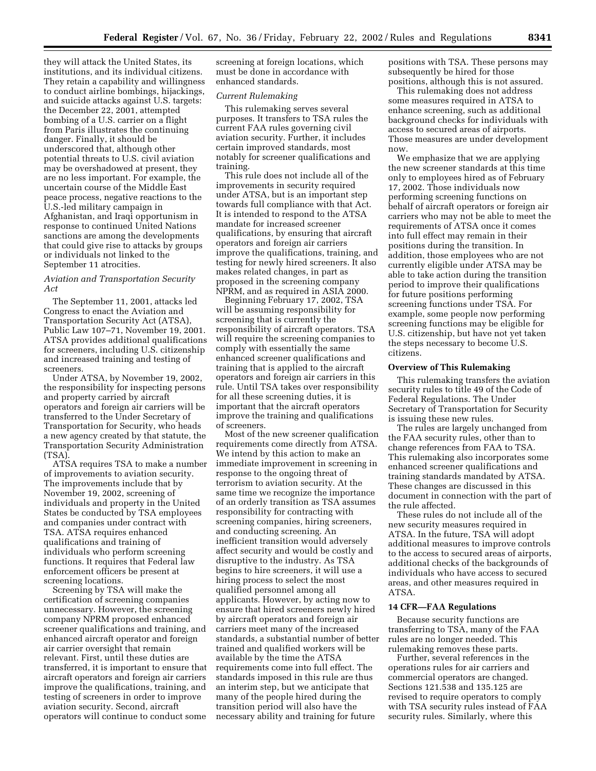they will attack the United States, its institutions, and its individual citizens. They retain a capability and willingness to conduct airline bombings, hijackings, and suicide attacks against U.S. targets: the December 22, 2001, attempted bombing of a U.S. carrier on a flight from Paris illustrates the continuing danger. Finally, it should be underscored that, although other potential threats to U.S. civil aviation may be overshadowed at present, they are no less important. For example, the uncertain course of the Middle East peace process, negative reactions to the U.S.-led military campaign in Afghanistan, and Iraqi opportunism in response to continued United Nations sanctions are among the developments that could give rise to attacks by groups or individuals not linked to the September 11 atrocities.

*Aviation and Transportation Security Act*

The September 11, 2001, attacks led Congress to enact the Aviation and Transportation Security Act (ATSA), Public Law 107–71, November 19, 2001. ATSA provides additional qualifications for screeners, including U.S. citizenship and increased training and testing of screeners.

Under ATSA, by November 19, 2002, the responsibility for inspecting persons and property carried by aircraft operators and foreign air carriers will be transferred to the Under Secretary of Transportation for Security, who heads a new agency created by that statute, the Transportation Security Administration (TSA).

ATSA requires TSA to make a number of improvements to aviation security. The improvements include that by November 19, 2002, screening of individuals and property in the United States be conducted by TSA employees and companies under contract with TSA. ATSA requires enhanced qualifications and training of individuals who perform screening functions. It requires that Federal law enforcement officers be present at screening locations.

Screening by TSA will make the certification of screening companies unnecessary. However, the screening company NPRM proposed enhanced screener qualifications and training, and enhanced aircraft operator and foreign air carrier oversight that remain relevant. First, until these duties are transferred, it is important to ensure that aircraft operators and foreign air carriers improve the qualifications, training, and testing of screeners in order to improve aviation security. Second, aircraft operators will continue to conduct some screening at foreign locations, which must be done in accordance with enhanced standards.

*Current Rulemaking*

This rulemaking serves several purposes. It transfers to TSA rules the current FAA rules governing civil aviation security. Further, it includes certain improved standards, most notably for screener qualifications and training.

This rule does not include all of the improvements in security required under ATSA, but is an important step towards full compliance with that Act. It is intended to respond to the ATSA mandate for increased screener qualifications, by ensuring that aircraft operators and foreign air carriers improve the qualifications, training, and testing for newly hired screeners. It also makes related changes, in part as proposed in the screening company NPRM, and as required in ASIA 2000.

Beginning February 17, 2002, TSA will be assuming responsibility for screening that is currently the responsibility of aircraft operators. TSA will require the screening companies to comply with essentially the same enhanced screener qualifications and training that is applied to the aircraft operators and foreign air carriers in this rule. Until TSA takes over responsibility for all these screening duties, it is important that the aircraft operators improve the training and qualifications of screeners.

Most of the new screener qualification requirements come directly from ATSA. We intend by this action to make an immediate improvement in screening in response to the ongoing threat of terrorism to aviation security. At the same time we recognize the importance of an orderly transition as TSA assumes responsibility for contracting with screening companies, hiring screeners, and conducting screening. An inefficient transition would adversely affect security and would be costly and disruptive to the industry. As TSA begins to hire screeners, it will use a hiring process to select the most qualified personnel among all applicants. However, by acting now to ensure that hired screeners newly hired by aircraft operators and foreign air carriers meet many of the increased standards, a substantial number of better trained and qualified workers will be available by the time the ATSA requirements come into full effect. The standards imposed in this rule are thus an interim step, but we anticipate that many of the people hired during the transition period will also have the necessary ability and training for future positions with TSA. These persons may subsequently be hired for those positions, although this is not assured.

This rulemaking does not address some measures required in ATSA to enhance screening, such as additional background checks for individuals with access to secured areas of airports. Those measures are under development now.

We emphasize that we are applying the new screener standards at this time only to employees hired as of February 17, 2002. Those individuals now performing screening functions on behalf of aircraft operators or foreign air carriers who may not be able to meet the requirements of ATSA once it comes into full effect may remain in their positions during the transition. In addition, those employees who are not currently eligible under ATSA may be able to take action during the transition period to improve their qualifications for future positions performing screening functions under TSA. For example, some people now performing screening functions may be eligible for U.S. citizenship, but have not yet taken the steps necessary to become U.S. citizens.

**Overview of This Rulemaking**

This rulemaking transfers the aviation security rules to title 49 of the Code of Federal Regulations. The Under Secretary of Transportation for Security is issuing these new rules.

The rules are largely unchanged from the FAA security rules, other than to change references from FAA to TSA. This rulemaking also incorporates some enhanced screener qualifications and training standards mandated by ATSA. These changes are discussed in this document in connection with the part of the rule affected.

These rules do not include all of the new security measures required in ATSA. In the future, TSA will adopt additional measures to improve controls to the access to secured areas of airports, additional checks of the backgrounds of individuals who have access to secured areas, and other measures required in ATSA.

**14 CFR—FAA Regulations**

Because security functions are transferring to TSA, many of the FAA rules are no longer needed. This rulemaking removes these parts.

Further, several references in the operations rules for air carriers and commercial operators are changed. Sections 121.538 and 135.125 are revised to require operators to comply with TSA security rules instead of FAA security rules. Similarly, where this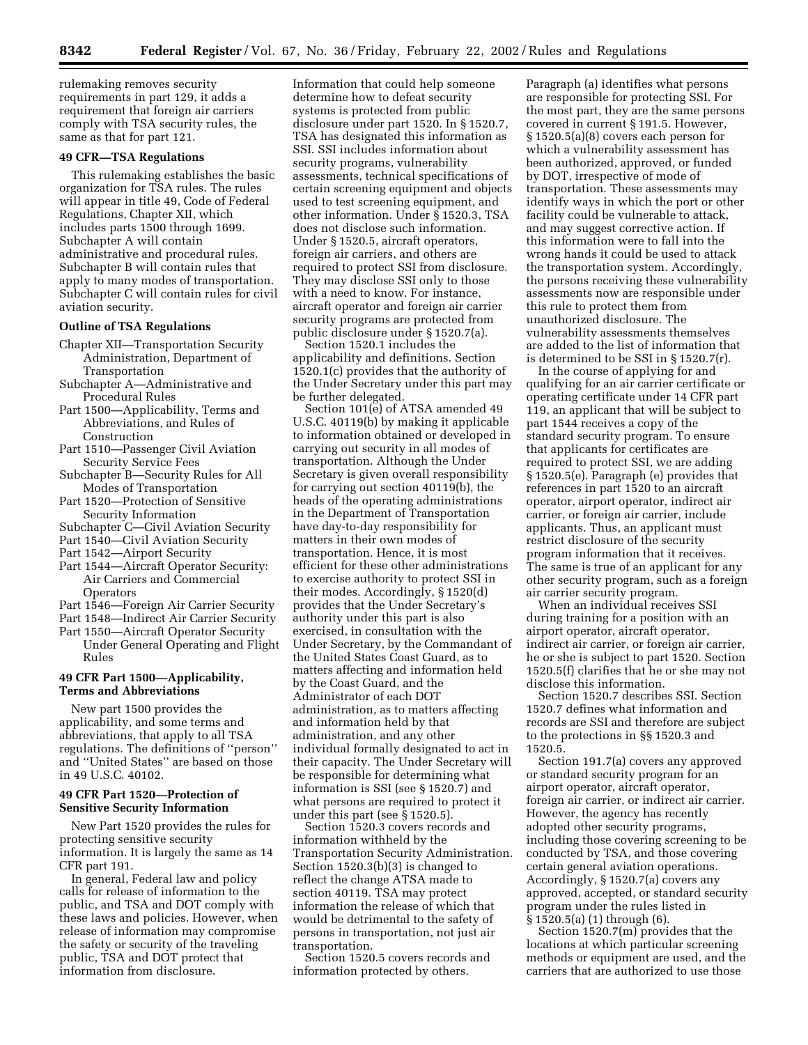rulemaking removes security requirements in part 129, it adds a requirement that foreign air carriers comply with TSA security rules, the same as that for part 121.

### 49 CFR—TSA Regulations

This rulemaking establishes the basic organization for TSA rules. The rules will appear in title 49, Code of Federal Regulations, Chapter XII, which includes parts 1500 through 1699. Subchapter A will contain administrative and procedural rules. Subchapter B will contain rules that apply to many modes of transportation. Subchapter C will contain rules for civil aviation security.

### Outline of TSA Regulations

- Chapter XII—Transportation Security Administration, Department of Transportation
- Subchapter A—Administrative and Procedural Rules
- Part 1500—Applicability, Terms and Abbreviations, and Rules of Construction
- Part 1510—Passenger Civil Aviation Security Service Fees
- Subchapter B—Security Rules for All Modes of Transportation
- Part 1520—Protection of Sensitive Security Information
- Subchapter C—Civil Aviation Security
- Part 1540—Civil Aviation Security
- Part 1542—Airport Security
- Part 1544—Aircraft Operator Security: Air Carriers and Commercial Operators
- Part 1546—Foreign Air Carrier Security
- Part 1548—Indirect Air Carrier Security
- Part 1550—Aircraft Operator Security Under General Operating and Flight Rules

### 49 CFR Part 1500—Applicability, Terms and Abbreviations

New part 1500 provides the applicability, and some terms and abbreviations, that apply to all TSA regulations. The definitions of ''person'' and ''United States'' are based on those in 49 U.S.C. 40102.

### 49 CFR Part 1520—Protection of Sensitive Security Information

New Part 1520 provides the rules for protecting sensitive security information. It is largely the same as 14 CFR part 191.

In general, Federal law and policy calls for release of information to the public, and TSA and DOT comply with these laws and policies. However, when release of information may compromise the safety or security of the traveling public, TSA and DOT protect that information from disclosure. Information that could help someone determine how to defeat security systems is protected from public disclosure under part 1520. In § 1520.7, TSA has designated this information as SSI. SSI includes information about security programs, vulnerability assessments, technical specifications of certain screening equipment and objects used to test screening equipment, and other information. Under § 1520.3, TSA does not disclose such information. Under § 1520.5, aircraft operators, foreign air carriers, and others are required to protect SSI from disclosure. They may disclose SSI only to those with a need to know. For instance, aircraft operator and foreign air carrier security programs are protected from public disclosure under § 1520.7(a).

Section 1520.1 includes the applicability and definitions. Section 1520.1(c) provides that the authority of the Under Secretary under this part may be further delegated.

Section 101(e) of ATSA amended 49 U.S.C. 40119(b) by making it applicable to information obtained or developed in carrying out security in all modes of transportation. Although the Under Secretary is given overall responsibility for carrying out section 40119(b), the heads of the operating administrations in the Department of Transportation have day-to-day responsibility for matters in their own modes of transportation. Hence, it is most efficient for these other administrations to exercise authority to protect SSI in their modes. Accordingly, § 1520(d) provides that the Under Secretary's authority under this part is also exercised, in consultation with the Under Secretary, by the Commandant of the United States Coast Guard, as to matters affecting and information held by the Coast Guard, and the Administrator of each DOT administration, as to matters affecting and information held by that administration, and any other individual formally designated to act in their capacity. The Under Secretary will be responsible for determining what information is SSI (see § 1520.7) and what persons are required to protect it under this part (see § 1520.5).

Section 1520.3 covers records and information withheld by the Transportation Security Administration. Section 1520.3(b)(3) is changed to reflect the change ATSA made to section 40119. TSA may protect information the release of which that would be detrimental to the safety of persons in transportation, not just air transportation.

Section 1520.5 covers records and information protected by others. Paragraph (a) identifies what persons are responsible for protecting SSI. For the most part, they are the same persons covered in current § 191.5. However, § 1520.5(a)(8) covers each person for which a vulnerability assessment has been authorized, approved, or funded by DOT, irrespective of mode of transportation. These assessments may identify ways in which the port or other facility could be vulnerable to attack, and may suggest corrective action. If this information were to fall into the wrong hands it could be used to attack the transportation system. Accordingly, the persons receiving these vulnerability assessments now are responsible under this rule to protect them from unauthorized disclosure. The vulnerability assessments themselves are added to the list of information that is determined to be SSI in § 1520.7(r).

In the course of applying for and qualifying for an air carrier certificate or operating certificate under 14 CFR part 119, an applicant that will be subject to part 1544 receives a copy of the standard security program. To ensure that applicants for certificates are required to protect SSI, we are adding § 1520.5(e). Paragraph (e) provides that references in part 1520 to an aircraft operator, airport operator, indirect air carrier, or foreign air carrier, include applicants. Thus, an applicant must restrict disclosure of the security program information that it receives. The same is true of an applicant for any other security program, such as a foreign air carrier security program.

When an individual receives SSI during training for a position with an airport operator, aircraft operator, indirect air carrier, or foreign air carrier, he or she is subject to part 1520. Section 1520.5(f) clarifies that he or she may not disclose this information.

Section 1520.7 describes SSI. Section 1520.7 defines what information and records are SSI and therefore are subject to the protections in §§ 1520.3 and 1520.5.

Section 191.7(a) covers any approved or standard security program for an airport operator, aircraft operator, foreign air carrier, or indirect air carrier. However, the agency has recently adopted other security programs, including those covering screening to be conducted by TSA, and those covering certain general aviation operations. Accordingly, § 1520.7(a) covers any approved, accepted, or standard security program under the rules listed in § 1520.5(a) (1) through (6).

Section 1520.7(m) provides that the locations at which particular screening methods or equipment are used, and the carriers that are authorized to use those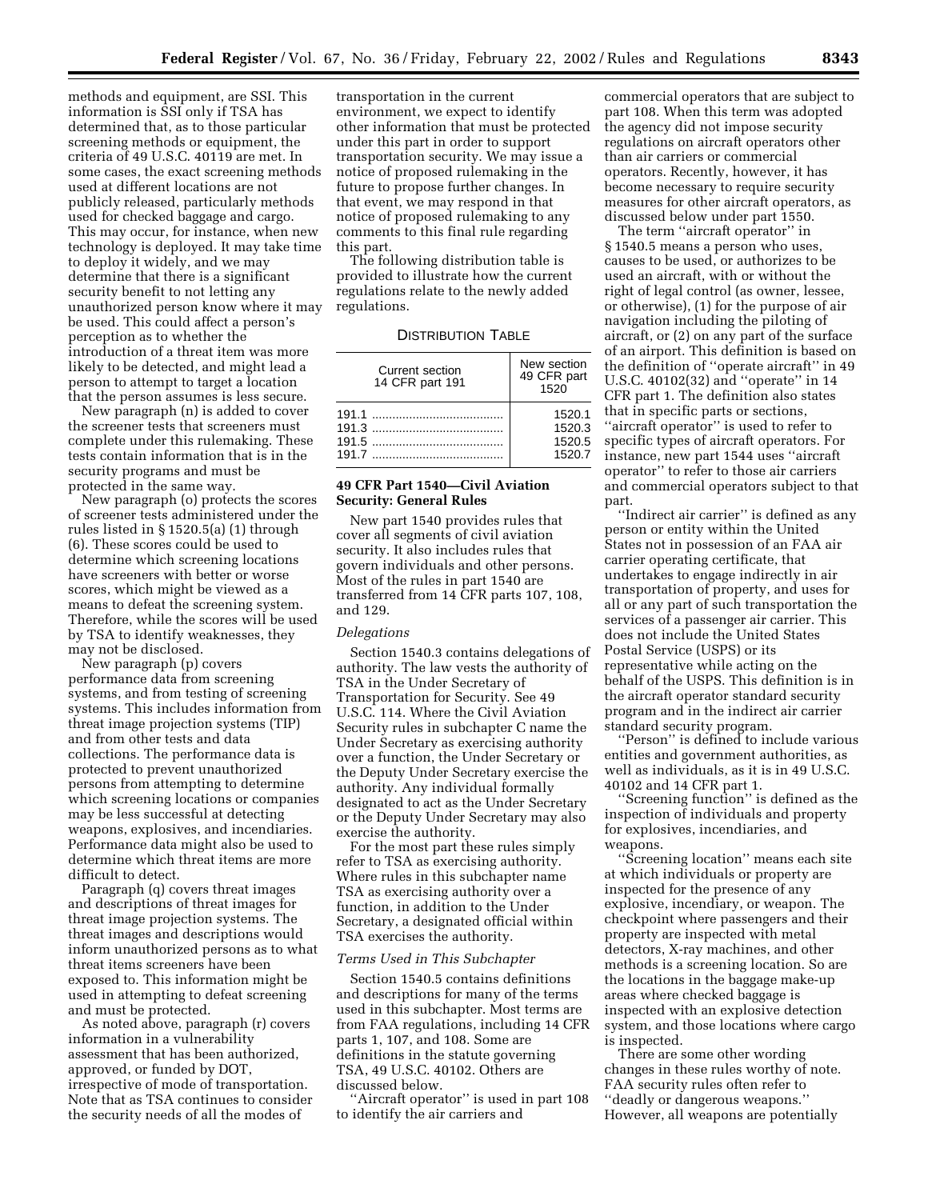methods and equipment, are SSI. This information is SSI only if TSA has determined that, as to those particular screening methods or equipment, the criteria of 49 U.S.C. 40119 are met. In some cases, the exact screening methods used at different locations are not publicly released, particularly methods used for checked baggage and cargo. This may occur, for instance, when new technology is deployed. It may take time to deploy it widely, and we may determine that there is a significant security benefit to not letting any unauthorized person know where it may be used. This could affect a person's perception as to whether the introduction of a threat item was more likely to be detected, and might lead a person to attempt to target a location that the person assumes is less secure.

New paragraph (n) is added to cover the screener tests that screeners must complete under this rulemaking. These tests contain information that is in the security programs and must be protected in the same way.

New paragraph (o) protects the scores of screener tests administered under the rules listed in § 1520.5(a) (1) through (6). These scores could be used to determine which screening locations have screeners with better or worse scores, which might be viewed as a means to defeat the screening system. Therefore, while the scores will be used by TSA to identify weaknesses, they may not be disclosed.

New paragraph (p) covers performance data from screening systems, and from testing of screening systems. This includes information from threat image projection systems (TIP) and from other tests and data collections. The performance data is protected to prevent unauthorized persons from attempting to determine which screening locations or companies may be less successful at detecting weapons, explosives, and incendiaries. Performance data might also be used to determine which threat items are more difficult to detect.

Paragraph (q) covers threat images and descriptions of threat images for threat image projection systems. The threat images and descriptions would inform unauthorized persons as to what threat items screeners have been exposed to. This information might be used in attempting to defeat screening and must be protected.

As noted above, paragraph (r) covers information in a vulnerability assessment that has been authorized, approved, or funded by DOT, irrespective of mode of transportation. Note that as TSA continues to consider the security needs of all the modes of transportation in the current environment, we expect to identify other information that must be protected under this part in order to support transportation security. We may issue a notice of proposed rulemaking in the future to propose further changes. In that event, we may respond in that notice of proposed rulemaking to any comments to this final rule regarding this part.

The following distribution table is provided to illustrate how the current regulations relate to the newly added regulations.

DISTRIBUTION TABLE

| Current section 14 CFR part 191 | New section 49 CFR part 1520 |
|---|---|
| 191.1 | 1520.1 |
| 191.3 | 1520.3 |
| 191.5 | 1520.5 |
| 191.7 | 1520.7 |

### 49 CFR Part 1540—Civil Aviation Security: General Rules

New part 1540 provides rules that cover all segments of civil aviation security. It also includes rules that govern individuals and other persons. Most of the rules in part 1540 are transferred from 14 CFR parts 107, 108, and 129.

*Delegations*

Section 1540.3 contains delegations of authority. The law vests the authority of TSA in the Under Secretary of Transportation for Security. See 49 U.S.C. 114. Where the Civil Aviation Security rules in subchapter C name the Under Secretary as exercising authority over a function, the Under Secretary or the Deputy Under Secretary exercise the authority. Any individual formally designated to act as the Under Secretary or the Deputy Under Secretary may also exercise the authority.

For the most part these rules simply refer to TSA as exercising authority. Where rules in this subchapter name TSA as exercising authority over a function, in addition to the Under Secretary, a designated official within TSA exercises the authority.

*Terms Used in This Subchapter*

Section 1540.5 contains definitions and descriptions for many of the terms used in this subchapter. Most terms are from FAA regulations, including 14 CFR parts 1, 107, and 108. Some are definitions in the statute governing TSA, 49 U.S.C. 40102. Others are discussed below.

''Aircraft operator'' is used in part 108 to identify the air carriers and commercial operators that are subject to part 108. When this term was adopted the agency did not impose security regulations on aircraft operators other than air carriers or commercial operators. Recently, however, it has become necessary to require security measures for other aircraft operators, as discussed below under part 1550.

The term ''aircraft operator'' in § 1540.5 means a person who uses, causes to be used, or authorizes to be used an aircraft, with or without the right of legal control (as owner, lessee, or otherwise), (1) for the purpose of air navigation including the piloting of aircraft, or (2) on any part of the surface of an airport. This definition is based on the definition of ''operate aircraft'' in 49 U.S.C. 40102(32) and ''operate'' in 14 CFR part 1. The definition also states that in specific parts or sections, ''aircraft operator'' is used to refer to specific types of aircraft operators. For instance, new part 1544 uses ''aircraft operator'' to refer to those air carriers and commercial operators subject to that part.

''Indirect air carrier'' is defined as any person or entity within the United States not in possession of an FAA air carrier operating certificate, that undertakes to engage indirectly in air transportation of property, and uses for all or any part of such transportation the services of a passenger air carrier. This does not include the United States Postal Service (USPS) or its representative while acting on the behalf of the USPS. This definition is in the aircraft operator standard security program and in the indirect air carrier standard security program.

''Person'' is defined to include various entities and government authorities, as well as individuals, as it is in 49 U.S.C. 40102 and 14 CFR part 1.

''Screening function'' is defined as the inspection of individuals and property for explosives, incendiaries, and weapons.

''Screening location'' means each site at which individuals or property are inspected for the presence of any explosive, incendiary, or weapon. The checkpoint where passengers and their property are inspected with metal detectors, X-ray machines, and other methods is a screening location. So are the locations in the baggage make-up areas where checked baggage is inspected with an explosive detection system, and those locations where cargo is inspected.

There are some other wording changes in these rules worthy of note. FAA security rules often refer to ''deadly or dangerous weapons.'' However, all weapons are potentially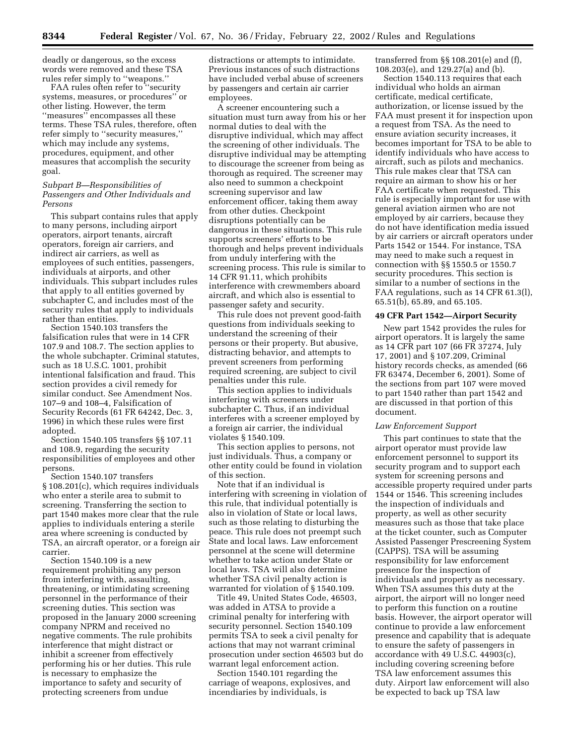deadly or dangerous, so the excess words were removed and these TSA rules refer simply to ''weapons.''

FAA rules often refer to ''security systems, measures, or procedures'' or other listing. However, the term ''measures'' encompasses all these terms. These TSA rules, therefore, often refer simply to ''security measures,'' which may include any systems, procedures, equipment, and other measures that accomplish the security goal.

### *Subpart B—Responsibilities of Passengers and Other Individuals and Persons*

This subpart contains rules that apply to many persons, including airport operators, airport tenants, aircraft operators, foreign air carriers, and indirect air carriers, as well as employees of such entities, passengers, individuals at airports, and other individuals. This subpart includes rules that apply to all entities governed by subchapter C, and includes most of the security rules that apply to individuals rather than entities.

Section 1540.103 transfers the falsification rules that were in 14 CFR 107.9 and 108.7. The section applies to the whole subchapter. Criminal statutes, such as 18 U.S.C. 1001, prohibit intentional falsification and fraud. This section provides a civil remedy for similar conduct. See Amendment Nos. 107–9 and 108–4, Falsification of Security Records (61 FR 64242, Dec. 3, 1996) in which these rules were first adopted.

Section 1540.105 transfers §§ 107.11 and 108.9, regarding the security responsibilities of employees and other persons.

Section 1540.107 transfers § 108.201(c), which requires individuals who enter a sterile area to submit to screening. Transferring the section to part 1540 makes more clear that the rule applies to individuals entering a sterile area where screening is conducted by TSA, an aircraft operator, or a foreign air carrier.

Section 1540.109 is a new requirement prohibiting any person from interfering with, assaulting, threatening, or intimidating screening personnel in the performance of their screening duties. This section was proposed in the January 2000 screening company NPRM and received no negative comments. The rule prohibits interference that might distract or inhibit a screener from effectively performing his or her duties. This rule is necessary to emphasize the importance to safety and security of protecting screeners from undue distractions or attempts to intimidate. Previous instances of such distractions have included verbal abuse of screeners by passengers and certain air carrier employees.

A screener encountering such a situation must turn away from his or her normal duties to deal with the disruptive individual, which may affect the screening of other individuals. The disruptive individual may be attempting to discourage the screener from being as thorough as required. The screener may also need to summon a checkpoint screening supervisor and law enforcement officer, taking them away from other duties. Checkpoint disruptions potentially can be dangerous in these situations. This rule supports screeners' efforts to be thorough and helps prevent individuals from unduly interfering with the screening process. This rule is similar to 14 CFR 91.11, which prohibits interference with crewmembers aboard aircraft, and which also is essential to passenger safety and security.

This rule does not prevent good-faith questions from individuals seeking to understand the screening of their persons or their property. But abusive, distracting behavior, and attempts to prevent screeners from performing required screening, are subject to civil penalties under this rule.

This section applies to individuals interfering with screeners under subchapter C. Thus, if an individual interferes with a screener employed by a foreign air carrier, the individual violates § 1540.109.

This section applies to persons, not just individuals. Thus, a company or other entity could be found in violation of this section.

Note that if an individual is interfering with screening in violation of this rule, that individual potentially is also in violation of State or local laws, such as those relating to disturbing the peace. This rule does not preempt such State and local laws. Law enforcement personnel at the scene will determine whether to take action under State or local laws. TSA will also determine whether TSA civil penalty action is warranted for violation of § 1540.109.

Title 49, United States Code, 46503, was added in ATSA to provide a criminal penalty for interfering with security personnel. Section 1540.109 permits TSA to seek a civil penalty for actions that may not warrant criminal prosecution under section 46503 but do warrant legal enforcement action.

Section 1540.101 regarding the carriage of weapons, explosives, and incendiaries by individuals, is transferred from §§ 108.201(e) and (f), 108.203(e), and 129.27(a) and (b).

Section 1540.113 requires that each individual who holds an airman certificate, medical certificate, authorization, or license issued by the FAA must present it for inspection upon a request from TSA. As the need to ensure aviation security increases, it becomes important for TSA to be able to identify individuals who have access to aircraft, such as pilots and mechanics. This rule makes clear that TSA can require an airman to show his or her FAA certificate when requested. This rule is especially important for use with general aviation airmen who are not employed by air carriers, because they do not have identification media issued by air carriers or aircraft operators under Parts 1542 or 1544. For instance, TSA may need to make such a request in connection with §§ 1550.5 or 1550.7 security procedures. This section is similar to a number of sections in the FAA regulations, such as 14 CFR 61.3(l), 65.51(b), 65.89, and 65.105.

## 49 CFR Part 1542—Airport Security

New part 1542 provides the rules for airport operators. It is largely the same as 14 CFR part 107 (66 FR 37274, July 17, 2001) and § 107.209, Criminal history records checks, as amended (66 FR 63474, December 6, 2001). Some of the sections from part 107 were moved to part 1540 rather than part 1542 and are discussed in that portion of this document.

### *Law Enforcement Support*

This part continues to state that the airport operator must provide law enforcement personnel to support its security program and to support each system for screening persons and accessible property required under parts 1544 or 1546. This screening includes the inspection of individuals and property, as well as other security measures such as those that take place at the ticket counter, such as Computer Assisted Passenger Prescreening System (CAPPS). TSA will be assuming responsibility for law enforcement presence for the inspection of individuals and property as necessary. When TSA assumes this duty at the airport, the airport will no longer need to perform this function on a routine basis. However, the airport operator will continue to provide a law enforcement presence and capability that is adequate to ensure the safety of passengers in accordance with 49 U.S.C. 44903(c), including covering screening before TSA law enforcement assumes this duty. Airport law enforcement will also be expected to back up TSA law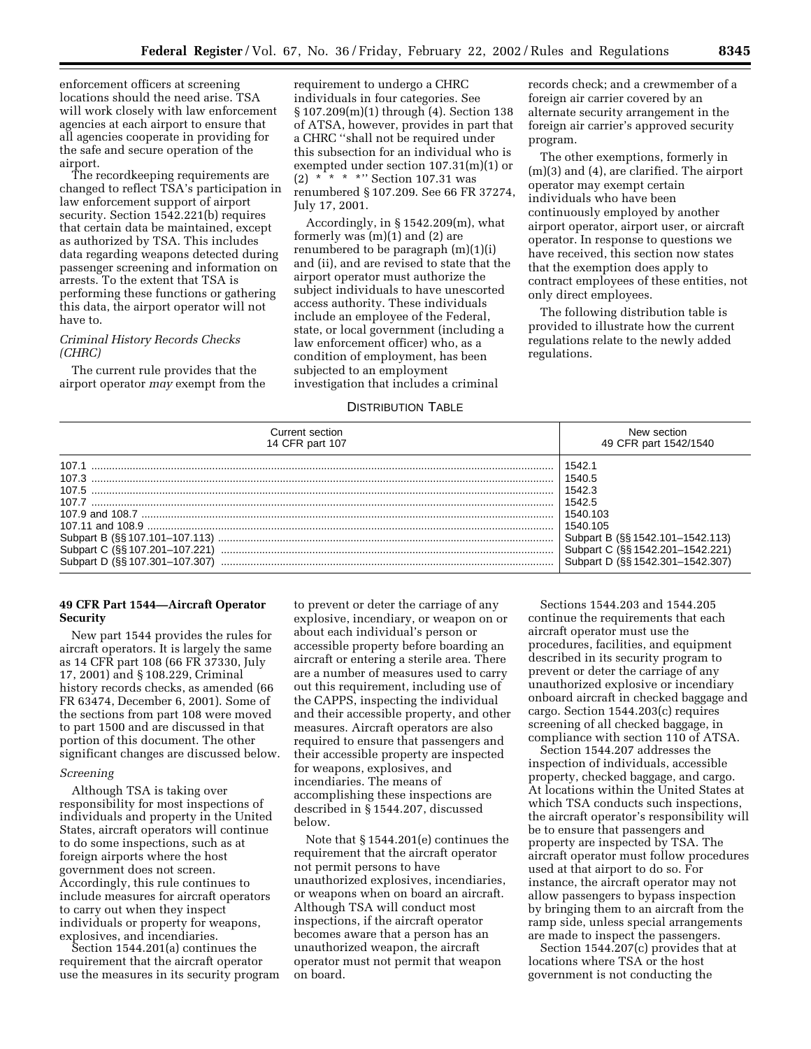enforcement officers at screening locations should the need arise. TSA will work closely with law enforcement agencies at each airport to ensure that all agencies cooperate in providing for the safe and secure operation of the airport.

The recordkeeping requirements are changed to reflect TSA's participation in law enforcement support of airport security. Section 1542.221(b) requires that certain data be maintained, except as authorized by TSA. This includes data regarding weapons detected during passenger screening and information on arrests. To the extent that TSA is performing these functions or gathering this data, the airport operator will not have to.

*Criminal History Records Checks (CHRC)*

The current rule provides that the airport operator *may* exempt from the requirement to undergo a CHRC individuals in four categories. See § 107.209(m)(1) through (4). Section 138 of ATSA, however, provides in part that a CHRC ''shall not be required under this subsection for an individual who is exempted under section 107.31(m)(1) or (2) * * * *'' Section 107.31 was renumbered § 107.209. See 66 FR 37274, July 17, 2001.

Accordingly, in § 1542.209(m), what formerly was (m)(1) and (2) are renumbered to be paragraph (m)(1)(i) and (ii), and are revised to state that the airport operator must authorize the subject individuals to have unescorted access authority. These individuals include an employee of the Federal, state, or local government (including a law enforcement officer) who, as a condition of employment, has been subjected to an employment investigation that includes a criminal records check; and a crewmember of a foreign air carrier covered by an alternate security arrangement in the foreign air carrier's approved security program.

The other exemptions, formerly in (m)(3) and (4), are clarified. The airport operator may exempt certain individuals who have been continuously employed by another airport operator, airport user, or aircraft operator. In response to questions we have received, this section now states that the exemption does apply to contract employees of these entities, not only direct employees.

The following distribution table is provided to illustrate how the current regulations relate to the newly added regulations.

DISTRIBUTION TABLE

| Current section 14 CFR part 107 | New section 49 CFR part 1542/1540 |
|---|---|
| 107.1 | 1542.1 |
| 107.3 | 1540.5 |
| 107.5 | 1542.3 |
| 107.7 | 1542.5 |
| 107.9 and 108.7 | 1540.103 |
| 107.11 and 108.9 | 1540.105 |
| Subpart B (§§ 107.101–107.113) | Subpart B (§§ 1542.101–1542.113) |
| Subpart C (§§ 107.201–107.221) | Subpart C (§§ 1542.201–1542.221) |
| Subpart D (§§ 107.301–107.307) | Subpart D (§§ 1542.301–1542.307) |

## 49 CFR Part 1544—Aircraft Operator Security

New part 1544 provides the rules for aircraft operators. It is largely the same as 14 CFR part 108 (66 FR 37330, July 17, 2001) and § 108.229, Criminal history records checks, as amended (66 FR 63474, December 6, 2001). Some of the sections from part 108 were moved to part 1500 and are discussed in that portion of this document. The other significant changes are discussed below.

*Screening*

Although TSA is taking over responsibility for most inspections of individuals and property in the United States, aircraft operators will continue to do some inspections, such as at foreign airports where the host government does not screen. Accordingly, this rule continues to include measures for aircraft operators to carry out when they inspect individuals or property for weapons, explosives, and incendiaries.

Section 1544.201(a) continues the requirement that the aircraft operator use the measures in its security program to prevent or deter the carriage of any explosive, incendiary, or weapon on or about each individual's person or accessible property before boarding an aircraft or entering a sterile area. There are a number of measures used to carry out this requirement, including use of the CAPPS, inspecting the individual and their accessible property, and other measures. Aircraft operators are also required to ensure that passengers and their accessible property are inspected for weapons, explosives, and incendiaries. The means of accomplishing these inspections are described in § 1544.207, discussed below.

Note that § 1544.201(e) continues the requirement that the aircraft operator not permit persons to have unauthorized explosives, incendiaries, or weapons when on board an aircraft. Although TSA will conduct most inspections, if the aircraft operator becomes aware that a person has an unauthorized weapon, the aircraft operator must not permit that weapon on board.

Sections 1544.203 and 1544.205 continue the requirements that each aircraft operator must use the procedures, facilities, and equipment described in its security program to prevent or deter the carriage of any unauthorized explosive or incendiary onboard aircraft in checked baggage and cargo. Section 1544.203(c) requires screening of all checked baggage, in compliance with section 110 of ATSA.

Section 1544.207 addresses the inspection of individuals, accessible property, checked baggage, and cargo. At locations within the United States at which TSA conducts such inspections, the aircraft operator's responsibility will be to ensure that passengers and property are inspected by TSA. The aircraft operator must follow procedures used at that airport to do so. For instance, the aircraft operator may not allow passengers to bypass inspection by bringing them to an aircraft from the ramp side, unless special arrangements are made to inspect the passengers.

Section 1544.207(c) provides that at locations where TSA or the host government is not conducting the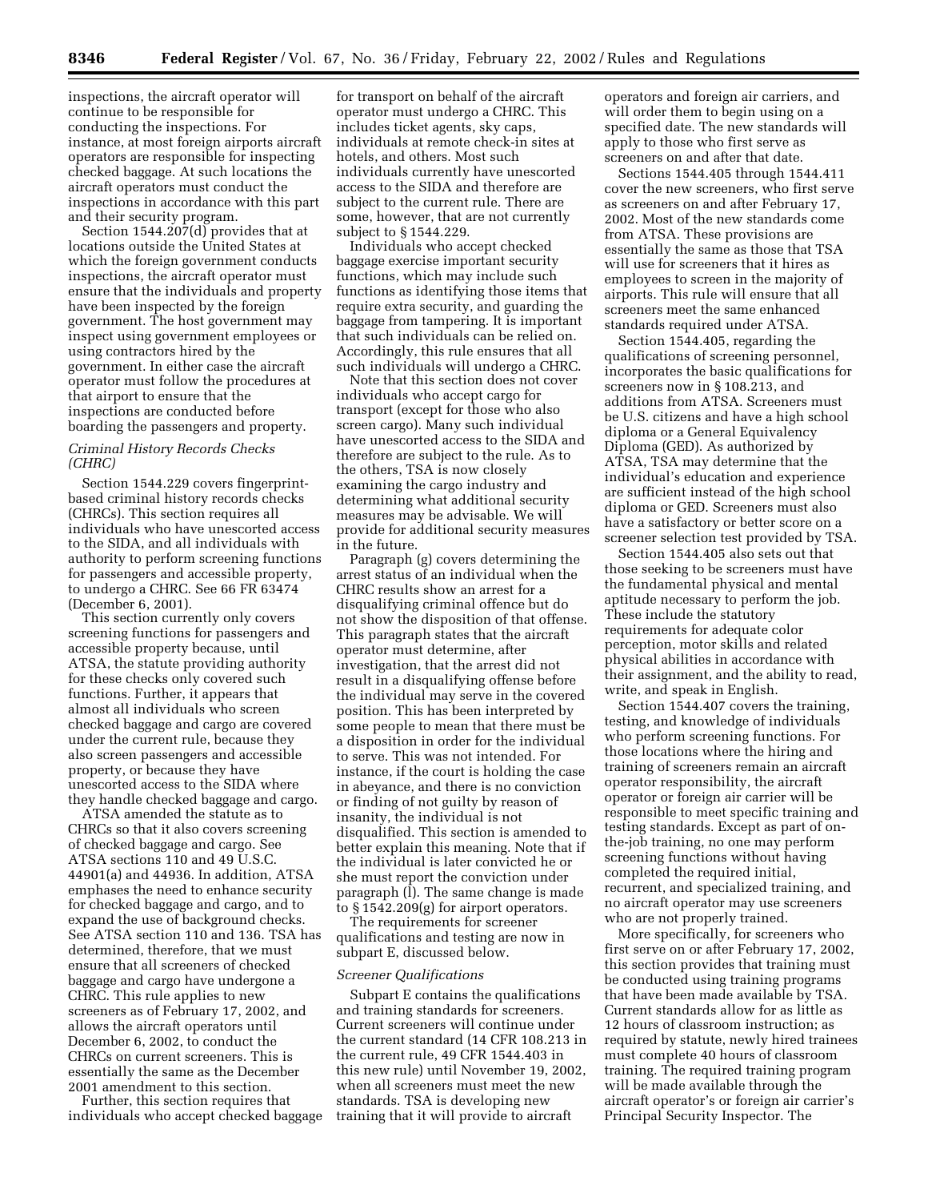inspections, the aircraft operator will continue to be responsible for conducting the inspections. For instance, at most foreign airports aircraft operators are responsible for inspecting checked baggage. At such locations the aircraft operators must conduct the inspections in accordance with this part and their security program.

Section 1544.207(d) provides that at locations outside the United States at which the foreign government conducts inspections, the aircraft operator must ensure that the individuals and property have been inspected by the foreign government. The host government may inspect using government employees or using contractors hired by the government. In either case the aircraft operator must follow the procedures at that airport to ensure that the inspections are conducted before boarding the passengers and property.

### *Criminal History Records Checks (CHRC)*

Section 1544.229 covers fingerprint-based criminal history records checks (CHRCs). This section requires all individuals who have unescorted access to the SIDA, and all individuals with authority to perform screening functions for passengers and accessible property, to undergo a CHRC. See 66 FR 63474 (December 6, 2001).

This section currently only covers screening functions for passengers and accessible property because, until ATSA, the statute providing authority for these checks only covered such functions. Further, it appears that almost all individuals who screen checked baggage and cargo are covered under the current rule, because they also screen passengers and accessible property, or because they have unescorted access to the SIDA where they handle checked baggage and cargo.

ATSA amended the statute as to CHRCs so that it also covers screening of checked baggage and cargo. See ATSA sections 110 and 49 U.S.C. 44901(a) and 44936. In addition, ATSA emphases the need to enhance security for checked baggage and cargo, and to expand the use of background checks. See ATSA section 110 and 136. TSA has determined, therefore, that we must ensure that all screeners of checked baggage and cargo have undergone a CHRC. This rule applies to new screeners as of February 17, 2002, and allows the aircraft operators until December 6, 2002, to conduct the CHRCs on current screeners. This is essentially the same as the December 2001 amendment to this section.

Further, this section requires that individuals who accept checked baggage for transport on behalf of the aircraft operator must undergo a CHRC. This includes ticket agents, sky caps, individuals at remote check-in sites at hotels, and others. Most such individuals currently have unescorted access to the SIDA and therefore are subject to the current rule. There are some, however, that are not currently subject to § 1544.229.

Individuals who accept checked baggage exercise important security functions, which may include such functions as identifying those items that require extra security, and guarding the baggage from tampering. It is important that such individuals can be relied on. Accordingly, this rule ensures that all such individuals will undergo a CHRC.

Note that this section does not cover individuals who accept cargo for transport (except for those who also screen cargo). Many such individual have unescorted access to the SIDA and therefore are subject to the rule. As to the others, TSA is now closely examining the cargo industry and determining what additional security measures may be advisable. We will provide for additional security measures in the future.

Paragraph (g) covers determining the arrest status of an individual when the CHRC results show an arrest for a disqualifying criminal offence but do not show the disposition of that offense. This paragraph states that the aircraft operator must determine, after investigation, that the arrest did not result in a disqualifying offense before the individual may serve in the covered position. This has been interpreted by some people to mean that there must be a disposition in order for the individual to serve. This was not intended. For instance, if the court is holding the case in abeyance, and there is no conviction or finding of not guilty by reason of insanity, the individual is not disqualified. This section is amended to better explain this meaning. Note that if the individual is later convicted he or she must report the conviction under paragraph (l). The same change is made to § 1542.209(g) for airport operators.

The requirements for screener qualifications and testing are now in subpart E, discussed below.

### *Screener Qualifications*

Subpart E contains the qualifications and training standards for screeners. Current screeners will continue under the current standard (14 CFR 108.213 in the current rule, 49 CFR 1544.403 in this new rule) until November 19, 2002, when all screeners must meet the new standards. TSA is developing new training that it will provide to aircraft operators and foreign air carriers, and will order them to begin using on a specified date. The new standards will apply to those who first serve as screeners on and after that date.

Sections 1544.405 through 1544.411 cover the new screeners, who first serve as screeners on and after February 17, 2002. Most of the new standards come from ATSA. These provisions are essentially the same as those that TSA will use for screeners that it hires as employees to screen in the majority of airports. This rule will ensure that all screeners meet the same enhanced standards required under ATSA.

Section 1544.405, regarding the qualifications of screening personnel, incorporates the basic qualifications for screeners now in § 108.213, and additions from ATSA. Screeners must be U.S. citizens and have a high school diploma or a General Equivalency Diploma (GED). As authorized by ATSA, TSA may determine that the individual's education and experience are sufficient instead of the high school diploma or GED. Screeners must also have a satisfactory or better score on a screener selection test provided by TSA.

Section 1544.405 also sets out that those seeking to be screeners must have the fundamental physical and mental aptitude necessary to perform the job. These include the statutory requirements for adequate color perception, motor skills and related physical abilities in accordance with their assignment, and the ability to read, write, and speak in English.

Section 1544.407 covers the training, testing, and knowledge of individuals who perform screening functions. For those locations where the hiring and training of screeners remain an aircraft operator responsibility, the aircraft operator or foreign air carrier will be responsible to meet specific training and testing standards. Except as part of on-the-job training, no one may perform screening functions without having completed the required initial, recurrent, and specialized training, and no aircraft operator may use screeners who are not properly trained.

More specifically, for screeners who first serve on or after February 17, 2002, this section provides that training must be conducted using training programs that have been made available by TSA. Current standards allow for as little as 12 hours of classroom instruction; as required by statute, newly hired trainees must complete 40 hours of classroom training. The required training program will be made available through the aircraft operator's or foreign air carrier's Principal Security Inspector. The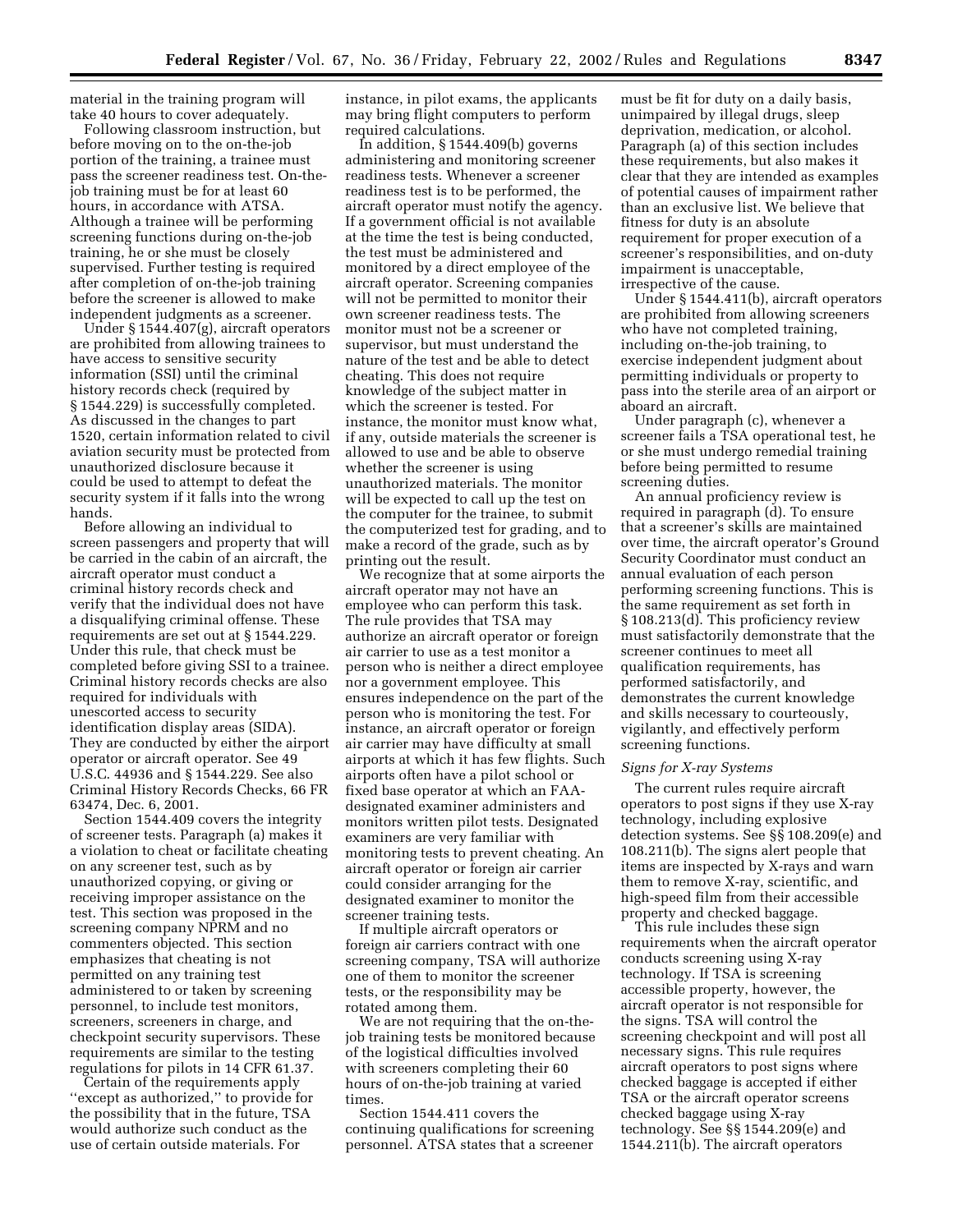material in the training program will take 40 hours to cover adequately.

Following classroom instruction, but before moving on to the on-the-job portion of the training, a trainee must pass the screener readiness test. On-the-job training must be for at least 60 hours, in accordance with ATSA. Although a trainee will be performing screening functions during on-the-job training, he or she must be closely supervised. Further testing is required after completion of on-the-job training before the screener is allowed to make independent judgments as a screener.

Under § 1544.407(g), aircraft operators are prohibited from allowing trainees to have access to sensitive security information (SSI) until the criminal history records check (required by § 1544.229) is successfully completed. As discussed in the changes to part 1520, certain information related to civil aviation security must be protected from unauthorized disclosure because it could be used to attempt to defeat the security system if it falls into the wrong hands.

Before allowing an individual to screen passengers and property that will be carried in the cabin of an aircraft, the aircraft operator must conduct a criminal history records check and verify that the individual does not have a disqualifying criminal offense. These requirements are set out at § 1544.229. Under this rule, that check must be completed before giving SSI to a trainee. Criminal history records checks are also required for individuals with unescorted access to security identification display areas (SIDA). They are conducted by either the airport operator or aircraft operator. See 49 U.S.C. 44936 and § 1544.229. See also Criminal History Records Checks, 66 FR 63474, Dec. 6, 2001.

Section 1544.409 covers the integrity of screener tests. Paragraph (a) makes it a violation to cheat or facilitate cheating on any screener test, such as by unauthorized copying, or giving or receiving improper assistance on the test. This section was proposed in the screening company NPRM and no commenters objected. This section emphasizes that cheating is not permitted on any training test administered to or taken by screening personnel, to include test monitors, screeners, screeners in charge, and checkpoint security supervisors. These requirements are similar to the testing regulations for pilots in 14 CFR 61.37.

Certain of the requirements apply ''except as authorized,'' to provide for the possibility that in the future, TSA would authorize such conduct as the use of certain outside materials. For instance, in pilot exams, the applicants may bring flight computers to perform required calculations.

In addition, § 1544.409(b) governs administering and monitoring screener readiness tests. Whenever a screener readiness test is to be performed, the aircraft operator must notify the agency. If a government official is not available at the time the test is being conducted, the test must be administered and monitored by a direct employee of the aircraft operator. Screening companies will not be permitted to monitor their own screener readiness tests. The monitor must not be a screener or supervisor, but must understand the nature of the test and be able to detect cheating. This does not require knowledge of the subject matter in which the screener is tested. For instance, the monitor must know what, if any, outside materials the screener is allowed to use and be able to observe whether the screener is using unauthorized materials. The monitor will be expected to call up the test on the computer for the trainee, to submit the computerized test for grading, and to make a record of the grade, such as by printing out the result.

We recognize that at some airports the aircraft operator may not have an employee who can perform this task. The rule provides that TSA may authorize an aircraft operator or foreign air carrier to use as a test monitor a person who is neither a direct employee nor a government employee. This ensures independence on the part of the person who is monitoring the test. For instance, an aircraft operator or foreign air carrier may have difficulty at small airports at which it has few flights. Such airports often have a pilot school or fixed base operator at which an FAA-designated examiner administers and monitors written pilot tests. Designated examiners are very familiar with monitoring tests to prevent cheating. An aircraft operator or foreign air carrier could consider arranging for the designated examiner to monitor the screener training tests.

If multiple aircraft operators or foreign air carriers contract with one screening company, TSA will authorize one of them to monitor the screener tests, or the responsibility may be rotated among them.

We are not requiring that the on-the-job training tests be monitored because of the logistical difficulties involved with screeners completing their 60 hours of on-the-job training at varied times.

Section 1544.411 covers the continuing qualifications for screening personnel. ATSA states that a screener must be fit for duty on a daily basis, unimpaired by illegal drugs, sleep deprivation, medication, or alcohol. Paragraph (a) of this section includes these requirements, but also makes it clear that they are intended as examples of potential causes of impairment rather than an exclusive list. We believe that fitness for duty is an absolute requirement for proper execution of a screener's responsibilities, and on-duty impairment is unacceptable, irrespective of the cause.

Under § 1544.411(b), aircraft operators are prohibited from allowing screeners who have not completed training, including on-the-job training, to exercise independent judgment about permitting individuals or property to pass into the sterile area of an airport or aboard an aircraft.

Under paragraph (c), whenever a screener fails a TSA operational test, he or she must undergo remedial training before being permitted to resume screening duties.

An annual proficiency review is required in paragraph (d). To ensure that a screener's skills are maintained over time, the aircraft operator's Ground Security Coordinator must conduct an annual evaluation of each person performing screening functions. This is the same requirement as set forth in § 108.213(d). This proficiency review must satisfactorily demonstrate that the screener continues to meet all qualification requirements, has performed satisfactorily, and demonstrates the current knowledge and skills necessary to courteously, vigilantly, and effectively perform screening functions.

*Signs for X-ray Systems*

The current rules require aircraft operators to post signs if they use X-ray technology, including explosive detection systems. See §§ 108.209(e) and 108.211(b). The signs alert people that items are inspected by X-rays and warn them to remove X-ray, scientific, and high-speed film from their accessible property and checked baggage.

This rule includes these sign requirements when the aircraft operator conducts screening using X-ray technology. If TSA is screening accessible property, however, the aircraft operator is not responsible for the signs. TSA will control the screening checkpoint and will post all necessary signs. This rule requires aircraft operators to post signs where checked baggage is accepted if either TSA or the aircraft operator screens checked baggage using X-ray technology. See §§ 1544.209(e) and 1544.211(b). The aircraft operators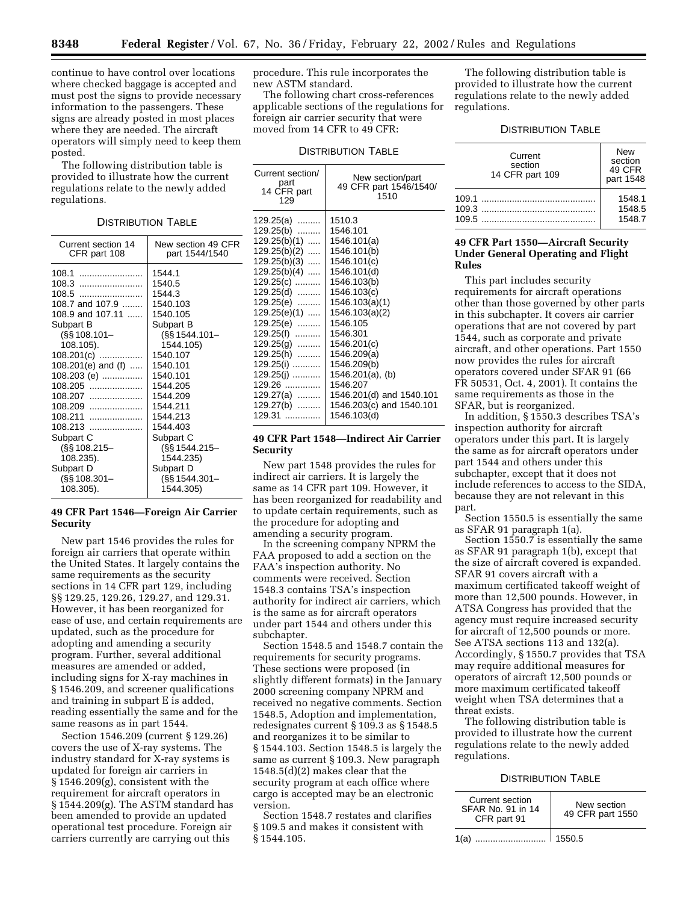continue to have control over locations where checked baggage is accepted and must post the signs to provide necessary information to the passengers. These signs are already posted in most places where they are needed. The aircraft operators will simply need to keep them posted.

The following distribution table is provided to illustrate how the current regulations relate to the newly added regulations.

DISTRIBUTION TABLE

| Current section 14 CFR part 108 | New section 49 CFR part 1544/1540 |
|---|---|
| 108.1 | 1544.1 |
| 108.3 | 1540.5 |
| 108.5 | 1544.3 |
| 108.7 and 107.9 | 1540.103 |
| 108.9 and 107.11 | 1540.105 |
| Subpart B (§§ 108.101–108.105). | Subpart B (§§ 1544.101–1544.105) |
| 108.201(c) | 1540.107 |
| 108.201(e) and (f) | 1540.101 |
| 108.203 (e) | 1540.101 |
| 108.205 | 1544.205 |
| 108.207 | 1544.209 |
| 108.209 | 1544.211 |
| 108.211 | 1544.213 |
| 108.213 | 1544.403 |
| Subpart C (§§ 108.215–108.235). | Subpart C (§§ 1544.215–1544.235) |
| Subpart D (§§ 108.301–108.305). | Subpart D (§§ 1544.301–1544.305) |

### 49 CFR Part 1546—Foreign Air Carrier Security

New part 1546 provides the rules for foreign air carriers that operate within the United States. It largely contains the same requirements as the security sections in 14 CFR part 129, including §§ 129.25, 129.26, 129.27, and 129.31. However, it has been reorganized for ease of use, and certain requirements are updated, such as the procedure for adopting and amending a security program. Further, several additional measures are amended or added, including signs for X-ray machines in § 1546.209, and screener qualifications and training in subpart E is added, reading essentially the same and for the same reasons as in part 1544.

Section 1546.209 (current § 129.26) covers the use of X-ray systems. The industry standard for X-ray systems is updated for foreign air carriers in § 1546.209(g), consistent with the requirement for aircraft operators in § 1544.209(g). The ASTM standard has been amended to provide an updated operational test procedure. Foreign air carriers currently are carrying out this procedure. This rule incorporates the new ASTM standard.

The following chart cross-references applicable sections of the regulations for foreign air carrier security that were moved from 14 CFR to 49 CFR:

DISTRIBUTION TABLE

| Current section/part 14 CFR part 129 | New section/part 49 CFR part 1546/1540/1510 |
|---|---|
| 129.25(a) | 1510.3 |
| 129.25(b) | 1546.101 |
| 129.25(b)(1) | 1546.101(a) |
| 129.25(b)(2) | 1546.101(b) |
| 129.25(b)(3) | 1546.101(c) |
| 129.25(b)(4) | 1546.101(d) |
| 129.25(c) | 1546.103(b) |
| 129.25(d) | 1546.103(c) |
| 129.25(e) | 1546.103(a)(1) |
| 129.25(e)(1) | 1546.103(a)(2) |
| 129.25(e) | 1546.105 |
| 129.25(f) | 1546.301 |
| 129.25(g) | 1546.201(c) |
| 129.25(h) | 1546.209(a) |
| 129.25(i) | 1546.209(b) |
| 129.25(j) | 1546.201(a), (b) |
| 129.26 | 1546.207 |
| 129.27(a) | 1546.201(d) and 1540.101 |
| 129.27(b) | 1546.203(c) and 1540.101 |
| 129.31 | 1546.103(d) |

### 49 CFR Part 1548—Indirect Air Carrier Security

New part 1548 provides the rules for indirect air carriers. It is largely the same as 14 CFR part 109. However, it has been reorganized for readability and to update certain requirements, such as the procedure for adopting and amending a security program.

In the screening company NPRM the FAA proposed to add a section on the FAA's inspection authority. No comments were received. Section 1548.3 contains TSA's inspection authority for indirect air carriers, which is the same as for aircraft operators under part 1544 and others under this subchapter.

Section 1548.5 and 1548.7 contain the requirements for security programs. These sections were proposed (in slightly different formats) in the January 2000 screening company NPRM and received no negative comments. Section 1548.5, Adoption and implementation, redesignates current § 109.3 as § 1548.5 and reorganizes it to be similar to § 1544.103. Section 1548.5 is largely the same as current § 109.3. New paragraph 1548.5(d)(2) makes clear that the security program at each office where cargo is accepted may be an electronic version.

Section 1548.7 restates and clarifies § 109.5 and makes it consistent with § 1544.105.

The following distribution table is provided to illustrate how the current regulations relate to the newly added regulations.

DISTRIBUTION TABLE

| Current section 14 CFR part 109 | New section 49 CFR part 1548 |
|---|---|
| 109.1 | 1548.1 |
| 109.3 | 1548.5 |
| 109.5 | 1548.7 |

### 49 CFR Part 1550—Aircraft Security Under General Operating and Flight Rules

This part includes security requirements for aircraft operations other than those governed by other parts in this subchapter. It covers air carrier operations that are not covered by part 1544, such as corporate and private aircraft, and other operations. Part 1550 now provides the rules for aircraft operators covered under SFAR 91 (66 FR 50531, Oct. 4, 2001). It contains the same requirements as those in the SFAR, but is reorganized.

In addition, § 1550.3 describes TSA's inspection authority for aircraft operators under this part. It is largely the same as for aircraft operators under part 1544 and others under this subchapter, except that it does not include references to access to the SIDA, because they are not relevant in this part.

Section 1550.5 is essentially the same as SFAR 91 paragraph 1(a).

Section 1550.7 is essentially the same as SFAR 91 paragraph 1(b), except that the size of aircraft covered is expanded. SFAR 91 covers aircraft with a maximum certificated takeoff weight of more than 12,500 pounds. However, in ATSA Congress has provided that the agency must require increased security for aircraft of 12,500 pounds or more. See ATSA sections 113 and 132(a). Accordingly, § 1550.7 provides that TSA may require additional measures for operators of aircraft 12,500 pounds or more maximum certificated takeoff weight when TSA determines that a threat exists.

The following distribution table is provided to illustrate how the current regulations relate to the newly added regulations.

DISTRIBUTION TABLE

| Current section SFAR No. 91 in 14 CFR part 91 | New section 49 CFR part 1550 |
|---|---|
| 1(a) | 1550.5 |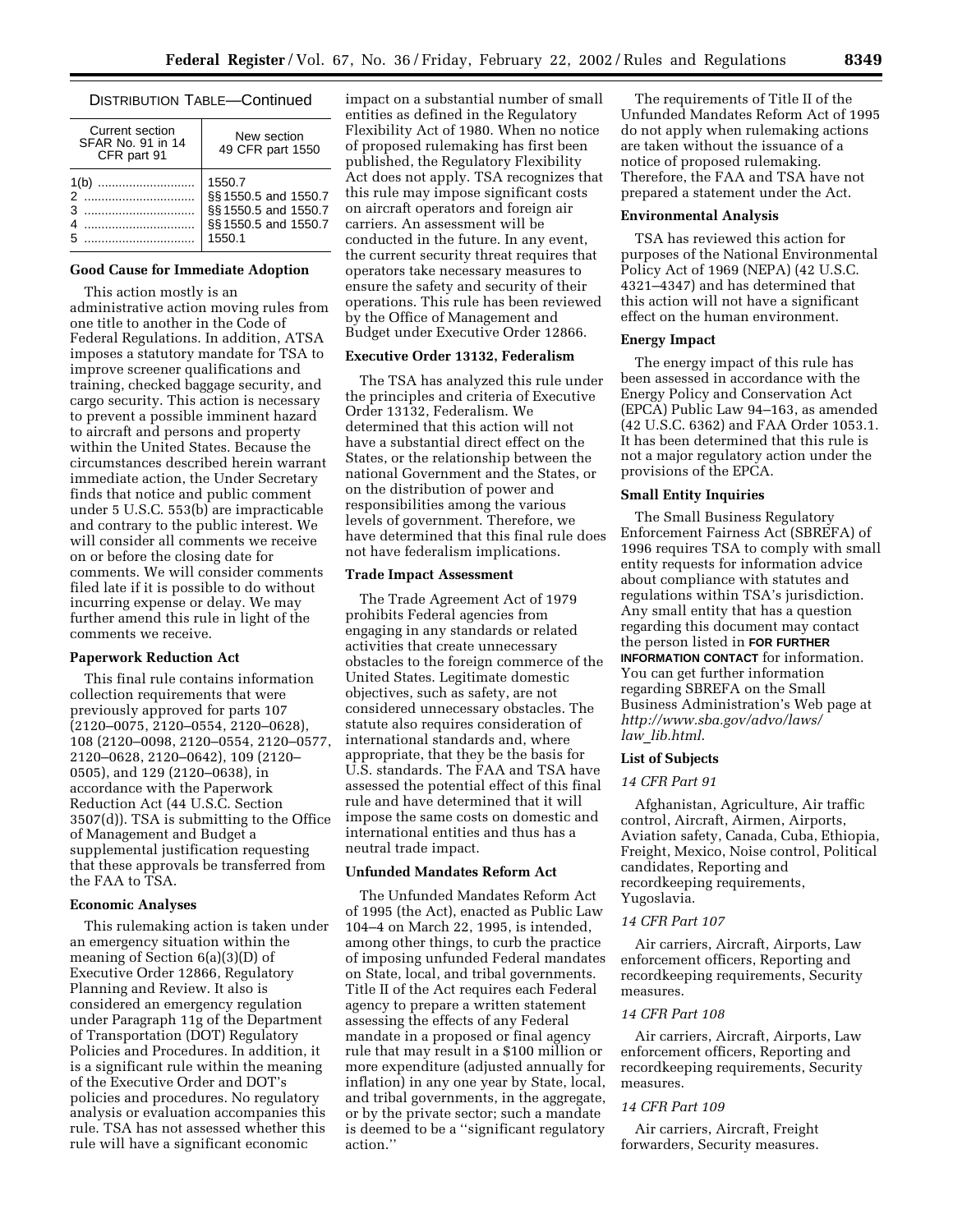DISTRIBUTION TABLE—Continued

| Current section SFAR No. 91 in 14 CFR part 91 | New section 49 CFR part 1550 |
|---|---|
| 1(b) | 1550.7 |
| 2 | §§ 1550.5 and 1550.7 |
| 3 | §§ 1550.5 and 1550.7 |
| 4 | §§ 1550.5 and 1550.7 |
| 5 | 1550.1 |

**Good Cause for Immediate Adoption**

This action mostly is an administrative action moving rules from one title to another in the Code of Federal Regulations. In addition, ATSA imposes a statutory mandate for TSA to improve screener qualifications and training, checked baggage security, and cargo security. This action is necessary to prevent a possible imminent hazard to aircraft and persons and property within the United States. Because the circumstances described herein warrant immediate action, the Under Secretary finds that notice and public comment under 5 U.S.C. 553(b) are impracticable and contrary to the public interest. We will consider all comments we receive on or before the closing date for comments. We will consider comments filed late if it is possible to do without incurring expense or delay. We may further amend this rule in light of the comments we receive.

**Paperwork Reduction Act**

This final rule contains information collection requirements that were previously approved for parts 107 (2120–0075, 2120–0554, 2120–0628), 108 (2120–0098, 2120–0554, 2120–0577, 2120–0628, 2120–0642), 109 (2120–0505), and 129 (2120–0638), in accordance with the Paperwork Reduction Act (44 U.S.C. Section 3507(d)). TSA is submitting to the Office of Management and Budget a supplemental justification requesting that these approvals be transferred from the FAA to TSA.

**Economic Analyses**

This rulemaking action is taken under an emergency situation within the meaning of Section 6(a)(3)(D) of Executive Order 12866, Regulatory Planning and Review. It also is considered an emergency regulation under Paragraph 11g of the Department of Transportation (DOT) Regulatory Policies and Procedures. In addition, it is a significant rule within the meaning of the Executive Order and DOT's policies and procedures. No regulatory analysis or evaluation accompanies this rule. TSA has not assessed whether this rule will have a significant economic impact on a substantial number of small entities as defined in the Regulatory Flexibility Act of 1980. When no notice of proposed rulemaking has first been published, the Regulatory Flexibility Act does not apply. TSA recognizes that this rule may impose significant costs on aircraft operators and foreign air carriers. An assessment will be conducted in the future. In any event, the current security threat requires that operators take necessary measures to ensure the safety and security of their operations. This rule has been reviewed by the Office of Management and Budget under Executive Order 12866.

**Executive Order 13132, Federalism**

The TSA has analyzed this rule under the principles and criteria of Executive Order 13132, Federalism. We determined that this action will not have a substantial direct effect on the States, or the relationship between the national Government and the States, or on the distribution of power and responsibilities among the various levels of government. Therefore, we have determined that this final rule does not have federalism implications.

**Trade Impact Assessment**

The Trade Agreement Act of 1979 prohibits Federal agencies from engaging in any standards or related activities that create unnecessary obstacles to the foreign commerce of the United States. Legitimate domestic objectives, such as safety, are not considered unnecessary obstacles. The statute also requires consideration of international standards and, where appropriate, that they be the basis for U.S. standards. The FAA and TSA have assessed the potential effect of this final rule and have determined that it will impose the same costs on domestic and international entities and thus has a neutral trade impact.

**Unfunded Mandates Reform Act**

The Unfunded Mandates Reform Act of 1995 (the Act), enacted as Public Law 104–4 on March 22, 1995, is intended, among other things, to curb the practice of imposing unfunded Federal mandates on State, local, and tribal governments. Title II of the Act requires each Federal agency to prepare a written statement assessing the effects of any Federal mandate in a proposed or final agency rule that may result in a $100 million or more expenditure (adjusted annually for inflation) in any one year by State, local, and tribal governments, in the aggregate, or by the private sector; such a mandate is deemed to be a ''significant regulatory action.''

The requirements of Title II of the Unfunded Mandates Reform Act of 1995 do not apply when rulemaking actions are taken without the issuance of a notice of proposed rulemaking. Therefore, the FAA and TSA have not prepared a statement under the Act.

**Environmental Analysis**

TSA has reviewed this action for purposes of the National Environmental Policy Act of 1969 (NEPA) (42 U.S.C. 4321–4347) and has determined that this action will not have a significant effect on the human environment.

**Energy Impact**

The energy impact of this rule has been assessed in accordance with the Energy Policy and Conservation Act (EPCA) Public Law 94–163, as amended (42 U.S.C. 6362) and FAA Order 1053.1. It has been determined that this rule is not a major regulatory action under the provisions of the EPCA.

**Small Entity Inquiries**

The Small Business Regulatory Enforcement Fairness Act (SBREFA) of 1996 requires TSA to comply with small entity requests for information advice about compliance with statutes and regulations within TSA's jurisdiction. Any small entity that has a question regarding this document may contact the person listed in **FOR FURTHER INFORMATION CONTACT** for information. You can get further information regarding SBREFA on the Small Business Administration's Web page at *http://www.sba.gov/advo/laws/law_lib.html*.

**List of Subjects**

*14 CFR Part 91*

Afghanistan, Agriculture, Air traffic control, Aircraft, Airmen, Airports, Aviation safety, Canada, Cuba, Ethiopia, Freight, Mexico, Noise control, Political candidates, Reporting and recordkeeping requirements, Yugoslavia.

*14 CFR Part 107*

Air carriers, Aircraft, Airports, Law enforcement officers, Reporting and recordkeeping requirements, Security measures.

*14 CFR Part 108*

Air carriers, Aircraft, Airports, Law enforcement officers, Reporting and recordkeeping requirements, Security measures.

*14 CFR Part 109*

Air carriers, Aircraft, Freight forwarders, Security measures.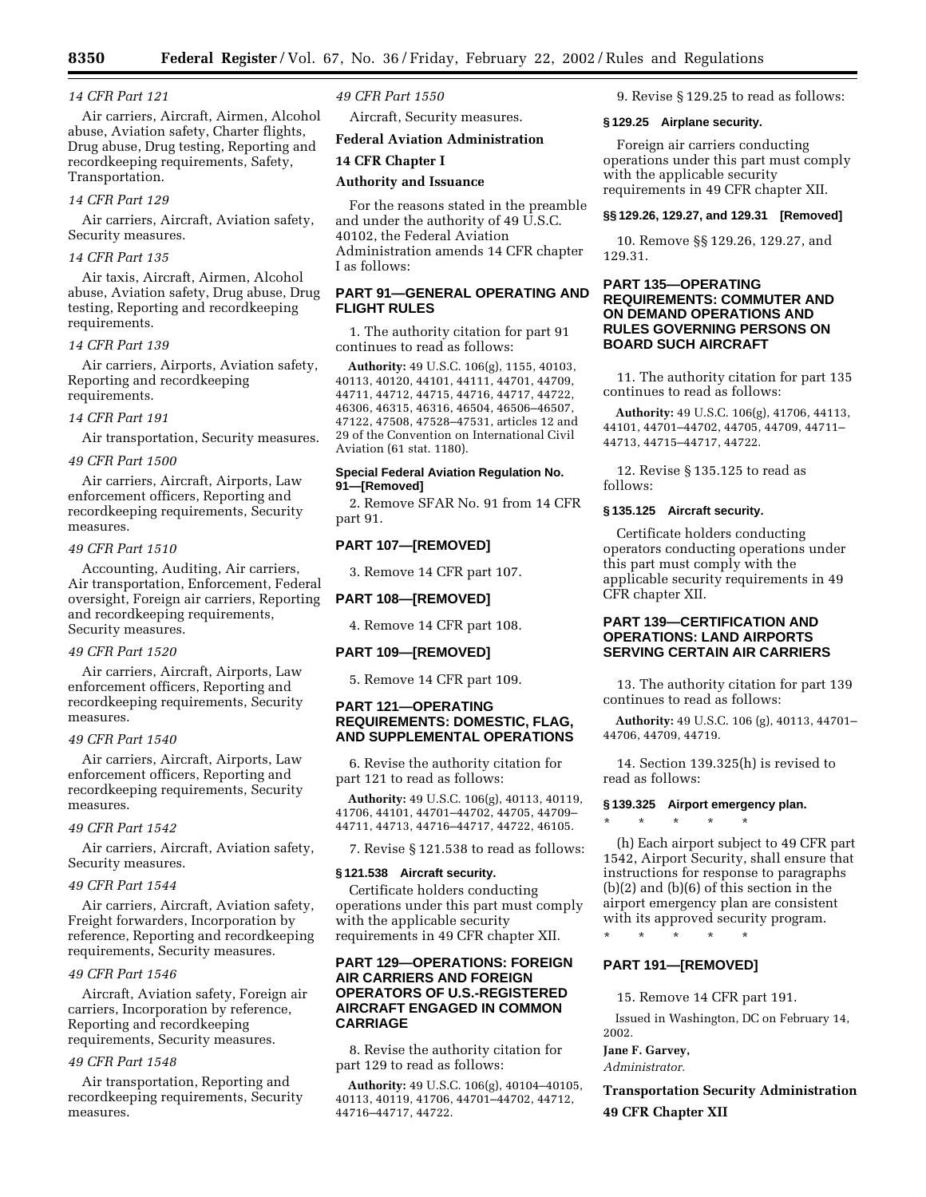*14 CFR Part 121*

Air carriers, Aircraft, Airmen, Alcohol abuse, Aviation safety, Charter flights, Drug abuse, Drug testing, Reporting and recordkeeping requirements, Safety, Transportation.

*14 CFR Part 129*

Air carriers, Aircraft, Aviation safety, Security measures.

*14 CFR Part 135*

Air taxis, Aircraft, Airmen, Alcohol abuse, Aviation safety, Drug abuse, Drug testing, Reporting and recordkeeping requirements.

*14 CFR Part 139*

Air carriers, Airports, Aviation safety, Reporting and recordkeeping requirements.

*14 CFR Part 191*

Air transportation, Security measures.

*49 CFR Part 1500*

Air carriers, Aircraft, Airports, Law enforcement officers, Reporting and recordkeeping requirements, Security measures.

*49 CFR Part 1510*

Accounting, Auditing, Air carriers, Air transportation, Enforcement, Federal oversight, Foreign air carriers, Reporting and recordkeeping requirements, Security measures.

*49 CFR Part 1520*

Air carriers, Aircraft, Airports, Law enforcement officers, Reporting and recordkeeping requirements, Security measures.

*49 CFR Part 1540*

Air carriers, Aircraft, Airports, Law enforcement officers, Reporting and recordkeeping requirements, Security measures.

*49 CFR Part 1542*

Air carriers, Aircraft, Aviation safety, Security measures.

*49 CFR Part 1544*

Air carriers, Aircraft, Aviation safety, Freight forwarders, Incorporation by reference, Reporting and recordkeeping requirements, Security measures.

*49 CFR Part 1546*

Aircraft, Aviation safety, Foreign air carriers, Incorporation by reference, Reporting and recordkeeping requirements, Security measures.

*49 CFR Part 1548*

Air transportation, Reporting and recordkeeping requirements, Security measures.

*49 CFR Part 1550*

Aircraft, Security measures.

**Federal Aviation Administration**

**14 CFR Chapter I**

**Authority and Issuance**

For the reasons stated in the preamble and under the authority of 49 U.S.C. 40102, the Federal Aviation Administration amends 14 CFR chapter I as follows:

## PART 91—GENERAL OPERATING AND FLIGHT RULES

1. The authority citation for part 91 continues to read as follows:

**Authority:** 49 U.S.C. 106(g), 1155, 40103, 40113, 40120, 44101, 44111, 44701, 44709, 44711, 44712, 44715, 44716, 44717, 44722, 46306, 46315, 46316, 46504, 46506–46507, 47122, 47508, 47528–47531, articles 12 and 29 of the Convention on International Civil Aviation (61 stat. 1180).

#### Special Federal Aviation Regulation No. 91—[Removed]

2. Remove SFAR No. 91 from 14 CFR part 91.

## PART 107—[REMOVED]

3. Remove 14 CFR part 107.

## PART 108—[REMOVED]

4. Remove 14 CFR part 108.

## PART 109—[REMOVED]

5. Remove 14 CFR part 109.

## PART 121—OPERATING REQUIREMENTS: DOMESTIC, FLAG, AND SUPPLEMENTAL OPERATIONS

6. Revise the authority citation for part 121 to read as follows:

**Authority:** 49 U.S.C. 106(g), 40113, 40119, 41706, 44101, 44701–44702, 44705, 44709–44711, 44713, 44716–44717, 44722, 46105.

7. Revise § 121.538 to read as follows:

#### § 121.538 Aircraft security.

Certificate holders conducting operations under this part must comply with the applicable security requirements in 49 CFR chapter XII.

## PART 129—OPERATIONS: FOREIGN AIR CARRIERS AND FOREIGN OPERATORS OF U.S.-REGISTERED AIRCRAFT ENGAGED IN COMMON CARRIAGE

8. Revise the authority citation for part 129 to read as follows:

**Authority:** 49 U.S.C. 106(g), 40104–40105, 40113, 40119, 41706, 44701–44702, 44712, 44716–44717, 44722.

9. Revise § 129.25 to read as follows:

#### § 129.25 Airplane security.

Foreign air carriers conducting operations under this part must comply with the applicable security requirements in 49 CFR chapter XII.

#### §§ 129.26, 129.27, and 129.31 [Removed]

10. Remove §§ 129.26, 129.27, and 129.31.

## PART 135—OPERATING REQUIREMENTS: COMMUTER AND ON DEMAND OPERATIONS AND RULES GOVERNING PERSONS ON BOARD SUCH AIRCRAFT

11. The authority citation for part 135 continues to read as follows:

**Authority:** 49 U.S.C. 106(g), 41706, 44113, 44101, 44701–44702, 44705, 44709, 44711–44713, 44715–44717, 44722.

12. Revise § 135.125 to read as follows:

#### § 135.125 Aircraft security.

Certificate holders conducting operators conducting operations under this part must comply with the applicable security requirements in 49 CFR chapter XII.

## PART 139—CERTIFICATION AND OPERATIONS: LAND AIRPORTS SERVING CERTAIN AIR CARRIERS

13. The authority citation for part 139 continues to read as follows:

**Authority:** 49 U.S.C. 106 (g), 40113, 44701–44706, 44709, 44719.

14. Section 139.325(h) is revised to read as follows:

#### § 139.325 Airport emergency plan.

\* \* \* \* \*

(h) Each airport subject to 49 CFR part 1542, Airport Security, shall ensure that instructions for response to paragraphs (b)(2) and (b)(6) of this section in the airport emergency plan are consistent with its approved security program.

\* \* \* \* \*

## PART 191—[REMOVED]

15. Remove 14 CFR part 191.

Issued in Washington, DC on February 14, 2002.

**Jane F. Garvey,**
*Administrator.*

**Transportation Security Administration**

**49 CFR Chapter XII**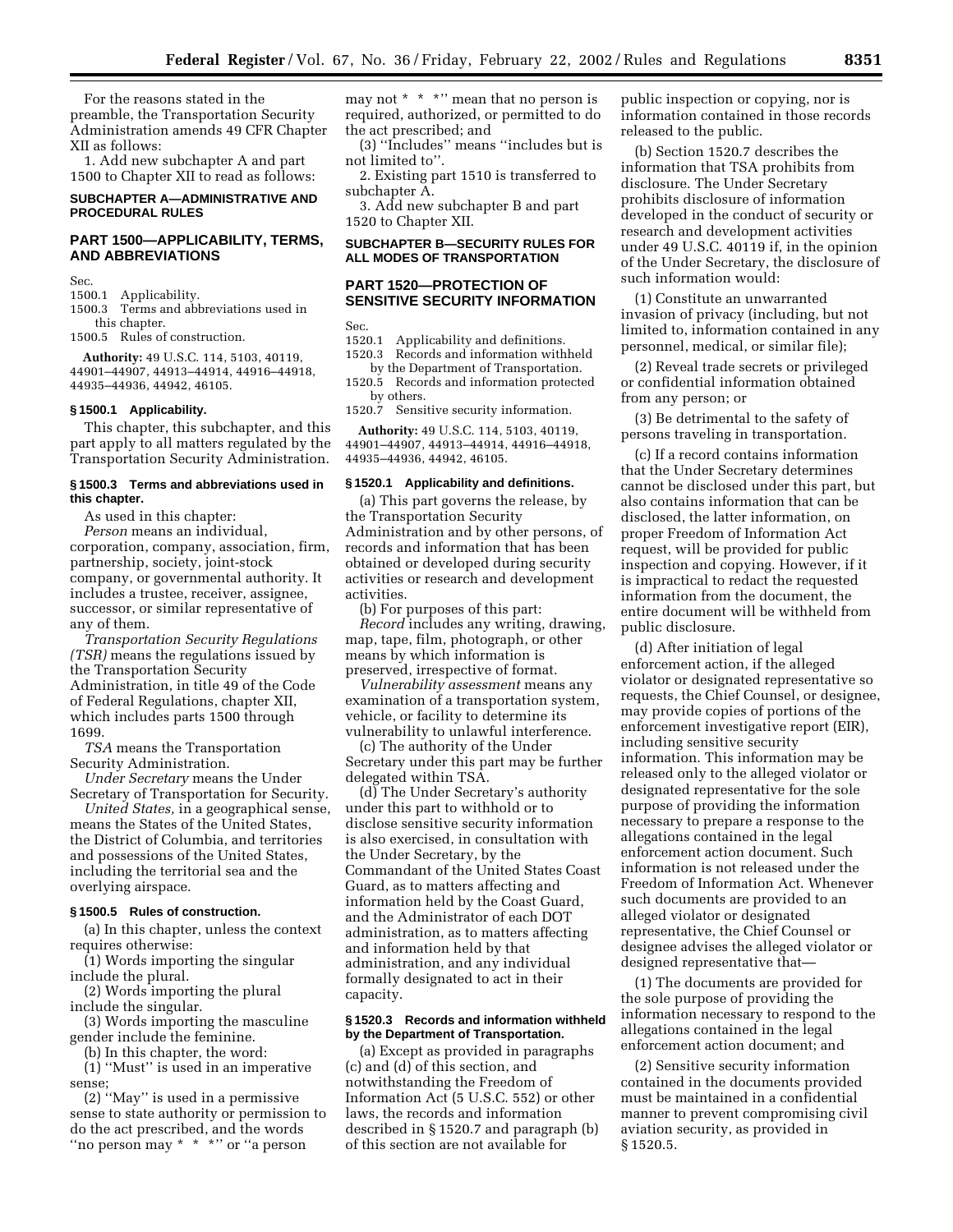For the reasons stated in the preamble, the Transportation Security Administration amends 49 CFR Chapter XII as follows:

1. Add new subchapter A and part 1500 to Chapter XII to read as follows:

## SUBCHAPTER A—ADMINISTRATIVE AND PROCEDURAL RULES

## PART 1500—APPLICABILITY, TERMS, AND ABBREVIATIONS

Sec.
1500.1 Applicability.
1500.3 Terms and abbreviations used in this chapter.
1500.5 Rules of construction.

**Authority:** 49 U.S.C. 114, 5103, 40119, 44901–44907, 44913–44914, 44916–44918, 44935–44936, 44942, 46105.

### § 1500.1 Applicability.

This chapter, this subchapter, and this part apply to all matters regulated by the Transportation Security Administration.

### § 1500.3 Terms and abbreviations used in this chapter.

As used in this chapter:

*Person* means an individual, corporation, company, association, firm, partnership, society, joint-stock company, or governmental authority. It includes a trustee, receiver, assignee, successor, or similar representative of any of them.

*Transportation Security Regulations (TSR)* means the regulations issued by the Transportation Security Administration, in title 49 of the Code of Federal Regulations, chapter XII, which includes parts 1500 through 1699.

*TSA* means the Transportation Security Administration.

*Under Secretary* means the Under Secretary of Transportation for Security.

*United States,* in a geographical sense, means the States of the United States, the District of Columbia, and territories and possessions of the United States, including the territorial sea and the overlying airspace.

### § 1500.5 Rules of construction.

(a) In this chapter, unless the context requires otherwise:

(1) Words importing the singular include the plural.

(2) Words importing the plural include the singular.

(3) Words importing the masculine gender include the feminine.

(b) In this chapter, the word:

(1) ''Must'' is used in an imperative sense;

(2) ''May'' is used in a permissive sense to state authority or permission to do the act prescribed, and the words ''no person may * * *'' or ''a person may not * * *'' mean that no person is required, authorized, or permitted to do the act prescribed; and

(3) ''Includes'' means ''includes but is not limited to''.

2. Existing part 1510 is transferred to subchapter A.

3. Add new subchapter B and part 1520 to Chapter XII.

## SUBCHAPTER B—SECURITY RULES FOR ALL MODES OF TRANSPORTATION

## PART 1520—PROTECTION OF SENSITIVE SECURITY INFORMATION

Sec.
1520.1 Applicability and definitions.
1520.3 Records and information withheld by the Department of Transportation.
1520.5 Records and information protected by others.
1520.7 Sensitive security information.

**Authority:** 49 U.S.C. 114, 5103, 40119, 44901–44907, 44913–44914, 44916–44918, 44935–44936, 44942, 46105.

### § 1520.1 Applicability and definitions.

(a) This part governs the release, by the Transportation Security Administration and by other persons, of records and information that has been obtained or developed during security activities or research and development activities.

(b) For purposes of this part:

*Record* includes any writing, drawing, map, tape, film, photograph, or other means by which information is preserved, irrespective of format.

*Vulnerability assessment* means any examination of a transportation system, vehicle, or facility to determine its vulnerability to unlawful interference.

(c) The authority of the Under Secretary under this part may be further delegated within TSA.

(d) The Under Secretary's authority under this part to withhold or to disclose sensitive security information is also exercised, in consultation with the Under Secretary, by the Commandant of the United States Coast Guard, as to matters affecting and information held by the Coast Guard, and the Administrator of each DOT administration, as to matters affecting and information held by that administration, and any individual formally designated to act in their capacity.

### § 1520.3 Records and information withheld by the Department of Transportation.

(a) Except as provided in paragraphs (c) and (d) of this section, and notwithstanding the Freedom of Information Act (5 U.S.C. 552) or other laws, the records and information described in § 1520.7 and paragraph (b) of this section are not available for public inspection or copying, nor is information contained in those records released to the public.

(b) Section 1520.7 describes the information that TSA prohibits from disclosure. The Under Secretary prohibits disclosure of information developed in the conduct of security or research and development activities under 49 U.S.C. 40119 if, in the opinion of the Under Secretary, the disclosure of such information would:

(1) Constitute an unwarranted invasion of privacy (including, but not limited to, information contained in any personnel, medical, or similar file);

(2) Reveal trade secrets or privileged or confidential information obtained from any person; or

(3) Be detrimental to the safety of persons traveling in transportation.

(c) If a record contains information that the Under Secretary determines cannot be disclosed under this part, but also contains information that can be disclosed, the latter information, on proper Freedom of Information Act request, will be provided for public inspection and copying. However, if it is impractical to redact the requested information from the document, the entire document will be withheld from public disclosure.

(d) After initiation of legal enforcement action, if the alleged violator or designated representative so requests, the Chief Counsel, or designee, may provide copies of portions of the enforcement investigative report (EIR), including sensitive security information. This information may be released only to the alleged violator or designated representative for the sole purpose of providing the information necessary to prepare a response to the allegations contained in the legal enforcement action document. Such information is not released under the Freedom of Information Act. Whenever such documents are provided to an alleged violator or designated representative, the Chief Counsel or designee advises the alleged violator or designed representative that—

(1) The documents are provided for the sole purpose of providing the information necessary to respond to the allegations contained in the legal enforcement action document; and

(2) Sensitive security information contained in the documents provided must be maintained in a confidential manner to prevent compromising civil aviation security, as provided in § 1520.5.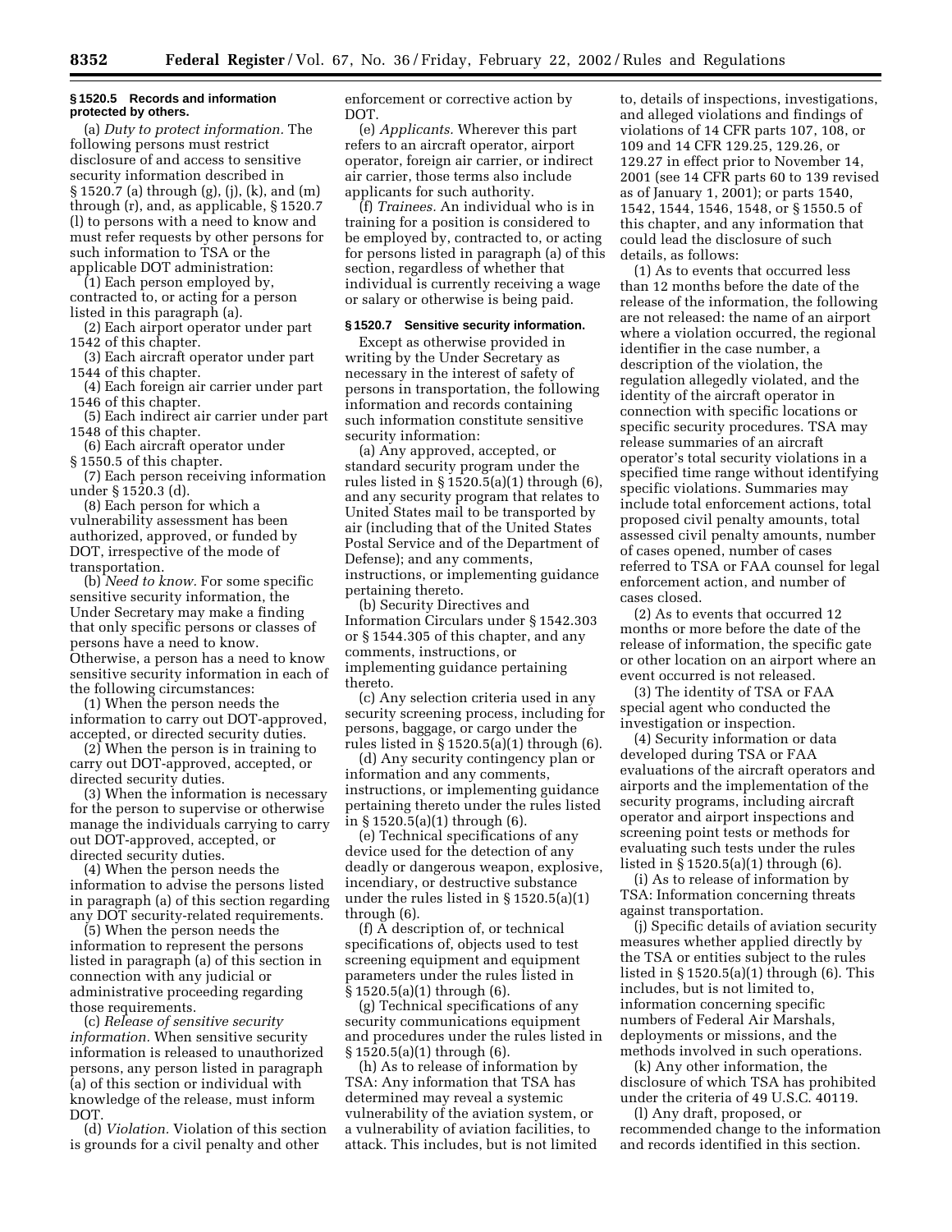### § 1520.5 Records and information protected by others.

(a) *Duty to protect information.* The following persons must restrict disclosure of and access to sensitive security information described in § 1520.7 (a) through (g), (j), (k), and (m) through (r), and, as applicable, § 1520.7 (l) to persons with a need to know and must refer requests by other persons for such information to TSA or the applicable DOT administration:

(1) Each person employed by, contracted to, or acting for a person listed in this paragraph (a).

(2) Each airport operator under part 1542 of this chapter.

(3) Each aircraft operator under part 1544 of this chapter.

(4) Each foreign air carrier under part 1546 of this chapter.

(5) Each indirect air carrier under part 1548 of this chapter.

(6) Each aircraft operator under § 1550.5 of this chapter.

(7) Each person receiving information under § 1520.3 (d).

(8) Each person for which a vulnerability assessment has been authorized, approved, or funded by DOT, irrespective of the mode of transportation.

(b) *Need to know.* For some specific sensitive security information, the Under Secretary may make a finding that only specific persons or classes of persons have a need to know. Otherwise, a person has a need to know sensitive security information in each of the following circumstances:

(1) When the person needs the information to carry out DOT-approved, accepted, or directed security duties.

(2) When the person is in training to carry out DOT-approved, accepted, or directed security duties.

(3) When the information is necessary for the person to supervise or otherwise manage the individuals carrying to carry out DOT-approved, accepted, or directed security duties.

(4) When the person needs the information to advise the persons listed in paragraph (a) of this section regarding any DOT security-related requirements.

(5) When the person needs the information to represent the persons listed in paragraph (a) of this section in connection with any judicial or administrative proceeding regarding those requirements.

(c) *Release of sensitive security information.* When sensitive security information is released to unauthorized persons, any person listed in paragraph (a) of this section or individual with knowledge of the release, must inform DOT.

(d) *Violation.* Violation of this section is grounds for a civil penalty and other enforcement or corrective action by DOT.

(e) *Applicants.* Wherever this part refers to an aircraft operator, airport operator, foreign air carrier, or indirect air carrier, those terms also include applicants for such authority.

(f) *Trainees.* An individual who is in training for a position is considered to be employed by, contracted to, or acting for persons listed in paragraph (a) of this section, regardless of whether that individual is currently receiving a wage or salary or otherwise is being paid.

### § 1520.7 Sensitive security information.

Except as otherwise provided in writing by the Under Secretary as necessary in the interest of safety of persons in transportation, the following information and records containing such information constitute sensitive security information:

(a) Any approved, accepted, or standard security program under the rules listed in § 1520.5(a)(1) through (6), and any security program that relates to United States mail to be transported by air (including that of the United States Postal Service and of the Department of Defense); and any comments, instructions, or implementing guidance pertaining thereto.

(b) Security Directives and Information Circulars under § 1542.303 or § 1544.305 of this chapter, and any comments, instructions, or implementing guidance pertaining thereto.

(c) Any selection criteria used in any security screening process, including for persons, baggage, or cargo under the rules listed in § 1520.5(a)(1) through (6).

(d) Any security contingency plan or information and any comments, instructions, or implementing guidance pertaining thereto under the rules listed in § 1520.5(a)(1) through (6).

(e) Technical specifications of any device used for the detection of any deadly or dangerous weapon, explosive, incendiary, or destructive substance under the rules listed in § 1520.5(a)(1) through (6).

(f) A description of, or technical specifications of, objects used to test screening equipment and equipment parameters under the rules listed in § 1520.5(a)(1) through (6).

(g) Technical specifications of any security communications equipment and procedures under the rules listed in § 1520.5(a)(1) through (6).

(h) As to release of information by TSA: Any information that TSA has determined may reveal a systemic vulnerability of the aviation system, or a vulnerability of aviation facilities, to attack. This includes, but is not limited to, details of inspections, investigations, and alleged violations and findings of violations of 14 CFR parts 107, 108, or 109 and 14 CFR 129.25, 129.26, or 129.27 in effect prior to November 14, 2001 (see 14 CFR parts 60 to 139 revised as of January 1, 2001); or parts 1540, 1542, 1544, 1546, 1548, or § 1550.5 of this chapter, and any information that could lead the disclosure of such details, as follows:

(1) As to events that occurred less than 12 months before the date of the release of the information, the following are not released: the name of an airport where a violation occurred, the regional identifier in the case number, a description of the violation, the regulation allegedly violated, and the identity of the aircraft operator in connection with specific locations or specific security procedures. TSA may release summaries of an aircraft operator's total security violations in a specified time range without identifying specific violations. Summaries may include total enforcement actions, total proposed civil penalty amounts, total assessed civil penalty amounts, number of cases opened, number of cases referred to TSA or FAA counsel for legal enforcement action, and number of cases closed.

(2) As to events that occurred 12 months or more before the date of the release of information, the specific gate or other location on an airport where an event occurred is not released.

(3) The identity of TSA or FAA special agent who conducted the investigation or inspection.

(4) Security information or data developed during TSA or FAA evaluations of the aircraft operators and airports and the implementation of the security programs, including aircraft operator and airport inspections and screening point tests or methods for evaluating such tests under the rules listed in § 1520.5(a)(1) through (6).

(i) As to release of information by TSA: Information concerning threats against transportation.

(j) Specific details of aviation security measures whether applied directly by the TSA or entities subject to the rules listed in § 1520.5(a)(1) through (6). This includes, but is not limited to, information concerning specific numbers of Federal Air Marshals, deployments or missions, and the methods involved in such operations.

(k) Any other information, the disclosure of which TSA has prohibited under the criteria of 49 U.S.C. 40119.

(l) Any draft, proposed, or recommended change to the information and records identified in this section.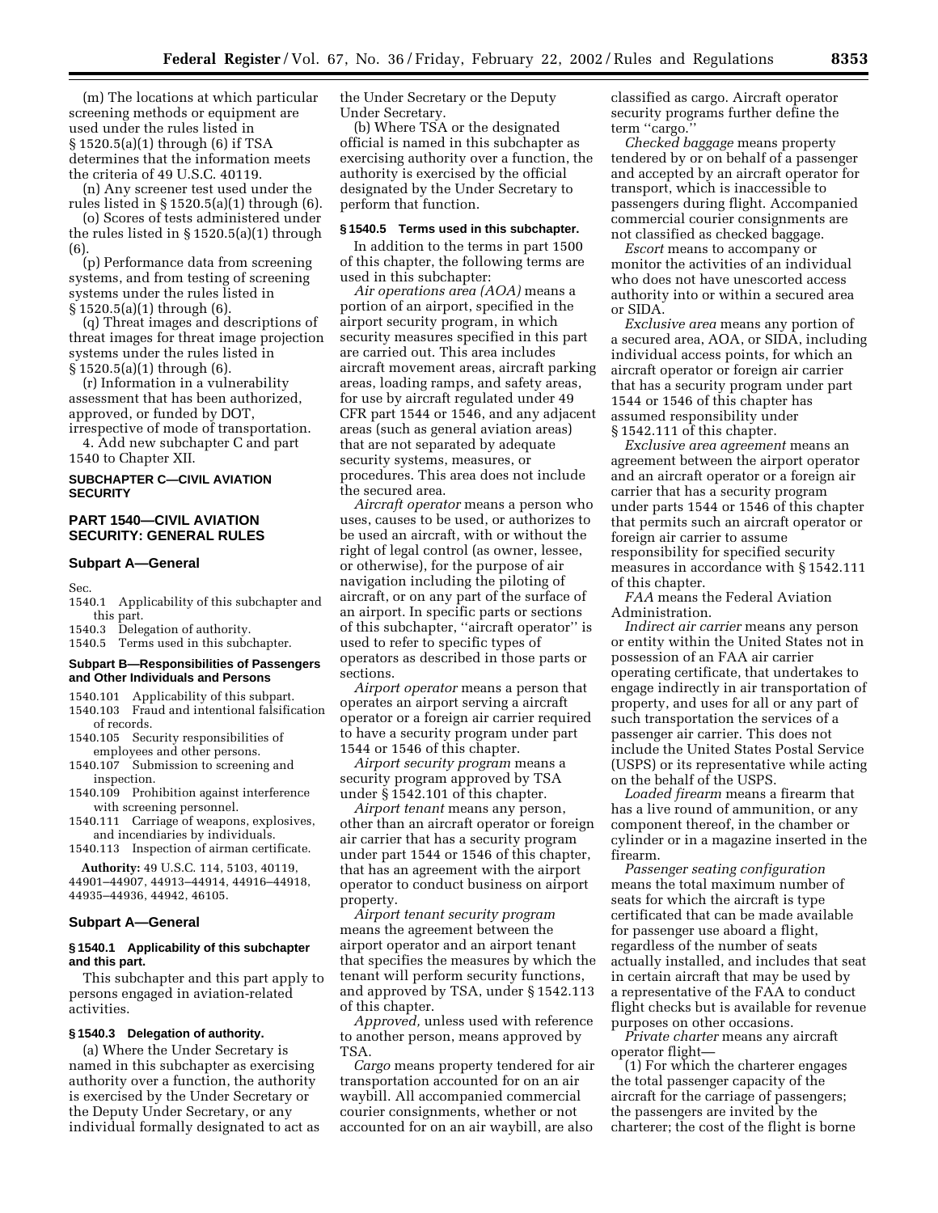(m) The locations at which particular screening methods or equipment are used under the rules listed in § 1520.5(a)(1) through (6) if TSA determines that the information meets the criteria of 49 U.S.C. 40119.

(n) Any screener test used under the rules listed in § 1520.5(a)(1) through (6).

(o) Scores of tests administered under the rules listed in § 1520.5(a)(1) through (6).

(p) Performance data from screening systems, and from testing of screening systems under the rules listed in § 1520.5(a)(1) through (6).

(q) Threat images and descriptions of threat images for threat image projection systems under the rules listed in § 1520.5(a)(1) through (6).

(r) Information in a vulnerability assessment that has been authorized, approved, or funded by DOT, irrespective of mode of transportation.

4. Add new subchapter C and part 1540 to Chapter XII.

## SUBCHAPTER C—CIVIL AVIATION SECURITY

## PART 1540—CIVIL AVIATION SECURITY: GENERAL RULES

### Subpart A—General

Sec.

1540.1 Applicability of this subchapter and this part.

1540.3 Delegation of authority.

1540.5 Terms used in this subchapter.

### Subpart B—Responsibilities of Passengers and Other Individuals and Persons

1540.101 Applicability of this subpart.

1540.103 Fraud and intentional falsification of records.

1540.105 Security responsibilities of employees and other persons.

1540.107 Submission to screening and inspection.

1540.109 Prohibition against interference with screening personnel.

1540.111 Carriage of weapons, explosives, and incendiaries by individuals.

1540.113 Inspection of airman certificate.

**Authority:** 49 U.S.C. 114, 5103, 40119, 44901–44907, 44913–44914, 44916–44918, 44935–44936, 44942, 46105.

### Subpart A—General

#### § 1540.1 Applicability of this subchapter and this part.

This subchapter and this part apply to persons engaged in aviation-related activities.

#### § 1540.3 Delegation of authority.

(a) Where the Under Secretary is named in this subchapter as exercising authority over a function, the authority is exercised by the Under Secretary or the Deputy Under Secretary, or any individual formally designated to act as the Under Secretary or the Deputy Under Secretary.

(b) Where TSA or the designated official is named in this subchapter as exercising authority over a function, the authority is exercised by the official designated by the Under Secretary to perform that function.

#### § 1540.5 Terms used in this subchapter.

In addition to the terms in part 1500 of this chapter, the following terms are used in this subchapter:

*Air operations area (AOA)* means a portion of an airport, specified in the airport security program, in which security measures specified in this part are carried out. This area includes aircraft movement areas, aircraft parking areas, loading ramps, and safety areas, for use by aircraft regulated under 49 CFR part 1544 or 1546, and any adjacent areas (such as general aviation areas) that are not separated by adequate security systems, measures, or procedures. This area does not include the secured area.

*Aircraft operator* means a person who uses, causes to be used, or authorizes to be used an aircraft, with or without the right of legal control (as owner, lessee, or otherwise), for the purpose of air navigation including the piloting of aircraft, or on any part of the surface of an airport. In specific parts or sections of this subchapter, "aircraft operator" is used to refer to specific types of operators as described in those parts or sections.

*Airport operator* means a person that operates an airport serving a aircraft operator or a foreign air carrier required to have a security program under part 1544 or 1546 of this chapter.

*Airport security program* means a security program approved by TSA under § 1542.101 of this chapter.

*Airport tenant* means any person, other than an aircraft operator or foreign air carrier that has a security program under part 1544 or 1546 of this chapter, that has an agreement with the airport operator to conduct business on airport property.

*Airport tenant security program* means the agreement between the airport operator and an airport tenant that specifies the measures by which the tenant will perform security functions, and approved by TSA, under § 1542.113 of this chapter.

*Approved,* unless used with reference to another person, means approved by TSA.

*Cargo* means property tendered for air transportation accounted for on an air waybill. All accompanied commercial courier consignments, whether or not accounted for on an air waybill, are also classified as cargo. Aircraft operator security programs further define the term "cargo."

*Checked baggage* means property tendered by or on behalf of a passenger and accepted by an aircraft operator for transport, which is inaccessible to passengers during flight. Accompanied commercial courier consignments are not classified as checked baggage.

*Escort* means to accompany or monitor the activities of an individual who does not have unescorted access authority into or within a secured area or SIDA.

*Exclusive area* means any portion of a secured area, AOA, or SIDA, including individual access points, for which an aircraft operator or foreign air carrier that has a security program under part 1544 or 1546 of this chapter has assumed responsibility under § 1542.111 of this chapter.

*Exclusive area agreement* means an agreement between the airport operator and an aircraft operator or a foreign air carrier that has a security program under parts 1544 or 1546 of this chapter that permits such an aircraft operator or foreign air carrier to assume responsibility for specified security measures in accordance with § 1542.111 of this chapter.

*FAA* means the Federal Aviation Administration.

*Indirect air carrier* means any person or entity within the United States not in possession of an FAA air carrier operating certificate, that undertakes to engage indirectly in air transportation of property, and uses for all or any part of such transportation the services of a passenger air carrier. This does not include the United States Postal Service (USPS) or its representative while acting on the behalf of the USPS.

*Loaded firearm* means a firearm that has a live round of ammunition, or any component thereof, in the chamber or cylinder or in a magazine inserted in the firearm.

*Passenger seating configuration* means the total maximum number of seats for which the aircraft is type certificated that can be made available for passenger use aboard a flight, regardless of the number of seats actually installed, and includes that seat in certain aircraft that may be used by a representative of the FAA to conduct flight checks but is available for revenue purposes on other occasions.

*Private charter* means any aircraft operator flight—

(1) For which the charterer engages the total passenger capacity of the aircraft for the carriage of passengers; the passengers are invited by the charterer; the cost of the flight is borne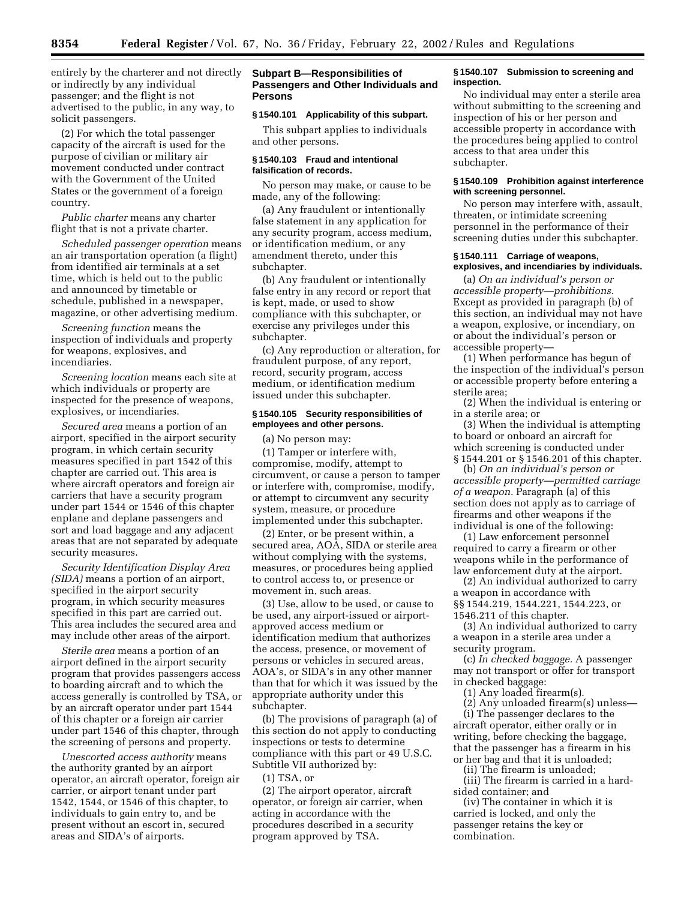entirely by the charterer and not directly or indirectly by any individual passenger; and the flight is not advertised to the public, in any way, to solicit passengers.

(2) For which the total passenger capacity of the aircraft is used for the purpose of civilian or military air movement conducted under contract with the Government of the United States or the government of a foreign country.

*Public charter* means any charter flight that is not a private charter.

*Scheduled passenger operation* means an air transportation operation (a flight) from identified air terminals at a set time, which is held out to the public and announced by timetable or schedule, published in a newspaper, magazine, or other advertising medium.

*Screening function* means the inspection of individuals and property for weapons, explosives, and incendiaries.

*Screening location* means each site at which individuals or property are inspected for the presence of weapons, explosives, or incendiaries.

*Secured area* means a portion of an airport, specified in the airport security program, in which certain security measures specified in part 1542 of this chapter are carried out. This area is where aircraft operators and foreign air carriers that have a security program under part 1544 or 1546 of this chapter enplane and deplane passengers and sort and load baggage and any adjacent areas that are not separated by adequate security measures.

*Security Identification Display Area (SIDA)* means a portion of an airport, specified in the airport security program, in which security measures specified in this part are carried out. This area includes the secured area and may include other areas of the airport.

*Sterile area* means a portion of an airport defined in the airport security program that provides passengers access to boarding aircraft and to which the access generally is controlled by TSA, or by an aircraft operator under part 1544 of this chapter or a foreign air carrier under part 1546 of this chapter, through the screening of persons and property.

*Unescorted access authority* means the authority granted by an airport operator, an aircraft operator, foreign air carrier, or airport tenant under part 1542, 1544, or 1546 of this chapter, to individuals to gain entry to, and be present without an escort in, secured areas and SIDA's of airports.

## Subpart B—Responsibilities of Passengers and Other Individuals and Persons

### § 1540.101 Applicability of this subpart.

This subpart applies to individuals and other persons.

### § 1540.103 Fraud and intentional falsification of records.

No person may make, or cause to be made, any of the following:

(a) Any fraudulent or intentionally false statement in any application for any security program, access medium, or identification medium, or any amendment thereto, under this subchapter.

(b) Any fraudulent or intentionally false entry in any record or report that is kept, made, or used to show compliance with this subchapter, or exercise any privileges under this subchapter.

(c) Any reproduction or alteration, for fraudulent purpose, of any report, record, security program, access medium, or identification medium issued under this subchapter.

### § 1540.105 Security responsibilities of employees and other persons.

(a) No person may:

(1) Tamper or interfere with, compromise, modify, attempt to circumvent, or cause a person to tamper or interfere with, compromise, modify, or attempt to circumvent any security system, measure, or procedure implemented under this subchapter.

(2) Enter, or be present within, a secured area, AOA, SIDA or sterile area without complying with the systems, measures, or procedures being applied to control access to, or presence or movement in, such areas.

(3) Use, allow to be used, or cause to be used, any airport-issued or airport-approved access medium or identification medium that authorizes the access, presence, or movement of persons or vehicles in secured areas, AOA's, or SIDA's in any other manner than that for which it was issued by the appropriate authority under this subchapter.

(b) The provisions of paragraph (a) of this section do not apply to conducting inspections or tests to determine compliance with this part or 49 U.S.C. Subtitle VII authorized by:

(1) TSA, or

(2) The airport operator, aircraft operator, or foreign air carrier, when acting in accordance with the procedures described in a security program approved by TSA.

### § 1540.107 Submission to screening and inspection.

No individual may enter a sterile area without submitting to the screening and inspection of his or her person and accessible property in accordance with the procedures being applied to control access to that area under this subchapter.

### § 1540.109 Prohibition against interference with screening personnel.

No person may interfere with, assault, threaten, or intimidate screening personnel in the performance of their screening duties under this subchapter.

### § 1540.111 Carriage of weapons, explosives, and incendiaries by individuals.

(a) *On an individual's person or accessible property—prohibitions.* Except as provided in paragraph (b) of this section, an individual may not have a weapon, explosive, or incendiary, on or about the individual's person or accessible property—

(1) When performance has begun of the inspection of the individual's person or accessible property before entering a sterile area;

(2) When the individual is entering or in a sterile area; or

(3) When the individual is attempting to board or onboard an aircraft for which screening is conducted under § 1544.201 or § 1546.201 of this chapter.

(b) *On an individual's person or accessible property—permitted carriage of a weapon.* Paragraph (a) of this section does not apply as to carriage of firearms and other weapons if the individual is one of the following:

(1) Law enforcement personnel required to carry a firearm or other weapons while in the performance of law enforcement duty at the airport.

(2) An individual authorized to carry a weapon in accordance with §§ 1544.219, 1544.221, 1544.223, or 1546.211 of this chapter.

(3) An individual authorized to carry a weapon in a sterile area under a security program.

(c) *In checked baggage.* A passenger may not transport or offer for transport in checked baggage:

(1) Any loaded firearm(s).

(2) Any unloaded firearm(s) unless—

(i) The passenger declares to the aircraft operator, either orally or in writing, before checking the baggage, that the passenger has a firearm in his or her bag and that it is unloaded;

(ii) The firearm is unloaded;

(iii) The firearm is carried in a hard-sided container; and

(iv) The container in which it is carried is locked, and only the passenger retains the key or combination.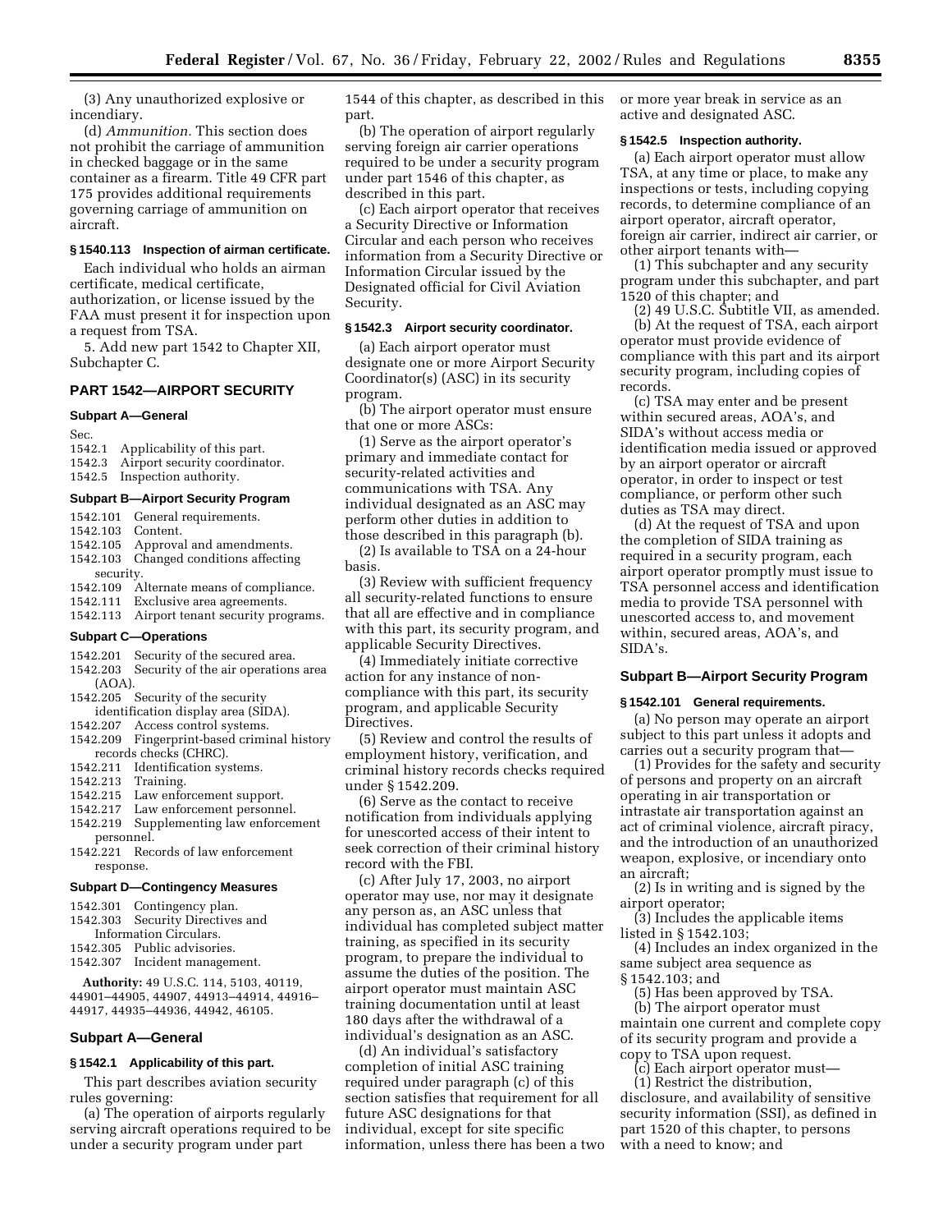(3) Any unauthorized explosive or incendiary.

(d) *Ammunition.* This section does not prohibit the carriage of ammunition in checked baggage or in the same container as a firearm. Title 49 CFR part 175 provides additional requirements governing carriage of ammunition on aircraft.

### § 1540.113 Inspection of airman certificate.

Each individual who holds an airman certificate, medical certificate, authorization, or license issued by the FAA must present it for inspection upon a request from TSA.

5. Add new part 1542 to Chapter XII, Subchapter C.

## PART 1542—AIRPORT SECURITY

### Subpart A—General

Sec.
1542.1 Applicability of this part.
1542.3 Airport security coordinator.
1542.5 Inspection authority.

### Subpart B—Airport Security Program

1542.101 General requirements.
1542.103 Content.
1542.105 Approval and amendments.
1542.103 Changed conditions affecting security.
1542.109 Alternate means of compliance.
1542.111 Exclusive area agreements.
1542.113 Airport tenant security programs.

### Subpart C—Operations

1542.201 Security of the secured area.
1542.203 Security of the air operations area (AOA).
1542.205 Security of the security identification display area (SIDA).
1542.207 Access control systems.
1542.209 Fingerprint-based criminal history records checks (CHRC).
1542.211 Identification systems.
1542.213 Training.
1542.215 Law enforcement support.
1542.217 Law enforcement personnel.
1542.219 Supplementing law enforcement personnel.
1542.221 Records of law enforcement response.

### Subpart D—Contingency Measures

1542.301 Contingency plan.
1542.303 Security Directives and Information Circulars.
1542.305 Public advisories.
1542.307 Incident management.

**Authority:** 49 U.S.C. 114, 5103, 40119, 44901–44905, 44907, 44913–44914, 44916–44917, 44935–44936, 44942, 46105.

### Subpart A—General

### § 1542.1 Applicability of this part.

This part describes aviation security rules governing:

(a) The operation of airports regularly serving aircraft operations required to be under a security program under part 1544 of this chapter, as described in this part.

(b) The operation of airport regularly serving foreign air carrier operations required to be under a security program under part 1546 of this chapter, as described in this part.

(c) Each airport operator that receives a Security Directive or Information Circular and each person who receives information from a Security Directive or Information Circular issued by the Designated official for Civil Aviation Security.

### § 1542.3 Airport security coordinator.

(a) Each airport operator must designate one or more Airport Security Coordinator(s) (ASC) in its security program.

(b) The airport operator must ensure that one or more ASCs:

(1) Serve as the airport operator's primary and immediate contact for security-related activities and communications with TSA. Any individual designated as an ASC may perform other duties in addition to those described in this paragraph (b).

(2) Is available to TSA on a 24-hour basis.

(3) Review with sufficient frequency all security-related functions to ensure that all are effective and in compliance with this part, its security program, and applicable Security Directives.

(4) Immediately initiate corrective action for any instance of non-compliance with this part, its security program, and applicable Security Directives.

(5) Review and control the results of employment history, verification, and criminal history records checks required under § 1542.209.

(6) Serve as the contact to receive notification from individuals applying for unescorted access of their intent to seek correction of their criminal history record with the FBI.

(c) After July 17, 2003, no airport operator may use, nor may it designate any person as, an ASC unless that individual has completed subject matter training, as specified in its security program, to prepare the individual to assume the duties of the position. The airport operator must maintain ASC training documentation until at least 180 days after the withdrawal of a individual's designation as an ASC.

(d) An individual's satisfactory completion of initial ASC training required under paragraph (c) of this section satisfies that requirement for all future ASC designations for that individual, except for site specific information, unless there has been a two or more year break in service as an active and designated ASC.

### § 1542.5 Inspection authority.

(a) Each airport operator must allow TSA, at any time or place, to make any inspections or tests, including copying records, to determine compliance of an airport operator, aircraft operator, foreign air carrier, indirect air carrier, or other airport tenants with—

(1) This subchapter and any security program under this subchapter, and part 1520 of this chapter; and

(2) 49 U.S.C. Subtitle VII, as amended.

(b) At the request of TSA, each airport operator must provide evidence of compliance with this part and its airport security program, including copies of records.

(c) TSA may enter and be present within secured areas, AOA's, and SIDA's without access media or identification media issued or approved by an airport operator or aircraft operator, in order to inspect or test compliance, or perform other such duties as TSA may direct.

(d) At the request of TSA and upon the completion of SIDA training as required in a security program, each airport operator promptly must issue to TSA personnel access and identification media to provide TSA personnel with unescorted access to, and movement within, secured areas, AOA's, and SIDA's.

### Subpart B—Airport Security Program

### § 1542.101 General requirements.

(a) No person may operate an airport subject to this part unless it adopts and carries out a security program that—

(1) Provides for the safety and security of persons and property on an aircraft operating in air transportation or intrastate air transportation against an act of criminal violence, aircraft piracy, and the introduction of an unauthorized weapon, explosive, or incendiary onto an aircraft;

(2) Is in writing and is signed by the airport operator;

(3) Includes the applicable items listed in § 1542.103;

(4) Includes an index organized in the same subject area sequence as § 1542.103; and

(5) Has been approved by TSA.

(b) The airport operator must maintain one current and complete copy of its security program and provide a copy to TSA upon request.

(c) Each airport operator must—

(1) Restrict the distribution, disclosure, and availability of sensitive security information (SSI), as defined in part 1520 of this chapter, to persons with a need to know; and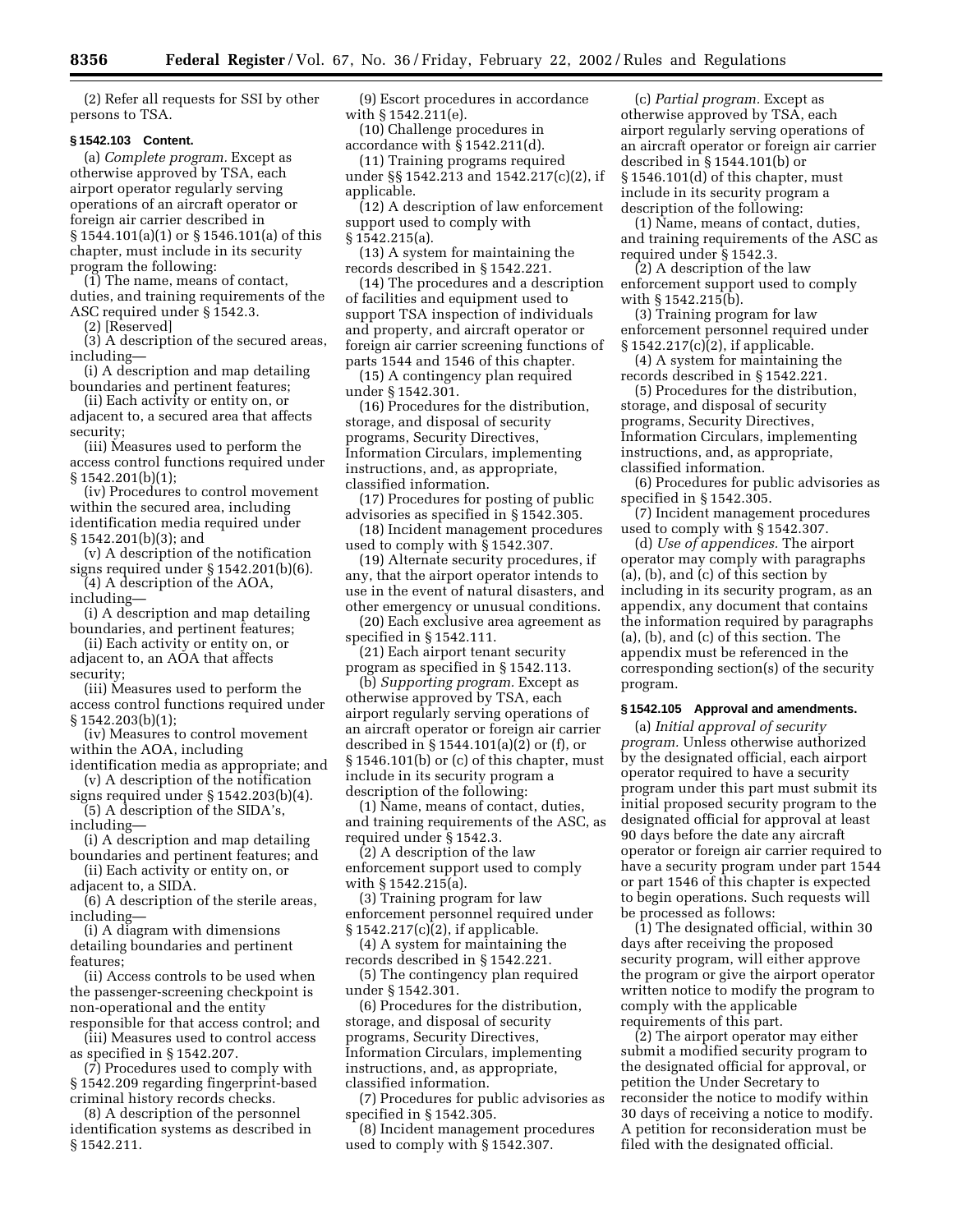(2) Refer all requests for SSI by other persons to TSA.

**§ 1542.103 Content.**

(a) *Complete program.* Except as otherwise approved by TSA, each airport operator regularly serving operations of an aircraft operator or foreign air carrier described in § 1544.101(a)(1) or § 1546.101(a) of this chapter, must include in its security program the following:

(1) The name, means of contact, duties, and training requirements of the ASC required under § 1542.3.

(2) [Reserved]

(3) A description of the secured areas, including—

(i) A description and map detailing boundaries and pertinent features;

(ii) Each activity or entity on, or adjacent to, a secured area that affects security;

(iii) Measures used to perform the access control functions required under § 1542.201(b)(1);

(iv) Procedures to control movement within the secured area, including identification media required under § 1542.201(b)(3); and

(v) A description of the notification signs required under § 1542.201(b)(6).

(4) A description of the AOA, including—

(i) A description and map detailing boundaries, and pertinent features;

(ii) Each activity or entity on, or adjacent to, an AOA that affects security;

(iii) Measures used to perform the access control functions required under § 1542.203(b)(1);

(iv) Measures to control movement within the AOA, including identification media as appropriate; and

(v) A description of the notification signs required under § 1542.203(b)(4).

(5) A description of the SIDA's, including—

(i) A description and map detailing boundaries and pertinent features; and

(ii) Each activity or entity on, or adjacent to, a SIDA.

(6) A description of the sterile areas, including—

(i) A diagram with dimensions detailing boundaries and pertinent features;

(ii) Access controls to be used when the passenger-screening checkpoint is non-operational and the entity responsible for that access control; and

(iii) Measures used to control access as specified in § 1542.207.

(7) Procedures used to comply with § 1542.209 regarding fingerprint-based criminal history records checks.

(8) A description of the personnel identification systems as described in § 1542.211.

(9) Escort procedures in accordance with § 1542.211(e).

(10) Challenge procedures in accordance with § 1542.211(d).

(11) Training programs required under §§ 1542.213 and 1542.217(c)(2), if applicable.

(12) A description of law enforcement support used to comply with § 1542.215(a).

(13) A system for maintaining the records described in § 1542.221.

(14) The procedures and a description of facilities and equipment used to support TSA inspection of individuals and property, and aircraft operator or foreign air carrier screening functions of parts 1544 and 1546 of this chapter.

(15) A contingency plan required under § 1542.301.

(16) Procedures for the distribution, storage, and disposal of security programs, Security Directives, Information Circulars, implementing instructions, and, as appropriate, classified information.

(17) Procedures for posting of public advisories as specified in § 1542.305.

(18) Incident management procedures used to comply with § 1542.307.

(19) Alternate security procedures, if any, that the airport operator intends to use in the event of natural disasters, and other emergency or unusual conditions.

(20) Each exclusive area agreement as specified in § 1542.111.

(21) Each airport tenant security program as specified in § 1542.113.

(b) *Supporting program.* Except as otherwise approved by TSA, each airport regularly serving operations of an aircraft operator or foreign air carrier described in § 1544.101(a)(2) or (f), or § 1546.101(b) or (c) of this chapter, must include in its security program a description of the following:

(1) Name, means of contact, duties, and training requirements of the ASC, as required under § 1542.3.

(2) A description of the law enforcement support used to comply with § 1542.215(a).

(3) Training program for law enforcement personnel required under § 1542.217(c)(2), if applicable.

(4) A system for maintaining the records described in § 1542.221.

(5) The contingency plan required under § 1542.301.

(6) Procedures for the distribution, storage, and disposal of security programs, Security Directives, Information Circulars, implementing instructions, and, as appropriate, classified information.

(7) Procedures for public advisories as specified in § 1542.305.

(8) Incident management procedures used to comply with § 1542.307.

(c) *Partial program.* Except as otherwise approved by TSA, each airport regularly serving operations of an aircraft operator or foreign air carrier described in § 1544.101(b) or § 1546.101(d) of this chapter, must include in its security program a description of the following:

(1) Name, means of contact, duties, and training requirements of the ASC as required under § 1542.3.

(2) A description of the law enforcement support used to comply with § 1542.215(b).

(3) Training program for law enforcement personnel required under § 1542.217(c)(2), if applicable.

(4) A system for maintaining the records described in § 1542.221.

(5) Procedures for the distribution, storage, and disposal of security programs, Security Directives, Information Circulars, implementing instructions, and, as appropriate, classified information.

(6) Procedures for public advisories as specified in § 1542.305.

(7) Incident management procedures used to comply with § 1542.307.

(d) *Use of appendices.* The airport operator may comply with paragraphs (a), (b), and (c) of this section by including in its security program, as an appendix, any document that contains the information required by paragraphs (a), (b), and (c) of this section. The appendix must be referenced in the corresponding section(s) of the security program.

**§ 1542.105 Approval and amendments.**

(a) *Initial approval of security program.* Unless otherwise authorized by the designated official, each airport operator required to have a security program under this part must submit its initial proposed security program to the designated official for approval at least 90 days before the date any aircraft operator or foreign air carrier required to have a security program under part 1544 or part 1546 of this chapter is expected to begin operations. Such requests will be processed as follows:

(1) The designated official, within 30 days after receiving the proposed security program, will either approve the program or give the airport operator written notice to modify the program to comply with the applicable requirements of this part.

(2) The airport operator may either submit a modified security program to the designated official for approval, or petition the Under Secretary to reconsider the notice to modify within 30 days of receiving a notice to modify. A petition for reconsideration must be filed with the designated official.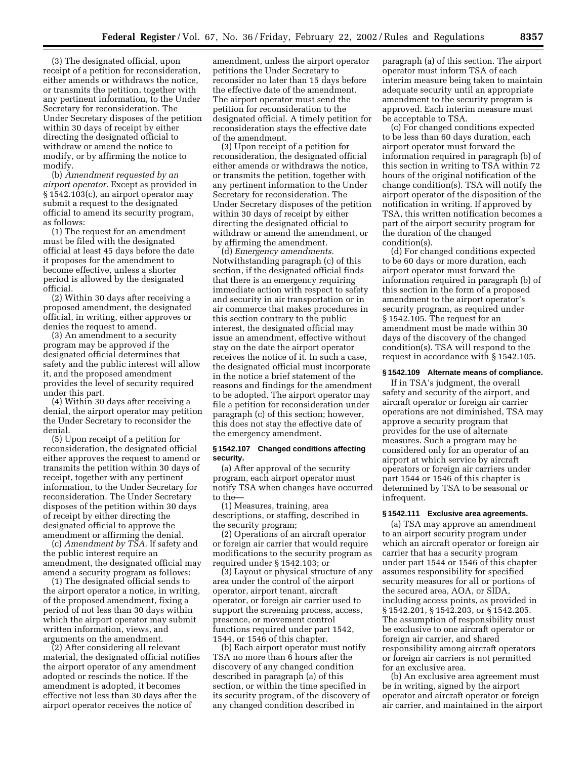(3) The designated official, upon receipt of a petition for reconsideration, either amends or withdraws the notice, or transmits the petition, together with any pertinent information, to the Under Secretary for reconsideration. The Under Secretary disposes of the petition within 30 days of receipt by either directing the designated official to withdraw or amend the notice to modify, or by affirming the notice to modify.

(b) *Amendment requested by an airport operator.* Except as provided in § 1542.103(c), an airport operator may submit a request to the designated official to amend its security program, as follows:

(1) The request for an amendment must be filed with the designated official at least 45 days before the date it proposes for the amendment to become effective, unless a shorter period is allowed by the designated official.

(2) Within 30 days after receiving a proposed amendment, the designated official, in writing, either approves or denies the request to amend.

(3) An amendment to a security program may be approved if the designated official determines that safety and the public interest will allow it, and the proposed amendment provides the level of security required under this part.

(4) Within 30 days after receiving a denial, the airport operator may petition the Under Secretary to reconsider the denial.

(5) Upon receipt of a petition for reconsideration, the designated official either approves the request to amend or transmits the petition within 30 days of receipt, together with any pertinent information, to the Under Secretary for reconsideration. The Under Secretary disposes of the petition within 30 days of receipt by either directing the designated official to approve the amendment or affirming the denial.

(c) *Amendment by TSA.* If safety and the public interest require an amendment, the designated official may amend a security program as follows:

(1) The designated official sends to the airport operator a notice, in writing, of the proposed amendment, fixing a period of not less than 30 days within which the airport operator may submit written information, views, and arguments on the amendment.

(2) After considering all relevant material, the designated official notifies the airport operator of any amendment adopted or rescinds the notice. If the amendment is adopted, it becomes effective not less than 30 days after the airport operator receives the notice of amendment, unless the airport operator petitions the Under Secretary to reconsider no later than 15 days before the effective date of the amendment. The airport operator must send the petition for reconsideration to the designated official. A timely petition for reconsideration stays the effective date of the amendment.

(3) Upon receipt of a petition for reconsideration, the designated official either amends or withdraws the notice, or transmits the petition, together with any pertinent information to the Under Secretary for reconsideration. The Under Secretary disposes of the petition within 30 days of receipt by either directing the designated official to withdraw or amend the amendment, or by affirming the amendment.

(d) *Emergency amendments.* Notwithstanding paragraph (c) of this section, if the designated official finds that there is an emergency requiring immediate action with respect to safety and security in air transportation or in air commerce that makes procedures in this section contrary to the public interest, the designated official may issue an amendment, effective without stay on the date the airport operator receives the notice of it. In such a case, the designated official must incorporate in the notice a brief statement of the reasons and findings for the amendment to be adopted. The airport operator may file a petition for reconsideration under paragraph (c) of this section; however, this does not stay the effective date of the emergency amendment.

### § 1542.107 Changed conditions affecting security.

(a) After approval of the security program, each airport operator must notify TSA when changes have occurred to the—

(1) Measures, training, area descriptions, or staffing, described in the security program;

(2) Operations of an aircraft operator or foreign air carrier that would require modifications to the security program as required under § 1542.103; or

(3) Layout or physical structure of any area under the control of the airport operator, airport tenant, aircraft operator, or foreign air carrier used to support the screening process, access, presence, or movement control functions required under part 1542, 1544, or 1546 of this chapter.

(b) Each airport operator must notify TSA no more than 6 hours after the discovery of any changed condition described in paragraph (a) of this section, or within the time specified in its security program, of the discovery of any changed condition described in paragraph (a) of this section. The airport operator must inform TSA of each interim measure being taken to maintain adequate security until an appropriate amendment to the security program is approved. Each interim measure must be acceptable to TSA.

(c) For changed conditions expected to be less than 60 days duration, each airport operator must forward the information required in paragraph (b) of this section in writing to TSA within 72 hours of the original notification of the change condition(s). TSA will notify the airport operator of the disposition of the notification in writing. If approved by TSA, this written notification becomes a part of the airport security program for the duration of the changed condition(s).

(d) For changed conditions expected to be 60 days or more duration, each airport operator must forward the information required in paragraph (b) of this section in the form of a proposed amendment to the airport operator's security program, as required under § 1542.105. The request for an amendment must be made within 30 days of the discovery of the changed condition(s). TSA will respond to the request in accordance with § 1542.105.

### § 1542.109 Alternate means of compliance.

If in TSA's judgment, the overall safety and security of the airport, and aircraft operator or foreign air carrier operations are not diminished, TSA may approve a security program that provides for the use of alternate measures. Such a program may be considered only for an operator of an airport at which service by aircraft operators or foreign air carriers under part 1544 or 1546 of this chapter is determined by TSA to be seasonal or infrequent.

### § 1542.111 Exclusive area agreements.

(a) TSA may approve an amendment to an airport security program under which an aircraft operator or foreign air carrier that has a security program under part 1544 or 1546 of this chapter assumes responsibility for specified security measures for all or portions of the secured area, AOA, or SIDA, including access points, as provided in § 1542.201, § 1542.203, or § 1542.205. The assumption of responsibility must be exclusive to one aircraft operator or foreign air carrier, and shared responsibility among aircraft operators or foreign air carriers is not permitted for an exclusive area.

(b) An exclusive area agreement must be in writing, signed by the airport operator and aircraft operator or foreign air carrier, and maintained in the airport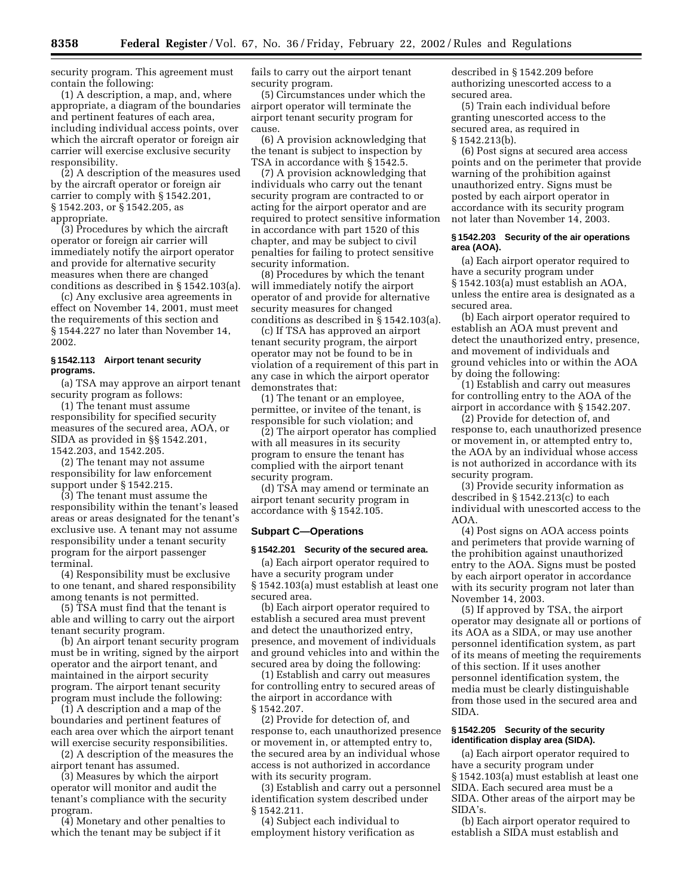security program. This agreement must contain the following:

(1) A description, a map, and, where appropriate, a diagram of the boundaries and pertinent features of each area, including individual access points, over which the aircraft operator or foreign air carrier will exercise exclusive security responsibility.

(2) A description of the measures used by the aircraft operator or foreign air carrier to comply with § 1542.201, § 1542.203, or § 1542.205, as appropriate.

(3) Procedures by which the aircraft operator or foreign air carrier will immediately notify the airport operator and provide for alternative security measures when there are changed conditions as described in § 1542.103(a).

(c) Any exclusive area agreements in effect on November 14, 2001, must meet the requirements of this section and § 1544.227 no later than November 14, 2002.

#### § 1542.113 Airport tenant security programs.

(a) TSA may approve an airport tenant security program as follows:

(1) The tenant must assume responsibility for specified security measures of the secured area, AOA, or SIDA as provided in §§ 1542.201, 1542.203, and 1542.205.

(2) The tenant may not assume responsibility for law enforcement support under § 1542.215.

(3) The tenant must assume the responsibility within the tenant's leased areas or areas designated for the tenant's exclusive use. A tenant may not assume responsibility under a tenant security program for the airport passenger terminal.

(4) Responsibility must be exclusive to one tenant, and shared responsibility among tenants is not permitted.

(5) TSA must find that the tenant is able and willing to carry out the airport tenant security program.

(b) An airport tenant security program must be in writing, signed by the airport operator and the airport tenant, and maintained in the airport security program. The airport tenant security program must include the following:

(1) A description and a map of the boundaries and pertinent features of each area over which the airport tenant will exercise security responsibilities.

(2) A description of the measures the airport tenant has assumed.

(3) Measures by which the airport operator will monitor and audit the tenant's compliance with the security program.

(4) Monetary and other penalties to which the tenant may be subject if it fails to carry out the airport tenant security program.

(5) Circumstances under which the airport operator will terminate the airport tenant security program for cause.

(6) A provision acknowledging that the tenant is subject to inspection by TSA in accordance with § 1542.5.

(7) A provision acknowledging that individuals who carry out the tenant security program are contracted to or acting for the airport operator and are required to protect sensitive information in accordance with part 1520 of this chapter, and may be subject to civil penalties for failing to protect sensitive security information.

(8) Procedures by which the tenant will immediately notify the airport operator of and provide for alternative security measures for changed conditions as described in § 1542.103(a).

(c) If TSA has approved an airport tenant security program, the airport operator may not be found to be in violation of a requirement of this part in any case in which the airport operator demonstrates that:

(1) The tenant or an employee, permittee, or invitee of the tenant, is responsible for such violation; and

(2) The airport operator has complied with all measures in its security program to ensure the tenant has complied with the airport tenant security program.

(d) TSA may amend or terminate an airport tenant security program in accordance with § 1542.105.

### Subpart C—Operations

#### § 1542.201 Security of the secured area.

(a) Each airport operator required to have a security program under § 1542.103(a) must establish at least one secured area.

(b) Each airport operator required to establish a secured area must prevent and detect the unauthorized entry, presence, and movement of individuals and ground vehicles into and within the secured area by doing the following:

(1) Establish and carry out measures for controlling entry to secured areas of the airport in accordance with § 1542.207.

(2) Provide for detection of, and response to, each unauthorized presence or movement in, or attempted entry to, the secured area by an individual whose access is not authorized in accordance with its security program.

(3) Establish and carry out a personnel identification system described under § 1542.211.

(4) Subject each individual to employment history verification as described in § 1542.209 before authorizing unescorted access to a secured area.

(5) Train each individual before granting unescorted access to the secured area, as required in § 1542.213(b).

(6) Post signs at secured area access points and on the perimeter that provide warning of the prohibition against unauthorized entry. Signs must be posted by each airport operator in accordance with its security program not later than November 14, 2003.

#### § 1542.203 Security of the air operations area (AOA).

(a) Each airport operator required to have a security program under § 1542.103(a) must establish an AOA, unless the entire area is designated as a secured area.

(b) Each airport operator required to establish an AOA must prevent and detect the unauthorized entry, presence, and movement of individuals and ground vehicles into or within the AOA by doing the following:

(1) Establish and carry out measures for controlling entry to the AOA of the airport in accordance with § 1542.207.

(2) Provide for detection of, and response to, each unauthorized presence or movement in, or attempted entry to, the AOA by an individual whose access is not authorized in accordance with its security program.

(3) Provide security information as described in § 1542.213(c) to each individual with unescorted access to the AOA.

(4) Post signs on AOA access points and perimeters that provide warning of the prohibition against unauthorized entry to the AOA. Signs must be posted by each airport operator in accordance with its security program not later than November 14, 2003.

(5) If approved by TSA, the airport operator may designate all or portions of its AOA as a SIDA, or may use another personnel identification system, as part of its means of meeting the requirements of this section. If it uses another personnel identification system, the media must be clearly distinguishable from those used in the secured area and SIDA.

#### § 1542.205 Security of the security identification display area (SIDA).

(a) Each airport operator required to have a security program under § 1542.103(a) must establish at least one SIDA. Each secured area must be a SIDA. Other areas of the airport may be SIDA's.

(b) Each airport operator required to establish a SIDA must establish and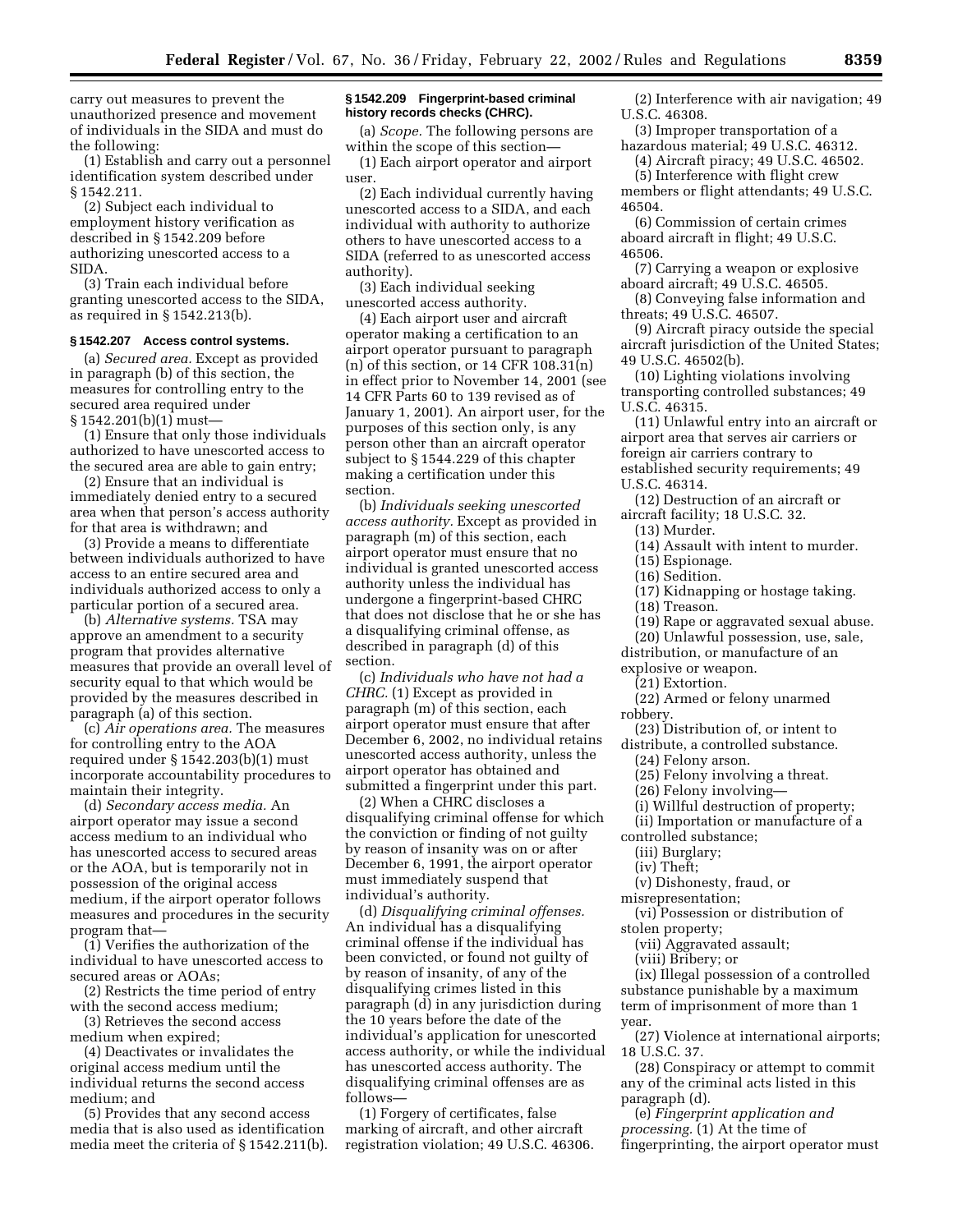carry out measures to prevent the unauthorized presence and movement of individuals in the SIDA and must do the following:

(1) Establish and carry out a personnel identification system described under § 1542.211.

(2) Subject each individual to employment history verification as described in § 1542.209 before authorizing unescorted access to a SIDA.

(3) Train each individual before granting unescorted access to the SIDA, as required in § 1542.213(b).

### § 1542.207 Access control systems.

(a) *Secured area.* Except as provided in paragraph (b) of this section, the measures for controlling entry to the secured area required under § 1542.201(b)(1) must—

(1) Ensure that only those individuals authorized to have unescorted access to the secured area are able to gain entry;

(2) Ensure that an individual is immediately denied entry to a secured area when that person's access authority for that area is withdrawn; and

(3) Provide a means to differentiate between individuals authorized to have access to an entire secured area and individuals authorized access to only a particular portion of a secured area.

(b) *Alternative systems.* TSA may approve an amendment to a security program that provides alternative measures that provide an overall level of security equal to that which would be provided by the measures described in paragraph (a) of this section.

(c) *Air operations area.* The measures for controlling entry to the AOA required under § 1542.203(b)(1) must incorporate accountability procedures to maintain their integrity.

(d) *Secondary access media.* An airport operator may issue a second access medium to an individual who has unescorted access to secured areas or the AOA, but is temporarily not in possession of the original access medium, if the airport operator follows measures and procedures in the security program that—

(1) Verifies the authorization of the individual to have unescorted access to secured areas or AOAs;

(2) Restricts the time period of entry with the second access medium;

(3) Retrieves the second access medium when expired;

(4) Deactivates or invalidates the original access medium until the individual returns the second access medium; and

(5) Provides that any second access media that is also used as identification media meet the criteria of § 1542.211(b).

### § 1542.209 Fingerprint-based criminal history records checks (CHRC).

(a) *Scope.* The following persons are within the scope of this section—

(1) Each airport operator and airport user.

(2) Each individual currently having unescorted access to a SIDA, and each individual with authority to authorize others to have unescorted access to a SIDA (referred to as unescorted access authority).

(3) Each individual seeking unescorted access authority.

(4) Each airport user and aircraft operator making a certification to an airport operator pursuant to paragraph (n) of this section, or 14 CFR 108.31(n) in effect prior to November 14, 2001 (see 14 CFR Parts 60 to 139 revised as of January 1, 2001). An airport user, for the purposes of this section only, is any person other than an aircraft operator subject to § 1544.229 of this chapter making a certification under this section.

(b) *Individuals seeking unescorted access authority.* Except as provided in paragraph (m) of this section, each airport operator must ensure that no individual is granted unescorted access authority unless the individual has undergone a fingerprint-based CHRC that does not disclose that he or she has a disqualifying criminal offense, as described in paragraph (d) of this section.

(c) *Individuals who have not had a CHRC.* (1) Except as provided in paragraph (m) of this section, each airport operator must ensure that after December 6, 2002, no individual retains unescorted access authority, unless the airport operator has obtained and submitted a fingerprint under this part.

(2) When a CHRC discloses a disqualifying criminal offense for which the conviction or finding of not guilty by reason of insanity was on or after December 6, 1991, the airport operator must immediately suspend that individual's authority.

(d) *Disqualifying criminal offenses.* An individual has a disqualifying criminal offense if the individual has been convicted, or found not guilty of by reason of insanity, of any of the disqualifying crimes listed in this paragraph (d) in any jurisdiction during the 10 years before the date of the individual's application for unescorted access authority, or while the individual has unescorted access authority. The disqualifying criminal offenses are as follows—

(1) Forgery of certificates, false marking of aircraft, and other aircraft registration violation; 49 U.S.C. 46306.

(2) Interference with air navigation; 49 U.S.C. 46308.

(3) Improper transportation of a hazardous material; 49 U.S.C. 46312.

(4) Aircraft piracy; 49 U.S.C. 46502.

(5) Interference with flight crew members or flight attendants; 49 U.S.C. 46504.

(6) Commission of certain crimes aboard aircraft in flight; 49 U.S.C. 46506.

(7) Carrying a weapon or explosive aboard aircraft; 49 U.S.C. 46505.

(8) Conveying false information and threats; 49 U.S.C. 46507.

(9) Aircraft piracy outside the special aircraft jurisdiction of the United States; 49 U.S.C. 46502(b).

(10) Lighting violations involving transporting controlled substances; 49 U.S.C. 46315.

(11) Unlawful entry into an aircraft or airport area that serves air carriers or foreign air carriers contrary to established security requirements; 49 U.S.C. 46314.

(12) Destruction of an aircraft or aircraft facility; 18 U.S.C. 32.

(13) Murder.

(14) Assault with intent to murder.

(15) Espionage.

(16) Sedition.

(17) Kidnapping or hostage taking.

(18) Treason.

(19) Rape or aggravated sexual abuse.

(20) Unlawful possession, use, sale, distribution, or manufacture of an explosive or weapon.

(21) Extortion.

(22) Armed or felony unarmed robbery.

(23) Distribution of, or intent to distribute, a controlled substance.

(24) Felony arson.

(25) Felony involving a threat.

(26) Felony involving—

(i) Willful destruction of property;

(ii) Importation or manufacture of a controlled substance;

(iii) Burglary;

(iv) Theft;

(v) Dishonesty, fraud, or misrepresentation;

(vi) Possession or distribution of stolen property;

(vii) Aggravated assault;

(viii) Bribery; or

(ix) Illegal possession of a controlled substance punishable by a maximum term of imprisonment of more than 1 year.

(27) Violence at international airports; 18 U.S.C. 37.

(28) Conspiracy or attempt to commit any of the criminal acts listed in this paragraph (d).

(e) *Fingerprint application and processing.* (1) At the time of fingerprinting, the airport operator must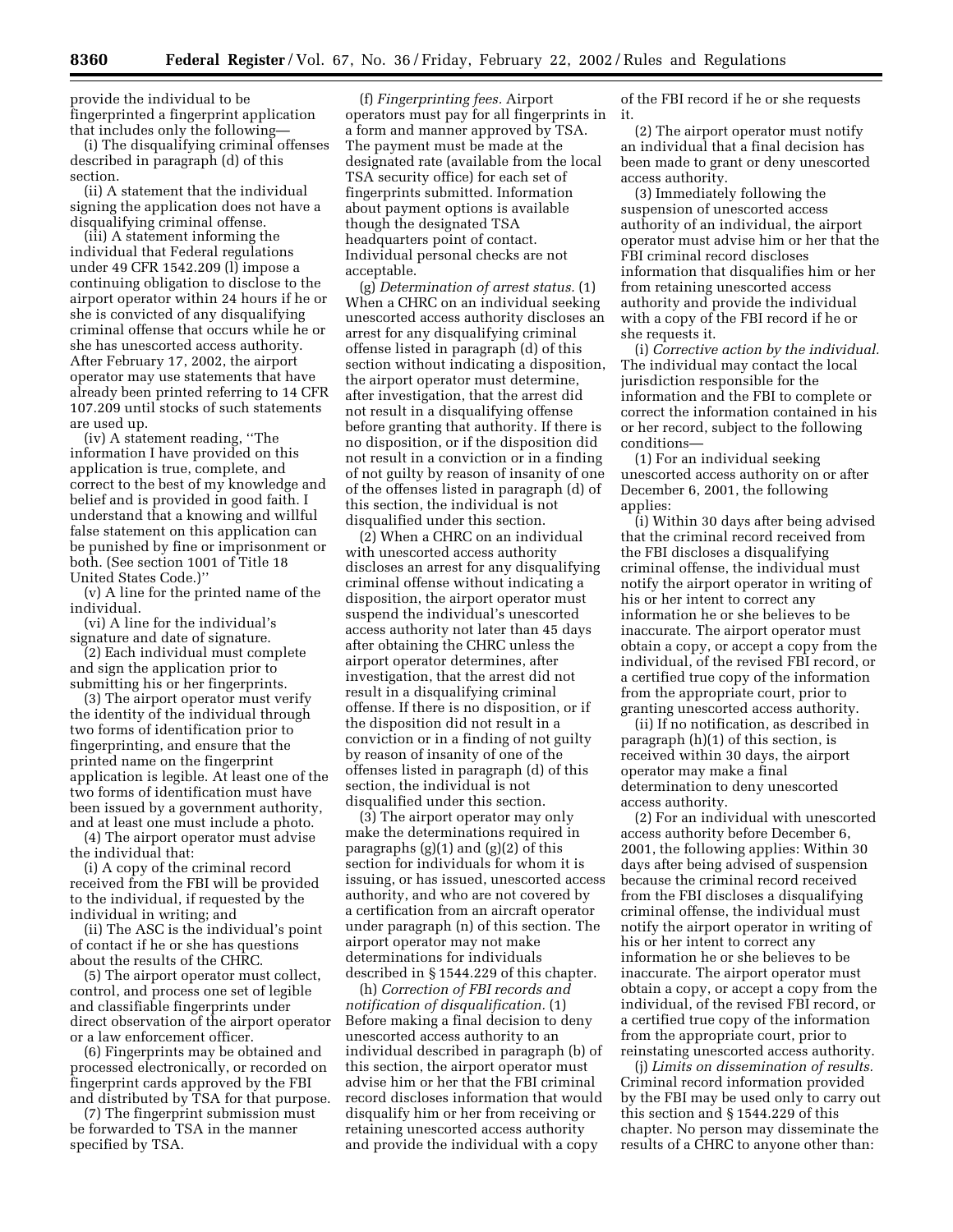provide the individual to be fingerprinted a fingerprint application that includes only the following—

(i) The disqualifying criminal offenses described in paragraph (d) of this section.

(ii) A statement that the individual signing the application does not have a disqualifying criminal offense.

(iii) A statement informing the individual that Federal regulations under 49 CFR 1542.209 (l) impose a continuing obligation to disclose to the airport operator within 24 hours if he or she is convicted of any disqualifying criminal offense that occurs while he or she has unescorted access authority. After February 17, 2002, the airport operator may use statements that have already been printed referring to 14 CFR 107.209 until stocks of such statements are used up.

(iv) A statement reading, ''The information I have provided on this application is true, complete, and correct to the best of my knowledge and belief and is provided in good faith. I understand that a knowing and willful false statement on this application can be punished by fine or imprisonment or both. (See section 1001 of Title 18 United States Code.)''

(v) A line for the printed name of the individual.

(vi) A line for the individual's signature and date of signature.

(2) Each individual must complete and sign the application prior to submitting his or her fingerprints.

(3) The airport operator must verify the identity of the individual through two forms of identification prior to fingerprinting, and ensure that the printed name on the fingerprint application is legible. At least one of the two forms of identification must have been issued by a government authority, and at least one must include a photo.

(4) The airport operator must advise the individual that:

(i) A copy of the criminal record received from the FBI will be provided to the individual, if requested by the individual in writing; and

(ii) The ASC is the individual's point of contact if he or she has questions about the results of the CHRC.

(5) The airport operator must collect, control, and process one set of legible and classifiable fingerprints under direct observation of the airport operator or a law enforcement officer.

(6) Fingerprints may be obtained and processed electronically, or recorded on fingerprint cards approved by the FBI and distributed by TSA for that purpose.

(7) The fingerprint submission must be forwarded to TSA in the manner specified by TSA.

(f) *Fingerprinting fees.* Airport operators must pay for all fingerprints in a form and manner approved by TSA. The payment must be made at the designated rate (available from the local TSA security office) for each set of fingerprints submitted. Information about payment options is available though the designated TSA headquarters point of contact. Individual personal checks are not acceptable.

(g) *Determination of arrest status.* (1) When a CHRC on an individual seeking unescorted access authority discloses an arrest for any disqualifying criminal offense listed in paragraph (d) of this section without indicating a disposition, the airport operator must determine, after investigation, that the arrest did not result in a disqualifying offense before granting that authority. If there is no disposition, or if the disposition did not result in a conviction or in a finding of not guilty by reason of insanity of one of the offenses listed in paragraph (d) of this section, the individual is not disqualified under this section.

(2) When a CHRC on an individual with unescorted access authority discloses an arrest for any disqualifying criminal offense without indicating a disposition, the airport operator must suspend the individual's unescorted access authority not later than 45 days after obtaining the CHRC unless the airport operator determines, after investigation, that the arrest did not result in a disqualifying criminal offense. If there is no disposition, or if the disposition did not result in a conviction or in a finding of not guilty by reason of insanity of one of the offenses listed in paragraph (d) of this section, the individual is not disqualified under this section.

(3) The airport operator may only make the determinations required in paragraphs (g)(1) and (g)(2) of this section for individuals for whom it is issuing, or has issued, unescorted access authority, and who are not covered by a certification from an aircraft operator under paragraph (n) of this section. The airport operator may not make determinations for individuals described in § 1544.229 of this chapter.

(h) *Correction of FBI records and notification of disqualification.* (1) Before making a final decision to deny unescorted access authority to an individual described in paragraph (b) of this section, the airport operator must advise him or her that the FBI criminal record discloses information that would disqualify him or her from receiving or retaining unescorted access authority and provide the individual with a copy of the FBI record if he or she requests it.

(2) The airport operator must notify an individual that a final decision has been made to grant or deny unescorted access authority.

(3) Immediately following the suspension of unescorted access authority of an individual, the airport operator must advise him or her that the FBI criminal record discloses information that disqualifies him or her from retaining unescorted access authority and provide the individual with a copy of the FBI record if he or she requests it.

(i) *Corrective action by the individual.* The individual may contact the local jurisdiction responsible for the information and the FBI to complete or correct the information contained in his or her record, subject to the following conditions—

(1) For an individual seeking unescorted access authority on or after December 6, 2001, the following applies:

(i) Within 30 days after being advised that the criminal record received from the FBI discloses a disqualifying criminal offense, the individual must notify the airport operator in writing of his or her intent to correct any information he or she believes to be inaccurate. The airport operator must obtain a copy, or accept a copy from the individual, of the revised FBI record, or a certified true copy of the information from the appropriate court, prior to granting unescorted access authority.

(ii) If no notification, as described in paragraph (h)(1) of this section, is received within 30 days, the airport operator may make a final determination to deny unescorted access authority.

(2) For an individual with unescorted access authority before December 6, 2001, the following applies: Within 30 days after being advised of suspension because the criminal record received from the FBI discloses a disqualifying criminal offense, the individual must notify the airport operator in writing of his or her intent to correct any information he or she believes to be inaccurate. The airport operator must obtain a copy, or accept a copy from the individual, of the revised FBI record, or a certified true copy of the information from the appropriate court, prior to reinstating unescorted access authority.

(j) *Limits on dissemination of results.* Criminal record information provided by the FBI may be used only to carry out this section and § 1544.229 of this chapter. No person may disseminate the results of a CHRC to anyone other than: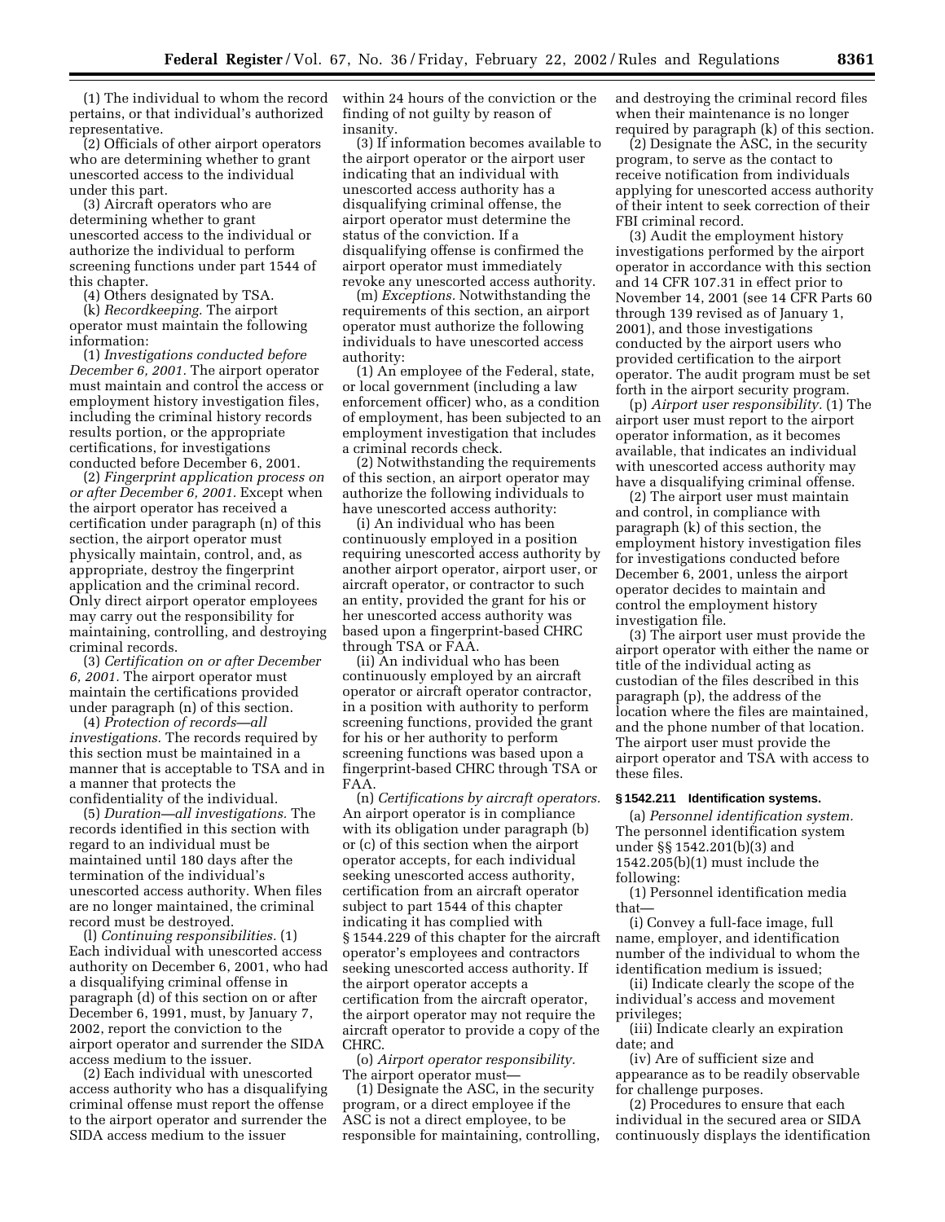(1) The individual to whom the record pertains, or that individual's authorized representative.

(2) Officials of other airport operators who are determining whether to grant unescorted access to the individual under this part.

(3) Aircraft operators who are determining whether to grant unescorted access to the individual or authorize the individual to perform screening functions under part 1544 of this chapter.

(4) Others designated by TSA.

(k) *Recordkeeping.* The airport operator must maintain the following information:

(1) *Investigations conducted before December 6, 2001.* The airport operator must maintain and control the access or employment history investigation files, including the criminal history records results portion, or the appropriate certifications, for investigations conducted before December 6, 2001.

(2) *Fingerprint application process on or after December 6, 2001.* Except when the airport operator has received a certification under paragraph (n) of this section, the airport operator must physically maintain, control, and, as appropriate, destroy the fingerprint application and the criminal record. Only direct airport operator employees may carry out the responsibility for maintaining, controlling, and destroying criminal records.

(3) *Certification on or after December 6, 2001.* The airport operator must maintain the certifications provided under paragraph (n) of this section.

(4) *Protection of records—all investigations.* The records required by this section must be maintained in a manner that is acceptable to TSA and in a manner that protects the confidentiality of the individual.

(5) *Duration—all investigations.* The records identified in this section with regard to an individual must be maintained until 180 days after the termination of the individual's unescorted access authority. When files are no longer maintained, the criminal record must be destroyed.

(l) *Continuing responsibilities.* (1) Each individual with unescorted access authority on December 6, 2001, who had a disqualifying criminal offense in paragraph (d) of this section on or after December 6, 1991, must, by January 7, 2002, report the conviction to the airport operator and surrender the SIDA access medium to the issuer.

(2) Each individual with unescorted access authority who has a disqualifying criminal offense must report the offense to the airport operator and surrender the SIDA access medium to the issuer within 24 hours of the conviction or the finding of not guilty by reason of insanity.

(3) If information becomes available to the airport operator or the airport user indicating that an individual with unescorted access authority has a disqualifying criminal offense, the airport operator must determine the status of the conviction. If a disqualifying offense is confirmed the airport operator must immediately revoke any unescorted access authority.

(m) *Exceptions.* Notwithstanding the requirements of this section, an airport operator must authorize the following individuals to have unescorted access authority:

(1) An employee of the Federal, state, or local government (including a law enforcement officer) who, as a condition of employment, has been subjected to an employment investigation that includes a criminal records check.

(2) Notwithstanding the requirements of this section, an airport operator may authorize the following individuals to have unescorted access authority:

(i) An individual who has been continuously employed in a position requiring unescorted access authority by another airport operator, airport user, or aircraft operator, or contractor to such an entity, provided the grant for his or her unescorted access authority was based upon a fingerprint-based CHRC through TSA or FAA.

(ii) An individual who has been continuously employed by an aircraft operator or aircraft operator contractor, in a position with authority to perform screening functions, provided the grant for his or her authority to perform screening functions was based upon a fingerprint-based CHRC through TSA or FAA.

(n) *Certifications by aircraft operators.* An airport operator is in compliance with its obligation under paragraph (b) or (c) of this section when the airport operator accepts, for each individual seeking unescorted access authority, certification from an aircraft operator subject to part 1544 of this chapter indicating it has complied with § 1544.229 of this chapter for the aircraft operator's employees and contractors seeking unescorted access authority. If the airport operator accepts a certification from the aircraft operator, the airport operator may not require the aircraft operator to provide a copy of the CHRC.

(o) *Airport operator responsibility.* The airport operator must—

(1) Designate the ASC, in the security program, or a direct employee if the ASC is not a direct employee, to be responsible for maintaining, controlling, and destroying the criminal record files when their maintenance is no longer required by paragraph (k) of this section.

(2) Designate the ASC, in the security program, to serve as the contact to receive notification from individuals applying for unescorted access authority of their intent to seek correction of their FBI criminal record.

(3) Audit the employment history investigations performed by the airport operator in accordance with this section and 14 CFR 107.31 in effect prior to November 14, 2001 (see 14 CFR Parts 60 through 139 revised as of January 1, 2001), and those investigations conducted by the airport users who provided certification to the airport operator. The audit program must be set forth in the airport security program.

(p) *Airport user responsibility.* (1) The airport user must report to the airport operator information, as it becomes available, that indicates an individual with unescorted access authority may have a disqualifying criminal offense.

(2) The airport user must maintain and control, in compliance with paragraph (k) of this section, the employment history investigation files for investigations conducted before December 6, 2001, unless the airport operator decides to maintain and control the employment history investigation file.

(3) The airport user must provide the airport operator with either the name or title of the individual acting as custodian of the files described in this paragraph (p), the address of the location where the files are maintained, and the phone number of that location. The airport user must provide the airport operator and TSA with access to these files.

### § 1542.211 Identification systems.

(a) *Personnel identification system.* The personnel identification system under §§ 1542.201(b)(3) and 1542.205(b)(1) must include the following:

(1) Personnel identification media that—

(i) Convey a full-face image, full name, employer, and identification number of the individual to whom the identification medium is issued;

(ii) Indicate clearly the scope of the individual's access and movement privileges;

(iii) Indicate clearly an expiration date; and

(iv) Are of sufficient size and appearance as to be readily observable for challenge purposes.

(2) Procedures to ensure that each individual in the secured area or SIDA continuously displays the identification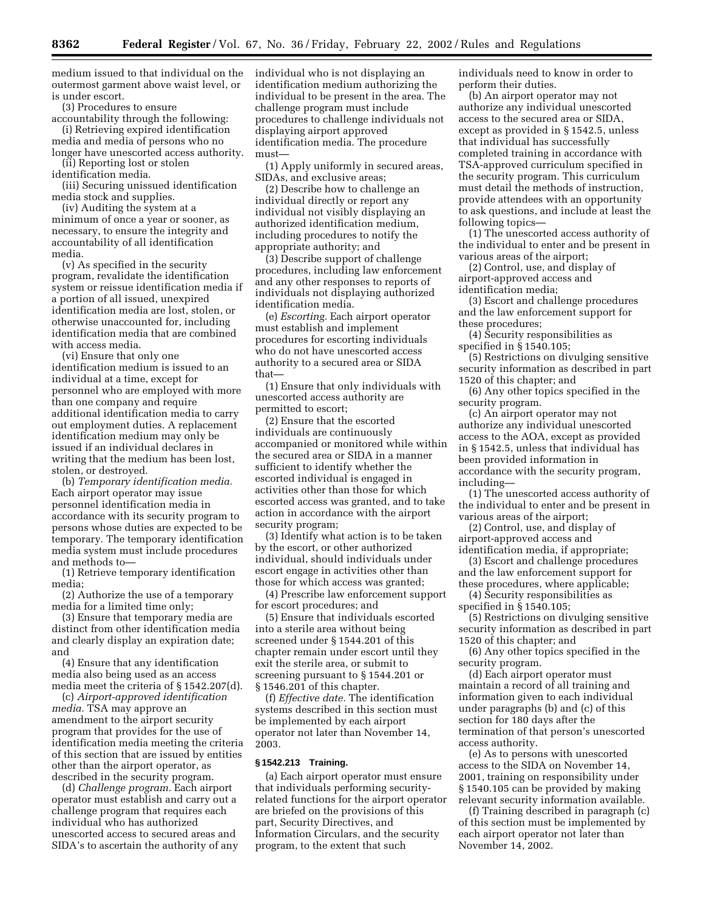medium issued to that individual on the outermost garment above waist level, or is under escort.

(3) Procedures to ensure accountability through the following:

(i) Retrieving expired identification media and media of persons who no longer have unescorted access authority.

(ii) Reporting lost or stolen identification media.

(iii) Securing unissued identification media stock and supplies.

(iv) Auditing the system at a minimum of once a year or sooner, as necessary, to ensure the integrity and accountability of all identification media.

(v) As specified in the security program, revalidate the identification system or reissue identification media if a portion of all issued, unexpired identification media are lost, stolen, or otherwise unaccounted for, including identification media that are combined with access media.

(vi) Ensure that only one identification medium is issued to an individual at a time, except for personnel who are employed with more than one company and require additional identification media to carry out employment duties. A replacement identification medium may only be issued if an individual declares in writing that the medium has been lost, stolen, or destroyed.

(b) *Temporary identification media.* Each airport operator may issue personnel identification media in accordance with its security program to persons whose duties are expected to be temporary. The temporary identification media system must include procedures and methods to—

(1) Retrieve temporary identification media;

(2) Authorize the use of a temporary media for a limited time only;

(3) Ensure that temporary media are distinct from other identification media and clearly display an expiration date; and

(4) Ensure that any identification media also being used as an access media meet the criteria of § 1542.207(d).

(c) *Airport-approved identification media.* TSA may approve an amendment to the airport security program that provides for the use of identification media meeting the criteria of this section that are issued by entities other than the airport operator, as described in the security program.

(d) *Challenge program.* Each airport operator must establish and carry out a challenge program that requires each individual who has authorized unescorted access to secured areas and SIDA's to ascertain the authority of any individual who is not displaying an identification medium authorizing the individual to be present in the area. The challenge program must include procedures to challenge individuals not displaying airport approved identification media. The procedure must—

(1) Apply uniformly in secured areas, SIDAs, and exclusive areas;

(2) Describe how to challenge an individual directly or report any individual not visibly displaying an authorized identification medium, including procedures to notify the appropriate authority; and

(3) Describe support of challenge procedures, including law enforcement and any other responses to reports of individuals not displaying authorized identification media.

(e) *Escorting.* Each airport operator must establish and implement procedures for escorting individuals who do not have unescorted access authority to a secured area or SIDA that—

(1) Ensure that only individuals with unescorted access authority are permitted to escort;

(2) Ensure that the escorted individuals are continuously accompanied or monitored while within the secured area or SIDA in a manner sufficient to identify whether the escorted individual is engaged in activities other than those for which escorted access was granted, and to take action in accordance with the airport security program;

(3) Identify what action is to be taken by the escort, or other authorized individual, should individuals under escort engage in activities other than those for which access was granted;

(4) Prescribe law enforcement support for escort procedures; and

(5) Ensure that individuals escorted into a sterile area without being screened under § 1544.201 of this chapter remain under escort until they exit the sterile area, or submit to screening pursuant to § 1544.201 or § 1546.201 of this chapter.

(f) *Effective date.* The identification systems described in this section must be implemented by each airport operator not later than November 14, 2003.

**§ 1542.213 Training.**

(a) Each airport operator must ensure that individuals performing security-related functions for the airport operator are briefed on the provisions of this part, Security Directives, and Information Circulars, and the security program, to the extent that such individuals need to know in order to perform their duties.

(b) An airport operator may not authorize any individual unescorted access to the secured area or SIDA, except as provided in § 1542.5, unless that individual has successfully completed training in accordance with TSA-approved curriculum specified in the security program. This curriculum must detail the methods of instruction, provide attendees with an opportunity to ask questions, and include at least the following topics—

(1) The unescorted access authority of the individual to enter and be present in various areas of the airport;

(2) Control, use, and display of airport-approved access and identification media;

(3) Escort and challenge procedures and the law enforcement support for these procedures;

(4) Security responsibilities as specified in § 1540.105;

(5) Restrictions on divulging sensitive security information as described in part 1520 of this chapter; and

(6) Any other topics specified in the security program.

(c) An airport operator may not authorize any individual unescorted access to the AOA, except as provided in § 1542.5, unless that individual has been provided information in accordance with the security program, including—

(1) The unescorted access authority of the individual to enter and be present in various areas of the airport;

(2) Control, use, and display of airport-approved access and identification media, if appropriate;

(3) Escort and challenge procedures and the law enforcement support for these procedures, where applicable;

(4) Security responsibilities as specified in § 1540.105;

(5) Restrictions on divulging sensitive security information as described in part 1520 of this chapter; and

(6) Any other topics specified in the security program.

(d) Each airport operator must maintain a record of all training and information given to each individual under paragraphs (b) and (c) of this section for 180 days after the termination of that person's unescorted access authority.

(e) As to persons with unescorted access to the SIDA on November 14, 2001, training on responsibility under § 1540.105 can be provided by making relevant security information available.

(f) Training described in paragraph (c) of this section must be implemented by each airport operator not later than November 14, 2002.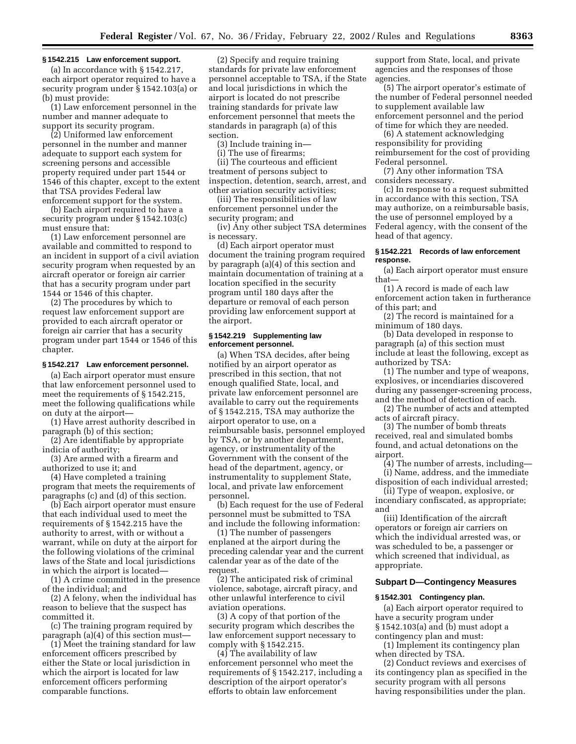### § 1542.215 Law enforcement support.

(a) In accordance with § 1542.217, each airport operator required to have a security program under § 1542.103(a) or (b) must provide:

(1) Law enforcement personnel in the number and manner adequate to support its security program.

(2) Uniformed law enforcement personnel in the number and manner adequate to support each system for screening persons and accessible property required under part 1544 or 1546 of this chapter, except to the extent that TSA provides Federal law enforcement support for the system.

(b) Each airport required to have a security program under § 1542.103(c) must ensure that:

(1) Law enforcement personnel are available and committed to respond to an incident in support of a civil aviation security program when requested by an aircraft operator or foreign air carrier that has a security program under part 1544 or 1546 of this chapter.

(2) The procedures by which to request law enforcement support are provided to each aircraft operator or foreign air carrier that has a security program under part 1544 or 1546 of this chapter.

### § 1542.217 Law enforcement personnel.

(a) Each airport operator must ensure that law enforcement personnel used to meet the requirements of § 1542.215, meet the following qualifications while on duty at the airport—

(1) Have arrest authority described in paragraph (b) of this section;

(2) Are identifiable by appropriate indicia of authority;

(3) Are armed with a firearm and authorized to use it; and

(4) Have completed a training program that meets the requirements of paragraphs (c) and (d) of this section.

(b) Each airport operator must ensure that each individual used to meet the requirements of § 1542.215 have the authority to arrest, with or without a warrant, while on duty at the airport for the following violations of the criminal laws of the State and local jurisdictions in which the airport is located—

(1) A crime committed in the presence of the individual; and

(2) A felony, when the individual has reason to believe that the suspect has committed it.

(c) The training program required by paragraph (a)(4) of this section must—

(1) Meet the training standard for law enforcement officers prescribed by either the State or local jurisdiction in which the airport is located for law enforcement officers performing comparable functions.

(2) Specify and require training standards for private law enforcement personnel acceptable to TSA, if the State and local jurisdictions in which the airport is located do not prescribe training standards for private law enforcement personnel that meets the standards in paragraph (a) of this section.

(3) Include training in—

(i) The use of firearms;

(ii) The courteous and efficient treatment of persons subject to inspection, detention, search, arrest, and other aviation security activities;

(iii) The responsibilities of law enforcement personnel under the security program; and

(iv) Any other subject TSA determines is necessary.

(d) Each airport operator must document the training program required by paragraph (a)(4) of this section and maintain documentation of training at a location specified in the security program until 180 days after the departure or removal of each person providing law enforcement support at the airport.

### § 1542.219 Supplementing law enforcement personnel.

(a) When TSA decides, after being notified by an airport operator as prescribed in this section, that not enough qualified State, local, and private law enforcement personnel are available to carry out the requirements of § 1542.215, TSA may authorize the airport operator to use, on a reimbursable basis, personnel employed by TSA, or by another department, agency, or instrumentality of the Government with the consent of the head of the department, agency, or instrumentality to supplement State, local, and private law enforcement personnel.

(b) Each request for the use of Federal personnel must be submitted to TSA and include the following information:

(1) The number of passengers enplaned at the airport during the preceding calendar year and the current calendar year as of the date of the request.

(2) The anticipated risk of criminal violence, sabotage, aircraft piracy, and other unlawful interference to civil aviation operations.

(3) A copy of that portion of the security program which describes the law enforcement support necessary to comply with § 1542.215.

(4) The availability of law enforcement personnel who meet the requirements of § 1542.217, including a description of the airport operator's efforts to obtain law enforcement support from State, local, and private agencies and the responses of those agencies.

(5) The airport operator's estimate of the number of Federal personnel needed to supplement available law enforcement personnel and the period of time for which they are needed.

(6) A statement acknowledging responsibility for providing reimbursement for the cost of providing Federal personnel.

(7) Any other information TSA considers necessary.

(c) In response to a request submitted in accordance with this section, TSA may authorize, on a reimbursable basis, the use of personnel employed by a Federal agency, with the consent of the head of that agency.

### § 1542.221 Records of law enforcement response.

(a) Each airport operator must ensure that—

(1) A record is made of each law enforcement action taken in furtherance of this part; and

(2) The record is maintained for a minimum of 180 days.

(b) Data developed in response to paragraph (a) of this section must include at least the following, except as authorized by TSA:

(1) The number and type of weapons, explosives, or incendiaries discovered during any passenger-screening process, and the method of detection of each.

(2) The number of acts and attempted acts of aircraft piracy.

(3) The number of bomb threats received, real and simulated bombs found, and actual detonations on the airport.

(4) The number of arrests, including—

(i) Name, address, and the immediate disposition of each individual arrested;

(ii) Type of weapon, explosive, or incendiary confiscated, as appropriate; and

(iii) Identification of the aircraft operators or foreign air carriers on which the individual arrested was, or was scheduled to be, a passenger or which screened that individual, as appropriate.

## Subpart D—Contingency Measures

### § 1542.301 Contingency plan.

(a) Each airport operator required to have a security program under § 1542.103(a) and (b) must adopt a contingency plan and must:

(1) Implement its contingency plan when directed by TSA.

(2) Conduct reviews and exercises of its contingency plan as specified in the security program with all persons having responsibilities under the plan.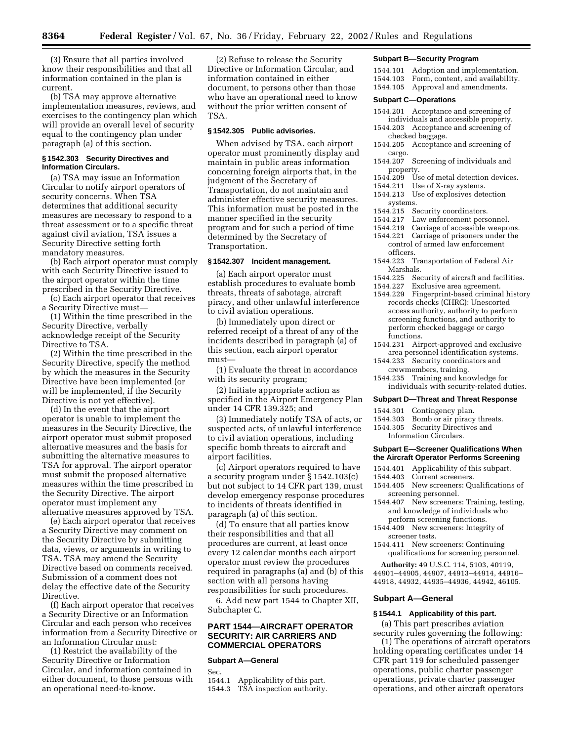(3) Ensure that all parties involved know their responsibilities and that all information contained in the plan is current.

(b) TSA may approve alternative implementation measures, reviews, and exercises to the contingency plan which will provide an overall level of security equal to the contingency plan under paragraph (a) of this section.

#### § 1542.303 Security Directives and Information Circulars.

(a) TSA may issue an Information Circular to notify airport operators of security concerns. When TSA determines that additional security measures are necessary to respond to a threat assessment or to a specific threat against civil aviation, TSA issues a Security Directive setting forth mandatory measures.

(b) Each airport operator must comply with each Security Directive issued to the airport operator within the time prescribed in the Security Directive.

(c) Each airport operator that receives a Security Directive must—

(1) Within the time prescribed in the Security Directive, verbally acknowledge receipt of the Security Directive to TSA.

(2) Within the time prescribed in the Security Directive, specify the method by which the measures in the Security Directive have been implemented (or will be implemented, if the Security Directive is not yet effective).

(d) In the event that the airport operator is unable to implement the measures in the Security Directive, the airport operator must submit proposed alternative measures and the basis for submitting the alternative measures to TSA for approval. The airport operator must submit the proposed alternative measures within the time prescribed in the Security Directive. The airport operator must implement any alternative measures approved by TSA.

(e) Each airport operator that receives a Security Directive may comment on the Security Directive by submitting data, views, or arguments in writing to TSA. TSA may amend the Security Directive based on comments received. Submission of a comment does not delay the effective date of the Security Directive.

(f) Each airport operator that receives a Security Directive or an Information Circular and each person who receives information from a Security Directive or an Information Circular must:

(1) Restrict the availability of the Security Directive or Information Circular, and information contained in either document, to those persons with an operational need-to-know.

(2) Refuse to release the Security Directive or Information Circular, and information contained in either document, to persons other than those who have an operational need to know without the prior written consent of TSA.

#### § 1542.305 Public advisories.

When advised by TSA, each airport operator must prominently display and maintain in public areas information concerning foreign airports that, in the judgment of the Secretary of Transportation, do not maintain and administer effective security measures. This information must be posted in the manner specified in the security program and for such a period of time determined by the Secretary of Transportation.

#### § 1542.307 Incident management.

(a) Each airport operator must establish procedures to evaluate bomb threats, threats of sabotage, aircraft piracy, and other unlawful interference to civil aviation operations.

(b) Immediately upon direct or referred receipt of a threat of any of the incidents described in paragraph (a) of this section, each airport operator must—

(1) Evaluate the threat in accordance with its security program;

(2) Initiate appropriate action as specified in the Airport Emergency Plan under 14 CFR 139.325; and

(3) Immediately notify TSA of acts, or suspected acts, of unlawful interference to civil aviation operations, including specific bomb threats to aircraft and airport facilities.

(c) Airport operators required to have a security program under § 1542.103(c) but not subject to 14 CFR part 139, must develop emergency response procedures to incidents of threats identified in paragraph (a) of this section.

(d) To ensure that all parties know their responsibilities and that all procedures are current, at least once every 12 calendar months each airport operator must review the procedures required in paragraphs (a) and (b) of this section with all persons having responsibilities for such procedures.

6. Add new part 1544 to Chapter XII, Subchapter C.

## PART 1544—AIRCRAFT OPERATOR SECURITY: AIR CARRIERS AND COMMERCIAL OPERATORS

#### Subpart A—General

Sec.
1544.1 Applicability of this part.
1544.3 TSA inspection authority.

#### Subpart B—Security Program

1544.101 Adoption and implementation.
1544.103 Form, content, and availability.
1544.105 Approval and amendments.

#### Subpart C—Operations

1544.201 Acceptance and screening of individuals and accessible property.
1544.203 Acceptance and screening of checked baggage.
1544.205 Acceptance and screening of cargo.
1544.207 Screening of individuals and property.
1544.209 Use of metal detection devices.
1544.211 Use of X-ray systems.
1544.213 Use of explosives detection systems.
1544.215 Security coordinators.
1544.217 Law enforcement personnel.
1544.219 Carriage of accessible weapons.
1544.221 Carriage of prisoners under the control of armed law enforcement officers.
1544.223 Transportation of Federal Air Marshals.
1544.225 Security of aircraft and facilities.
1544.227 Exclusive area agreement.
1544.229 Fingerprint-based criminal history records checks (CHRC): Unescorted access authority, authority to perform screening functions, and authority to perform checked baggage or cargo functions.
1544.231 Airport-approved and exclusive area personnel identification systems.
1544.233 Security coordinators and crewmembers, training.
1544.235 Training and knowledge for individuals with security-related duties.

#### Subpart D—Threat and Threat Response

1544.301 Contingency plan.
1544.303 Bomb or air piracy threats.
1544.305 Security Directives and Information Circulars.

#### Subpart E—Screener Qualifications When the Aircraft Operator Performs Screening

1544.401 Applicability of this subpart.
1544.403 Current screeners.
1544.405 New screeners: Qualifications of screening personnel.
1544.407 New screeners: Training, testing, and knowledge of individuals who perform screening functions.
1544.409 New screeners: Integrity of screener tests.
1544.411 New screeners: Continuing qualifications for screening personnel.

**Authority:** 49 U.S.C. 114, 5103, 40119, 44901–44905, 44907, 44913–44914, 44916–44918, 44932, 44935–44936, 44942, 46105.

### Subpart A—General

#### § 1544.1 Applicability of this part.

(a) This part prescribes aviation security rules governing the following:

(1) The operations of aircraft operators holding operating certificates under 14 CFR part 119 for scheduled passenger operations, public charter passenger operations, private charter passenger operations, and other aircraft operators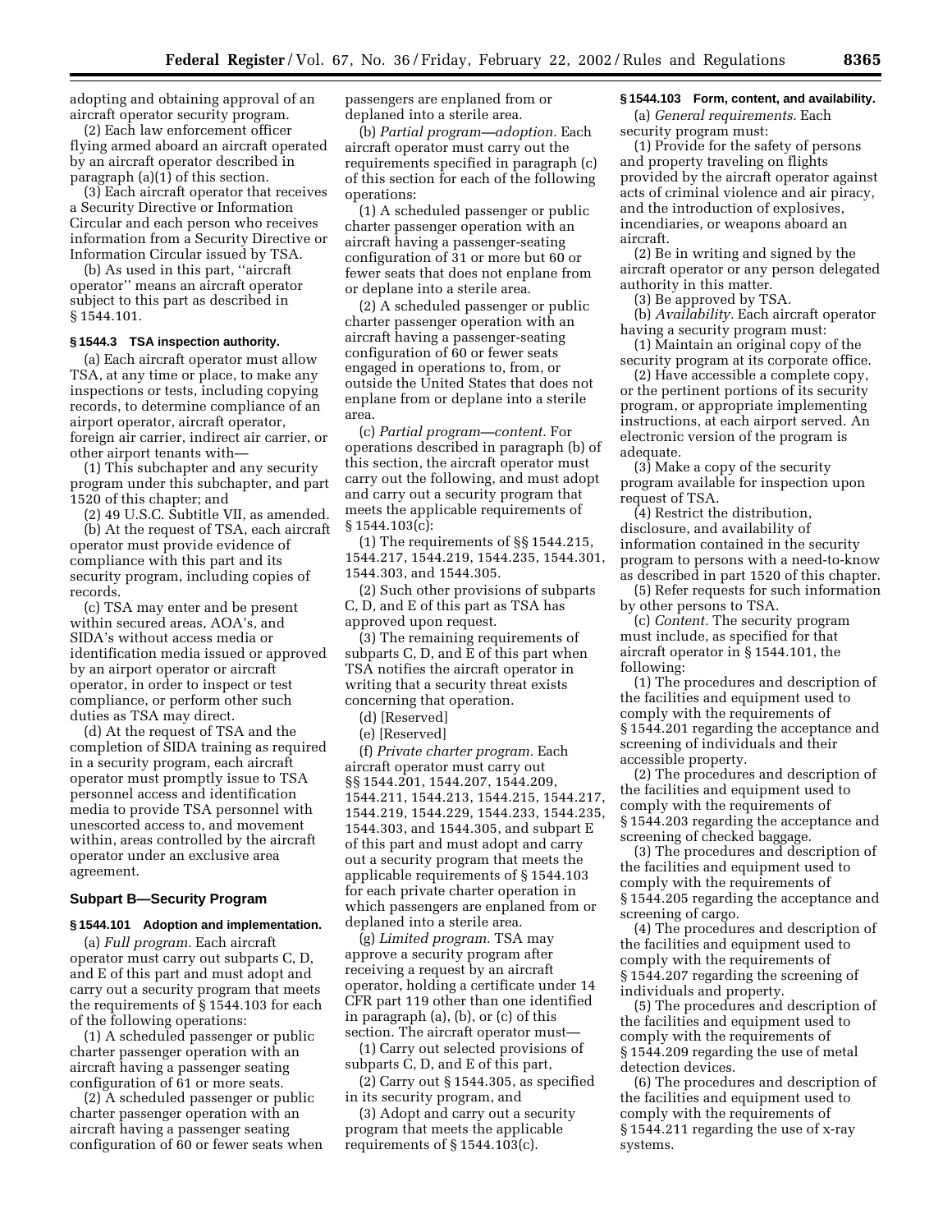adopting and obtaining approval of an aircraft operator security program.

(2) Each law enforcement officer flying armed aboard an aircraft operated by an aircraft operator described in paragraph (a)(1) of this section.

(3) Each aircraft operator that receives a Security Directive or Information Circular and each person who receives information from a Security Directive or Information Circular issued by TSA.

(b) As used in this part, ''aircraft operator'' means an aircraft operator subject to this part as described in § 1544.101.

### § 1544.3 TSA inspection authority.

(a) Each aircraft operator must allow TSA, at any time or place, to make any inspections or tests, including copying records, to determine compliance of an airport operator, aircraft operator, foreign air carrier, indirect air carrier, or other airport tenants with—

(1) This subchapter and any security program under this subchapter, and part 1520 of this chapter; and

(2) 49 U.S.C. Subtitle VII, as amended.

(b) At the request of TSA, each aircraft operator must provide evidence of compliance with this part and its security program, including copies of records.

(c) TSA may enter and be present within secured areas, AOA's, and SIDA's without access media or identification media issued or approved by an airport operator or aircraft operator, in order to inspect or test compliance, or perform other such duties as TSA may direct.

(d) At the request of TSA and the completion of SIDA training as required in a security program, each aircraft operator must promptly issue to TSA personnel access and identification media to provide TSA personnel with unescorted access to, and movement within, areas controlled by the aircraft operator under an exclusive area agreement.

## Subpart B—Security Program

### § 1544.101 Adoption and implementation.

(a) *Full program.* Each aircraft operator must carry out subparts C, D, and E of this part and must adopt and carry out a security program that meets the requirements of § 1544.103 for each of the following operations:

(1) A scheduled passenger or public charter passenger operation with an aircraft having a passenger seating configuration of 61 or more seats.

(2) A scheduled passenger or public charter passenger operation with an aircraft having a passenger seating configuration of 60 or fewer seats when passengers are enplaned from or deplaned into a sterile area.

(b) *Partial program—adoption.* Each aircraft operator must carry out the requirements specified in paragraph (c) of this section for each of the following operations:

(1) A scheduled passenger or public charter passenger operation with an aircraft having a passenger-seating configuration of 31 or more but 60 or fewer seats that does not enplane from or deplane into a sterile area.

(2) A scheduled passenger or public charter passenger operation with an aircraft having a passenger-seating configuration of 60 or fewer seats engaged in operations to, from, or outside the United States that does not enplane from or deplane into a sterile area.

(c) *Partial program—content.* For operations described in paragraph (b) of this section, the aircraft operator must carry out the following, and must adopt and carry out a security program that meets the applicable requirements of § 1544.103(c):

(1) The requirements of §§ 1544.215, 1544.217, 1544.219, 1544.235, 1544.301, 1544.303, and 1544.305.

(2) Such other provisions of subparts C, D, and E of this part as TSA has approved upon request.

(3) The remaining requirements of subparts C, D, and E of this part when TSA notifies the aircraft operator in writing that a security threat exists concerning that operation.

(d) [Reserved]

(e) [Reserved]

(f) *Private charter program.* Each aircraft operator must carry out §§ 1544.201, 1544.207, 1544.209, 1544.211, 1544.213, 1544.215, 1544.217, 1544.219, 1544.229, 1544.233, 1544.235, 1544.303, and 1544.305, and subpart E of this part and must adopt and carry out a security program that meets the applicable requirements of § 1544.103 for each private charter operation in which passengers are enplaned from or deplaned into a sterile area.

(g) *Limited program.* TSA may approve a security program after receiving a request by an aircraft operator, holding a certificate under 14 CFR part 119 other than one identified in paragraph (a), (b), or (c) of this section. The aircraft operator must—

(1) Carry out selected provisions of subparts C, D, and E of this part,

(2) Carry out § 1544.305, as specified in its security program, and

(3) Adopt and carry out a security program that meets the applicable requirements of § 1544.103(c).

### § 1544.103 Form, content, and availability.

(a) *General requirements.* Each security program must:

(1) Provide for the safety of persons and property traveling on flights provided by the aircraft operator against acts of criminal violence and air piracy, and the introduction of explosives, incendiaries, or weapons aboard an aircraft.

(2) Be in writing and signed by the aircraft operator or any person delegated authority in this matter.

(3) Be approved by TSA.

(b) *Availability.* Each aircraft operator having a security program must:

(1) Maintain an original copy of the security program at its corporate office.

(2) Have accessible a complete copy, or the pertinent portions of its security program, or appropriate implementing instructions, at each airport served. An electronic version of the program is adequate.

(3) Make a copy of the security program available for inspection upon request of TSA.

(4) Restrict the distribution, disclosure, and availability of information contained in the security program to persons with a need-to-know as described in part 1520 of this chapter.

(5) Refer requests for such information by other persons to TSA.

(c) *Content.* The security program must include, as specified for that aircraft operator in § 1544.101, the following:

(1) The procedures and description of the facilities and equipment used to comply with the requirements of § 1544.201 regarding the acceptance and screening of individuals and their accessible property.

(2) The procedures and description of the facilities and equipment used to comply with the requirements of § 1544.203 regarding the acceptance and screening of checked baggage.

(3) The procedures and description of the facilities and equipment used to comply with the requirements of § 1544.205 regarding the acceptance and screening of cargo.

(4) The procedures and description of the facilities and equipment used to comply with the requirements of § 1544.207 regarding the screening of individuals and property.

(5) The procedures and description of the facilities and equipment used to comply with the requirements of § 1544.209 regarding the use of metal detection devices.

(6) The procedures and description of the facilities and equipment used to comply with the requirements of § 1544.211 regarding the use of x-ray systems.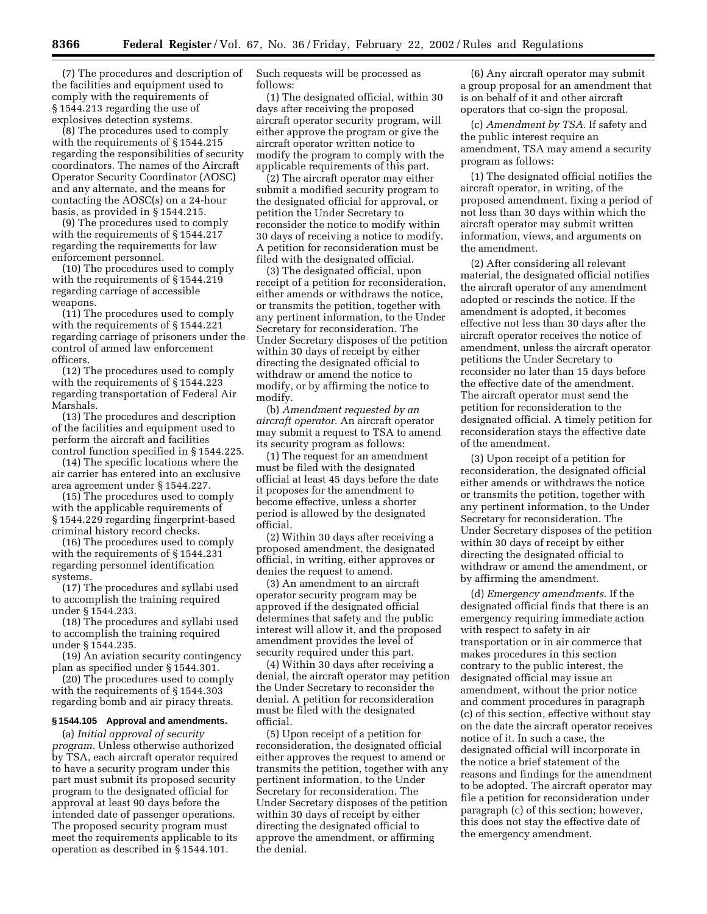(7) The procedures and description of the facilities and equipment used to comply with the requirements of § 1544.213 regarding the use of explosives detection systems.

(8) The procedures used to comply with the requirements of § 1544.215 regarding the responsibilities of security coordinators. The names of the Aircraft Operator Security Coordinator (AOSC) and any alternate, and the means for contacting the AOSC(s) on a 24-hour basis, as provided in § 1544.215.

(9) The procedures used to comply with the requirements of § 1544.217 regarding the requirements for law enforcement personnel.

(10) The procedures used to comply with the requirements of § 1544.219 regarding carriage of accessible weapons.

(11) The procedures used to comply with the requirements of § 1544.221 regarding carriage of prisoners under the control of armed law enforcement officers.

(12) The procedures used to comply with the requirements of § 1544.223 regarding transportation of Federal Air Marshals.

(13) The procedures and description of the facilities and equipment used to perform the aircraft and facilities control function specified in § 1544.225.

(14) The specific locations where the air carrier has entered into an exclusive area agreement under § 1544.227.

(15) The procedures used to comply with the applicable requirements of § 1544.229 regarding fingerprint-based criminal history record checks.

(16) The procedures used to comply with the requirements of § 1544.231 regarding personnel identification systems.

(17) The procedures and syllabi used to accomplish the training required under § 1544.233.

(18) The procedures and syllabi used to accomplish the training required under § 1544.235.

(19) An aviation security contingency plan as specified under § 1544.301.

(20) The procedures used to comply with the requirements of § 1544.303 regarding bomb and air piracy threats.

### § 1544.105 Approval and amendments.

(a) *Initial approval of security program.* Unless otherwise authorized by TSA, each aircraft operator required to have a security program under this part must submit its proposed security program to the designated official for approval at least 90 days before the intended date of passenger operations. The proposed security program must meet the requirements applicable to its operation as described in § 1544.101. Such requests will be processed as follows:

(1) The designated official, within 30 days after receiving the proposed aircraft operator security program, will either approve the program or give the aircraft operator written notice to modify the program to comply with the applicable requirements of this part.

(2) The aircraft operator may either submit a modified security program to the designated official for approval, or petition the Under Secretary to reconsider the notice to modify within 30 days of receiving a notice to modify. A petition for reconsideration must be filed with the designated official.

(3) The designated official, upon receipt of a petition for reconsideration, either amends or withdraws the notice, or transmits the petition, together with any pertinent information, to the Under Secretary for reconsideration. The Under Secretary disposes of the petition within 30 days of receipt by either directing the designated official to withdraw or amend the notice to modify, or by affirming the notice to modify.

(b) *Amendment requested by an aircraft operator.* An aircraft operator may submit a request to TSA to amend its security program as follows:

(1) The request for an amendment must be filed with the designated official at least 45 days before the date it proposes for the amendment to become effective, unless a shorter period is allowed by the designated official.

(2) Within 30 days after receiving a proposed amendment, the designated official, in writing, either approves or denies the request to amend.

(3) An amendment to an aircraft operator security program may be approved if the designated official determines that safety and the public interest will allow it, and the proposed amendment provides the level of security required under this part.

(4) Within 30 days after receiving a denial, the aircraft operator may petition the Under Secretary to reconsider the denial. A petition for reconsideration must be filed with the designated official.

(5) Upon receipt of a petition for reconsideration, the designated official either approves the request to amend or transmits the petition, together with any pertinent information, to the Under Secretary for reconsideration. The Under Secretary disposes of the petition within 30 days of receipt by either directing the designated official to approve the amendment, or affirming the denial.

(6) Any aircraft operator may submit a group proposal for an amendment that is on behalf of it and other aircraft operators that co-sign the proposal.

(c) *Amendment by TSA.* If safety and the public interest require an amendment, TSA may amend a security program as follows:

(1) The designated official notifies the aircraft operator, in writing, of the proposed amendment, fixing a period of not less than 30 days within which the aircraft operator may submit written information, views, and arguments on the amendment.

(2) After considering all relevant material, the designated official notifies the aircraft operator of any amendment adopted or rescinds the notice. If the amendment is adopted, it becomes effective not less than 30 days after the aircraft operator receives the notice of amendment, unless the aircraft operator petitions the Under Secretary to reconsider no later than 15 days before the effective date of the amendment. The aircraft operator must send the petition for reconsideration to the designated official. A timely petition for reconsideration stays the effective date of the amendment.

(3) Upon receipt of a petition for reconsideration, the designated official either amends or withdraws the notice or transmits the petition, together with any pertinent information, to the Under Secretary for reconsideration. The Under Secretary disposes of the petition within 30 days of receipt by either directing the designated official to withdraw or amend the amendment, or by affirming the amendment.

(d) *Emergency amendments.* If the designated official finds that there is an emergency requiring immediate action with respect to safety in air transportation or in air commerce that makes procedures in this section contrary to the public interest, the designated official may issue an amendment, without the prior notice and comment procedures in paragraph (c) of this section, effective without stay on the date the aircraft operator receives notice of it. In such a case, the designated official will incorporate in the notice a brief statement of the reasons and findings for the amendment to be adopted. The aircraft operator may file a petition for reconsideration under paragraph (c) of this section; however, this does not stay the effective date of the emergency amendment.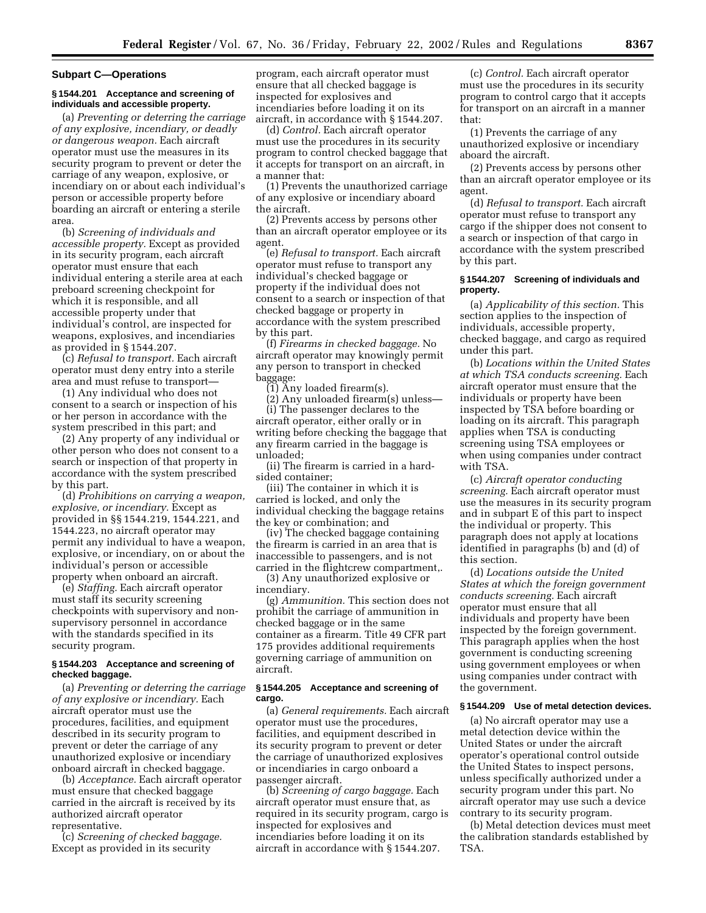## Subpart C—Operations

### § 1544.201 Acceptance and screening of individuals and accessible property.

(a) *Preventing or deterring the carriage of any explosive, incendiary, or deadly or dangerous weapon.* Each aircraft operator must use the measures in its security program to prevent or deter the carriage of any weapon, explosive, or incendiary on or about each individual's person or accessible property before boarding an aircraft or entering a sterile area.

(b) *Screening of individuals and accessible property.* Except as provided in its security program, each aircraft operator must ensure that each individual entering a sterile area at each preboard screening checkpoint for which it is responsible, and all accessible property under that individual's control, are inspected for weapons, explosives, and incendiaries as provided in § 1544.207.

(c) *Refusal to transport.* Each aircraft operator must deny entry into a sterile area and must refuse to transport—

(1) Any individual who does not consent to a search or inspection of his or her person in accordance with the system prescribed in this part; and

(2) Any property of any individual or other person who does not consent to a search or inspection of that property in accordance with the system prescribed by this part.

(d) *Prohibitions on carrying a weapon, explosive, or incendiary.* Except as provided in §§ 1544.219, 1544.221, and 1544.223, no aircraft operator may permit any individual to have a weapon, explosive, or incendiary, on or about the individual's person or accessible property when onboard an aircraft.

(e) *Staffing.* Each aircraft operator must staff its security screening checkpoints with supervisory and non-supervisory personnel in accordance with the standards specified in its security program.

### § 1544.203 Acceptance and screening of checked baggage.

(a) *Preventing or deterring the carriage of any explosive or incendiary.* Each aircraft operator must use the procedures, facilities, and equipment described in its security program to prevent or deter the carriage of any unauthorized explosive or incendiary onboard aircraft in checked baggage.

(b) *Acceptance.* Each aircraft operator must ensure that checked baggage carried in the aircraft is received by its authorized aircraft operator representative.

(c) *Screening of checked baggage.* Except as provided in its security program, each aircraft operator must ensure that all checked baggage is inspected for explosives and incendiaries before loading it on its aircraft, in accordance with § 1544.207.

(d) *Control.* Each aircraft operator must use the procedures in its security program to control checked baggage that it accepts for transport on an aircraft, in a manner that:

(1) Prevents the unauthorized carriage of any explosive or incendiary aboard the aircraft.

(2) Prevents access by persons other than an aircraft operator employee or its agent.

(e) *Refusal to transport.* Each aircraft operator must refuse to transport any individual's checked baggage or property if the individual does not consent to a search or inspection of that checked baggage or property in accordance with the system prescribed by this part.

(f) *Firearms in checked baggage.* No aircraft operator may knowingly permit any person to transport in checked baggage:

(1) Any loaded firearm(s).

(2) Any unloaded firearm(s) unless—

(i) The passenger declares to the aircraft operator, either orally or in writing before checking the baggage that any firearm carried in the baggage is unloaded;

(ii) The firearm is carried in a hard-sided container;

(iii) The container in which it is carried is locked, and only the individual checking the baggage retains the key or combination; and

(iv) The checked baggage containing the firearm is carried in an area that is inaccessible to passengers, and is not carried in the flightcrew compartment,.

(3) Any unauthorized explosive or incendiary.

(g) *Ammunition.* This section does not prohibit the carriage of ammunition in checked baggage or in the same container as a firearm. Title 49 CFR part 175 provides additional requirements governing carriage of ammunition on aircraft.

### § 1544.205 Acceptance and screening of cargo.

(a) *General requirements.* Each aircraft operator must use the procedures, facilities, and equipment described in its security program to prevent or deter the carriage of unauthorized explosives or incendiaries in cargo onboard a passenger aircraft.

(b) *Screening of cargo baggage.* Each aircraft operator must ensure that, as required in its security program, cargo is inspected for explosives and incendiaries before loading it on its aircraft in accordance with § 1544.207.

(c) *Control.* Each aircraft operator must use the procedures in its security program to control cargo that it accepts for transport on an aircraft in a manner that:

(1) Prevents the carriage of any unauthorized explosive or incendiary aboard the aircraft.

(2) Prevents access by persons other than an aircraft operator employee or its agent.

(d) *Refusal to transport.* Each aircraft operator must refuse to transport any cargo if the shipper does not consent to a search or inspection of that cargo in accordance with the system prescribed by this part.

### § 1544.207 Screening of individuals and property.

(a) *Applicability of this section.* This section applies to the inspection of individuals, accessible property, checked baggage, and cargo as required under this part.

(b) *Locations within the United States at which TSA conducts screening.* Each aircraft operator must ensure that the individuals or property have been inspected by TSA before boarding or loading on its aircraft. This paragraph applies when TSA is conducting screening using TSA employees or when using companies under contract with TSA.

(c) *Aircraft operator conducting screening.* Each aircraft operator must use the measures in its security program and in subpart E of this part to inspect the individual or property. This paragraph does not apply at locations identified in paragraphs (b) and (d) of this section.

(d) *Locations outside the United States at which the foreign government conducts screening.* Each aircraft operator must ensure that all individuals and property have been inspected by the foreign government. This paragraph applies when the host government is conducting screening using government employees or when using companies under contract with the government.

### § 1544.209 Use of metal detection devices.

(a) No aircraft operator may use a metal detection device within the United States or under the aircraft operator's operational control outside the United States to inspect persons, unless specifically authorized under a security program under this part. No aircraft operator may use such a device contrary to its security program.

(b) Metal detection devices must meet the calibration standards established by TSA.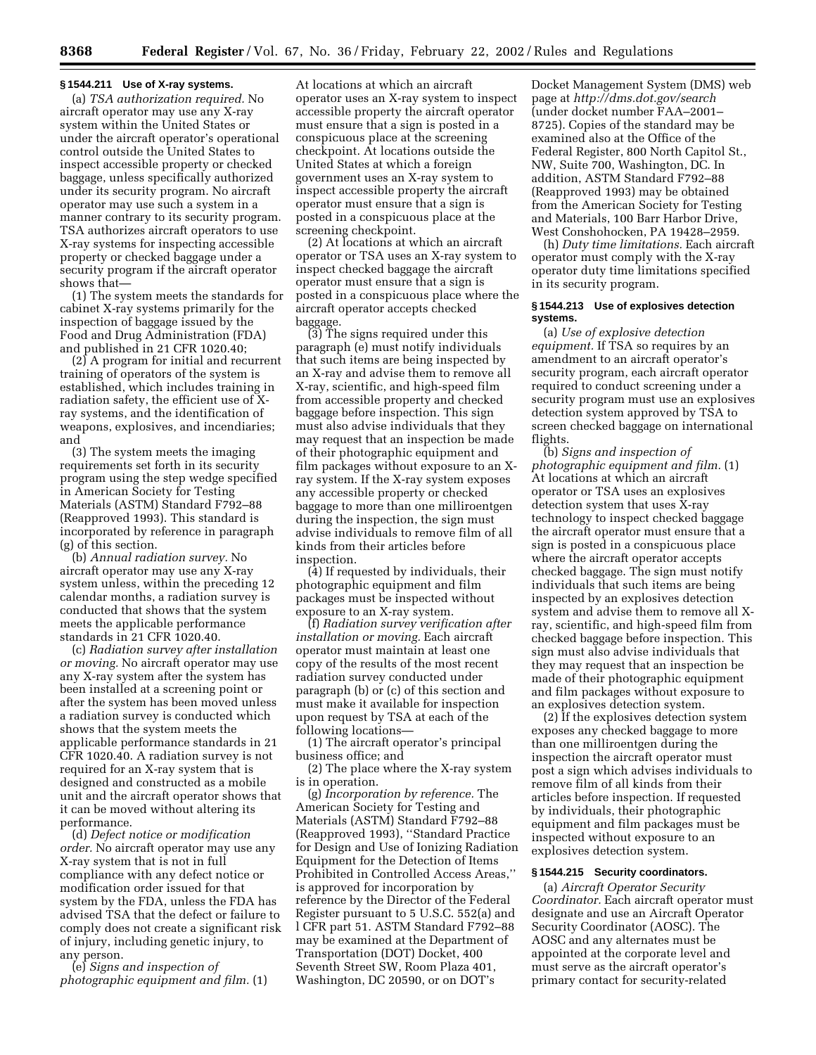### § 1544.211 Use of X-ray systems.

(a) *TSA authorization required.* No aircraft operator may use any X-ray system within the United States or under the aircraft operator's operational control outside the United States to inspect accessible property or checked baggage, unless specifically authorized under its security program. No aircraft operator may use such a system in a manner contrary to its security program. TSA authorizes aircraft operators to use X-ray systems for inspecting accessible property or checked baggage under a security program if the aircraft operator shows that—

(1) The system meets the standards for cabinet X-ray systems primarily for the inspection of baggage issued by the Food and Drug Administration (FDA) and published in 21 CFR 1020.40;

(2) A program for initial and recurrent training of operators of the system is established, which includes training in radiation safety, the efficient use of X-ray systems, and the identification of weapons, explosives, and incendiaries; and

(3) The system meets the imaging requirements set forth in its security program using the step wedge specified in American Society for Testing Materials (ASTM) Standard F792–88 (Reapproved 1993). This standard is incorporated by reference in paragraph (g) of this section.

(b) *Annual radiation survey.* No aircraft operator may use any X-ray system unless, within the preceding 12 calendar months, a radiation survey is conducted that shows that the system meets the applicable performance standards in 21 CFR 1020.40.

(c) *Radiation survey after installation or moving.* No aircraft operator may use any X-ray system after the system has been installed at a screening point or after the system has been moved unless a radiation survey is conducted which shows that the system meets the applicable performance standards in 21 CFR 1020.40. A radiation survey is not required for an X-ray system that is designed and constructed as a mobile unit and the aircraft operator shows that it can be moved without altering its performance.

(d) *Defect notice or modification order.* No aircraft operator may use any X-ray system that is not in full compliance with any defect notice or modification order issued for that system by the FDA, unless the FDA has advised TSA that the defect or failure to comply does not create a significant risk of injury, including genetic injury, to any person.

(e) *Signs and inspection of photographic equipment and film.* (1) At locations at which an aircraft operator uses an X-ray system to inspect accessible property the aircraft operator must ensure that a sign is posted in a conspicuous place at the screening checkpoint. At locations outside the United States at which a foreign government uses an X-ray system to inspect accessible property the aircraft operator must ensure that a sign is posted in a conspicuous place at the screening checkpoint.

(2) At locations at which an aircraft operator or TSA uses an X-ray system to inspect checked baggage the aircraft operator must ensure that a sign is posted in a conspicuous place where the aircraft operator accepts checked baggage.

(3) The signs required under this paragraph (e) must notify individuals that such items are being inspected by an X-ray and advise them to remove all X-ray, scientific, and high-speed film from accessible property and checked baggage before inspection. This sign must also advise individuals that they may request that an inspection be made of their photographic equipment and film packages without exposure to an X-ray system. If the X-ray system exposes any accessible property or checked baggage to more than one milliroentgen during the inspection, the sign must advise individuals to remove film of all kinds from their articles before inspection.

(4) If requested by individuals, their photographic equipment and film packages must be inspected without exposure to an X-ray system.

(f) *Radiation survey verification after installation or moving.* Each aircraft operator must maintain at least one copy of the results of the most recent radiation survey conducted under paragraph (b) or (c) of this section and must make it available for inspection upon request by TSA at each of the following locations—

(1) The aircraft operator's principal business office; and

(2) The place where the X-ray system is in operation.

(g) *Incorporation by reference.* The American Society for Testing and Materials (ASTM) Standard F792–88 (Reapproved 1993), "Standard Practice for Design and Use of Ionizing Radiation Equipment for the Detection of Items Prohibited in Controlled Access Areas," is approved for incorporation by reference by the Director of the Federal Register pursuant to 5 U.S.C. 552(a) and l CFR part 51. ASTM Standard F792–88 may be examined at the Department of Transportation (DOT) Docket, 400 Seventh Street SW, Room Plaza 401, Washington, DC 20590, or on DOT's Docket Management System (DMS) web page at *http://dms.dot.gov/search* (under docket number FAA–2001–8725). Copies of the standard may be examined also at the Office of the Federal Register, 800 North Capitol St., NW, Suite 700, Washington, DC. In addition, ASTM Standard F792–88 (Reapproved 1993) may be obtained from the American Society for Testing and Materials, 100 Barr Harbor Drive, West Conshohocken, PA 19428–2959.

(h) *Duty time limitations.* Each aircraft operator must comply with the X-ray operator duty time limitations specified in its security program.

### § 1544.213 Use of explosives detection systems.

(a) *Use of explosive detection equipment.* If TSA so requires by an amendment to an aircraft operator's security program, each aircraft operator required to conduct screening under a security program must use an explosives detection system approved by TSA to screen checked baggage on international flights.

(b) *Signs and inspection of photographic equipment and film.* (1) At locations at which an aircraft operator or TSA uses an explosives detection system that uses X-ray technology to inspect checked baggage the aircraft operator must ensure that a sign is posted in a conspicuous place where the aircraft operator accepts checked baggage. The sign must notify individuals that such items are being inspected by an explosives detection system and advise them to remove all X-ray, scientific, and high-speed film from checked baggage before inspection. This sign must also advise individuals that they may request that an inspection be made of their photographic equipment and film packages without exposure to an explosives detection system.

(2) If the explosives detection system exposes any checked baggage to more than one milliroentgen during the inspection the aircraft operator must post a sign which advises individuals to remove film of all kinds from their articles before inspection. If requested by individuals, their photographic equipment and film packages must be inspected without exposure to an explosives detection system.

### § 1544.215 Security coordinators.

(a) *Aircraft Operator Security Coordinator.* Each aircraft operator must designate and use an Aircraft Operator Security Coordinator (AOSC). The AOSC and any alternates must be appointed at the corporate level and must serve as the aircraft operator's primary contact for security-related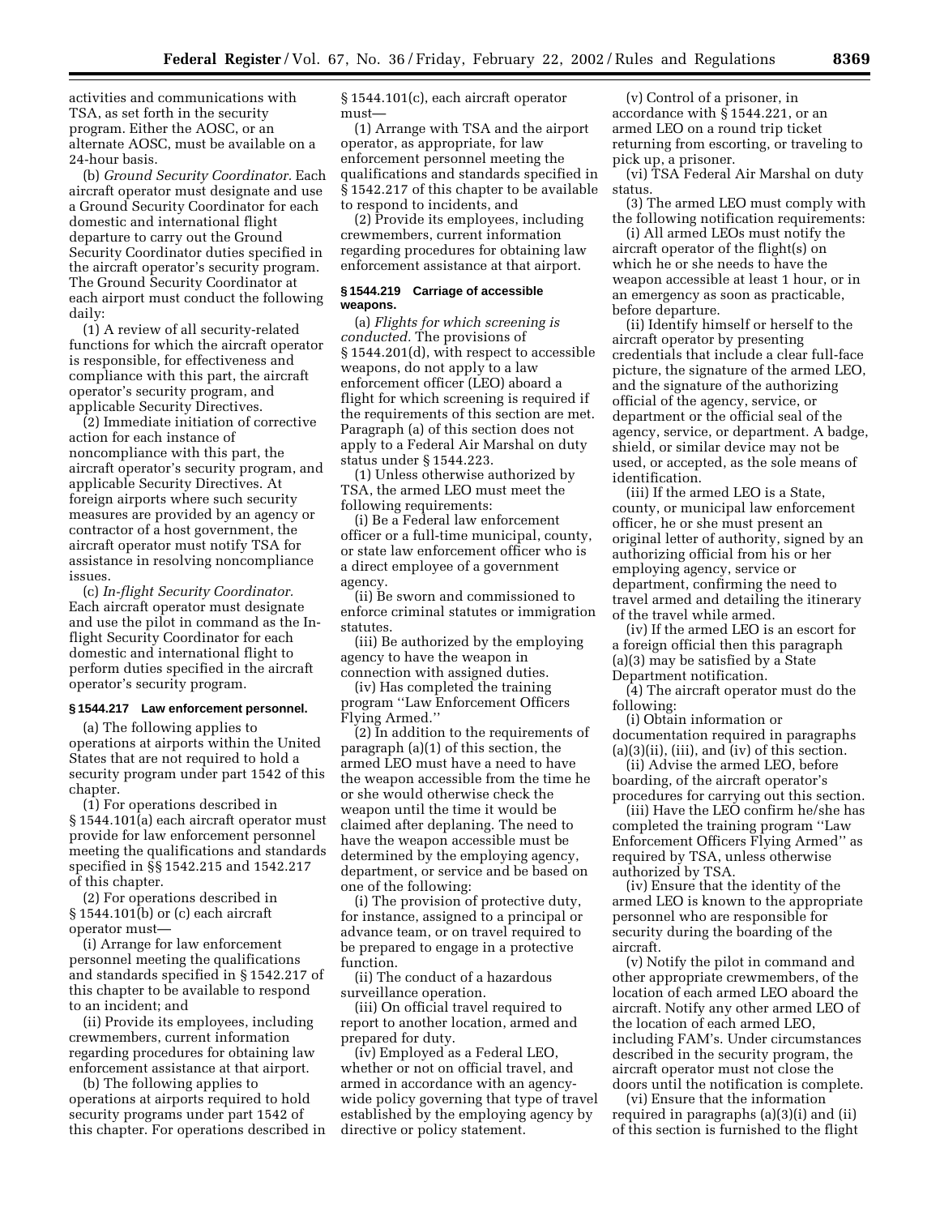activities and communications with TSA, as set forth in the security program. Either the AOSC, or an alternate AOSC, must be available on a 24-hour basis.

(b) *Ground Security Coordinator.* Each aircraft operator must designate and use a Ground Security Coordinator for each domestic and international flight departure to carry out the Ground Security Coordinator duties specified in the aircraft operator's security program. The Ground Security Coordinator at each airport must conduct the following daily:

(1) A review of all security-related functions for which the aircraft operator is responsible, for effectiveness and compliance with this part, the aircraft operator's security program, and applicable Security Directives.

(2) Immediate initiation of corrective action for each instance of noncompliance with this part, the aircraft operator's security program, and applicable Security Directives. At foreign airports where such security measures are provided by an agency or contractor of a host government, the aircraft operator must notify TSA for assistance in resolving noncompliance issues.

(c) *In-flight Security Coordinator.* Each aircraft operator must designate and use the pilot in command as the In-flight Security Coordinator for each domestic and international flight to perform duties specified in the aircraft operator's security program.

### § 1544.217 Law enforcement personnel.

(a) The following applies to operations at airports within the United States that are not required to hold a security program under part 1542 of this chapter.

(1) For operations described in § 1544.101(a) each aircraft operator must provide for law enforcement personnel meeting the qualifications and standards specified in §§ 1542.215 and 1542.217 of this chapter.

(2) For operations described in § 1544.101(b) or (c) each aircraft operator must—

(i) Arrange for law enforcement personnel meeting the qualifications and standards specified in § 1542.217 of this chapter to be available to respond to an incident; and

(ii) Provide its employees, including crewmembers, current information regarding procedures for obtaining law enforcement assistance at that airport.

(b) The following applies to operations at airports required to hold security programs under part 1542 of this chapter. For operations described in § 1544.101(c), each aircraft operator must—

(1) Arrange with TSA and the airport operator, as appropriate, for law enforcement personnel meeting the qualifications and standards specified in § 1542.217 of this chapter to be available to respond to incidents, and

(2) Provide its employees, including crewmembers, current information regarding procedures for obtaining law enforcement assistance at that airport.

### § 1544.219 Carriage of accessible weapons.

(a) *Flights for which screening is conducted.* The provisions of § 1544.201(d), with respect to accessible weapons, do not apply to a law enforcement officer (LEO) aboard a flight for which screening is required if the requirements of this section are met. Paragraph (a) of this section does not apply to a Federal Air Marshal on duty status under § 1544.223.

(1) Unless otherwise authorized by TSA, the armed LEO must meet the following requirements:

(i) Be a Federal law enforcement officer or a full-time municipal, county, or state law enforcement officer who is a direct employee of a government agency.

(ii) Be sworn and commissioned to enforce criminal statutes or immigration statutes.

(iii) Be authorized by the employing agency to have the weapon in connection with assigned duties.

(iv) Has completed the training program ''Law Enforcement Officers Flying Armed.''

(2) In addition to the requirements of paragraph (a)(1) of this section, the armed LEO must have a need to have the weapon accessible from the time he or she would otherwise check the weapon until the time it would be claimed after deplaning. The need to have the weapon accessible must be determined by the employing agency, department, or service and be based on one of the following:

(i) The provision of protective duty, for instance, assigned to a principal or advance team, or on travel required to be prepared to engage in a protective function.

(ii) The conduct of a hazardous surveillance operation.

(iii) On official travel required to report to another location, armed and prepared for duty.

(iv) Employed as a Federal LEO, whether or not on official travel, and armed in accordance with an agency-wide policy governing that type of travel established by the employing agency by directive or policy statement.

(v) Control of a prisoner, in accordance with § 1544.221, or an armed LEO on a round trip ticket returning from escorting, or traveling to pick up, a prisoner.

(vi) TSA Federal Air Marshal on duty status.

(3) The armed LEO must comply with the following notification requirements:

(i) All armed LEOs must notify the aircraft operator of the flight(s) on which he or she needs to have the weapon accessible at least 1 hour, or in an emergency as soon as practicable, before departure.

(ii) Identify himself or herself to the aircraft operator by presenting credentials that include a clear full-face picture, the signature of the armed LEO, and the signature of the authorizing official of the agency, service, or department or the official seal of the agency, service, or department. A badge, shield, or similar device may not be used, or accepted, as the sole means of identification.

(iii) If the armed LEO is a State, county, or municipal law enforcement officer, he or she must present an original letter of authority, signed by an authorizing official from his or her employing agency, service or department, confirming the need to travel armed and detailing the itinerary of the travel while armed.

(iv) If the armed LEO is an escort for a foreign official then this paragraph (a)(3) may be satisfied by a State Department notification.

(4) The aircraft operator must do the following:

(i) Obtain information or documentation required in paragraphs (a)(3)(ii), (iii), and (iv) of this section.

(ii) Advise the armed LEO, before boarding, of the aircraft operator's procedures for carrying out this section.

(iii) Have the LEO confirm he/she has completed the training program ''Law Enforcement Officers Flying Armed'' as required by TSA, unless otherwise authorized by TSA.

(iv) Ensure that the identity of the armed LEO is known to the appropriate personnel who are responsible for security during the boarding of the aircraft.

(v) Notify the pilot in command and other appropriate crewmembers, of the location of each armed LEO aboard the aircraft. Notify any other armed LEO of the location of each armed LEO, including FAM's. Under circumstances described in the security program, the aircraft operator must not close the doors until the notification is complete.

(vi) Ensure that the information required in paragraphs (a)(3)(i) and (ii) of this section is furnished to the flight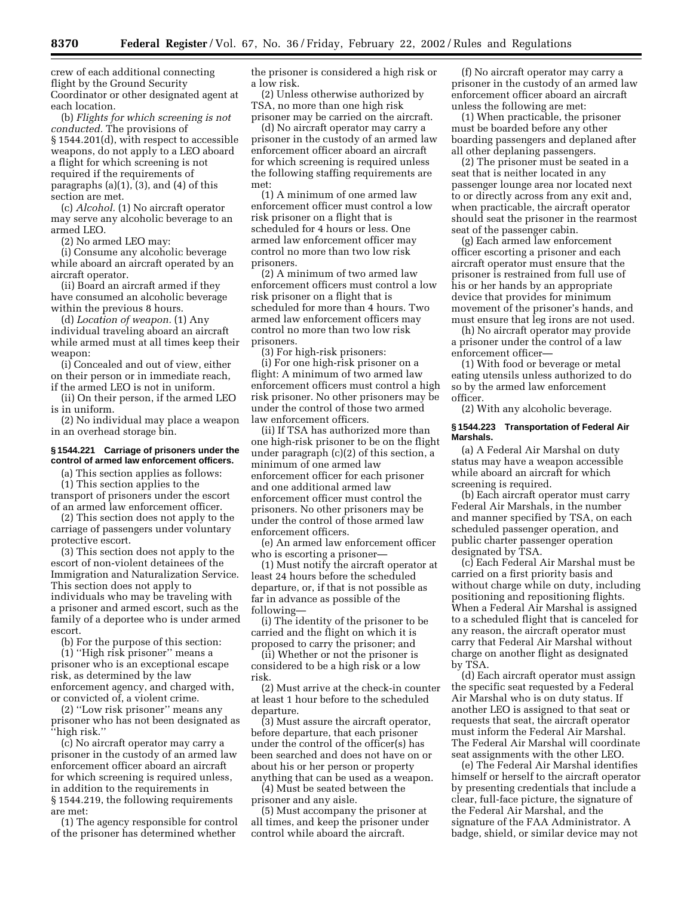crew of each additional connecting flight by the Ground Security Coordinator or other designated agent at each location.

(b) *Flights for which screening is not conducted.* The provisions of § 1544.201(d), with respect to accessible weapons, do not apply to a LEO aboard a flight for which screening is not required if the requirements of paragraphs (a)(1), (3), and (4) of this section are met.

(c) *Alcohol.* (1) No aircraft operator may serve any alcoholic beverage to an armed LEO.

(2) No armed LEO may:

(i) Consume any alcoholic beverage while aboard an aircraft operated by an aircraft operator.

(ii) Board an aircraft armed if they have consumed an alcoholic beverage within the previous 8 hours.

(d) *Location of weapon.* (1) Any individual traveling aboard an aircraft while armed must at all times keep their weapon:

(i) Concealed and out of view, either on their person or in immediate reach, if the armed LEO is not in uniform.

(ii) On their person, if the armed LEO is in uniform.

(2) No individual may place a weapon in an overhead storage bin.

### § 1544.221 Carriage of prisoners under the control of armed law enforcement officers.

(a) This section applies as follows:

(1) This section applies to the transport of prisoners under the escort of an armed law enforcement officer.

(2) This section does not apply to the carriage of passengers under voluntary protective escort.

(3) This section does not apply to the escort of non-violent detainees of the Immigration and Naturalization Service. This section does not apply to individuals who may be traveling with a prisoner and armed escort, such as the family of a deportee who is under armed escort.

(b) For the purpose of this section:

(1) "High risk prisoner" means a prisoner who is an exceptional escape risk, as determined by the law enforcement agency, and charged with, or convicted of, a violent crime.

(2) "Low risk prisoner" means any prisoner who has not been designated as "high risk."

(c) No aircraft operator may carry a prisoner in the custody of an armed law enforcement officer aboard an aircraft for which screening is required unless, in addition to the requirements in § 1544.219, the following requirements are met:

(1) The agency responsible for control of the prisoner has determined whether the prisoner is considered a high risk or a low risk.

(2) Unless otherwise authorized by TSA, no more than one high risk prisoner may be carried on the aircraft.

(d) No aircraft operator may carry a prisoner in the custody of an armed law enforcement officer aboard an aircraft for which screening is required unless the following staffing requirements are met:

(1) A minimum of one armed law enforcement officer must control a low risk prisoner on a flight that is scheduled for 4 hours or less. One armed law enforcement officer may control no more than two low risk prisoners.

(2) A minimum of two armed law enforcement officers must control a low risk prisoner on a flight that is scheduled for more than 4 hours. Two armed law enforcement officers may control no more than two low risk prisoners.

(3) For high-risk prisoners:

(i) For one high-risk prisoner on a flight: A minimum of two armed law enforcement officers must control a high risk prisoner. No other prisoners may be under the control of those two armed law enforcement officers.

(ii) If TSA has authorized more than one high-risk prisoner to be on the flight under paragraph (c)(2) of this section, a minimum of one armed law enforcement officer for each prisoner and one additional armed law enforcement officer must control the prisoners. No other prisoners may be under the control of those armed law enforcement officers.

(e) An armed law enforcement officer who is escorting a prisoner—

(1) Must notify the aircraft operator at least 24 hours before the scheduled departure, or, if that is not possible as far in advance as possible of the following—

(i) The identity of the prisoner to be carried and the flight on which it is proposed to carry the prisoner; and

(ii) Whether or not the prisoner is considered to be a high risk or a low risk.

(2) Must arrive at the check-in counter at least 1 hour before to the scheduled departure.

(3) Must assure the aircraft operator, before departure, that each prisoner under the control of the officer(s) has been searched and does not have on or about his or her person or property anything that can be used as a weapon.

(4) Must be seated between the prisoner and any aisle.

(5) Must accompany the prisoner at all times, and keep the prisoner under control while aboard the aircraft.

(f) No aircraft operator may carry a prisoner in the custody of an armed law enforcement officer aboard an aircraft unless the following are met:

(1) When practicable, the prisoner must be boarded before any other boarding passengers and deplaned after all other deplaning passengers.

(2) The prisoner must be seated in a seat that is neither located in any passenger lounge area nor located next to or directly across from any exit and, when practicable, the aircraft operator should seat the prisoner in the rearmost seat of the passenger cabin.

(g) Each armed law enforcement officer escorting a prisoner and each aircraft operator must ensure that the prisoner is restrained from full use of his or her hands by an appropriate device that provides for minimum movement of the prisoner's hands, and must ensure that leg irons are not used.

(h) No aircraft operator may provide a prisoner under the control of a law enforcement officer—

(1) With food or beverage or metal eating utensils unless authorized to do so by the armed law enforcement officer.

(2) With any alcoholic beverage.

### § 1544.223 Transportation of Federal Air Marshals.

(a) A Federal Air Marshal on duty status may have a weapon accessible while aboard an aircraft for which screening is required.

(b) Each aircraft operator must carry Federal Air Marshals, in the number and manner specified by TSA, on each scheduled passenger operation, and public charter passenger operation designated by TSA.

(c) Each Federal Air Marshal must be carried on a first priority basis and without charge while on duty, including positioning and repositioning flights. When a Federal Air Marshal is assigned to a scheduled flight that is canceled for any reason, the aircraft operator must carry that Federal Air Marshal without charge on another flight as designated by TSA.

(d) Each aircraft operator must assign the specific seat requested by a Federal Air Marshal who is on duty status. If another LEO is assigned to that seat or requests that seat, the aircraft operator must inform the Federal Air Marshal. The Federal Air Marshal will coordinate seat assignments with the other LEO.

(e) The Federal Air Marshal identifies himself or herself to the aircraft operator by presenting credentials that include a clear, full-face picture, the signature of the Federal Air Marshal, and the signature of the FAA Administrator. A badge, shield, or similar device may not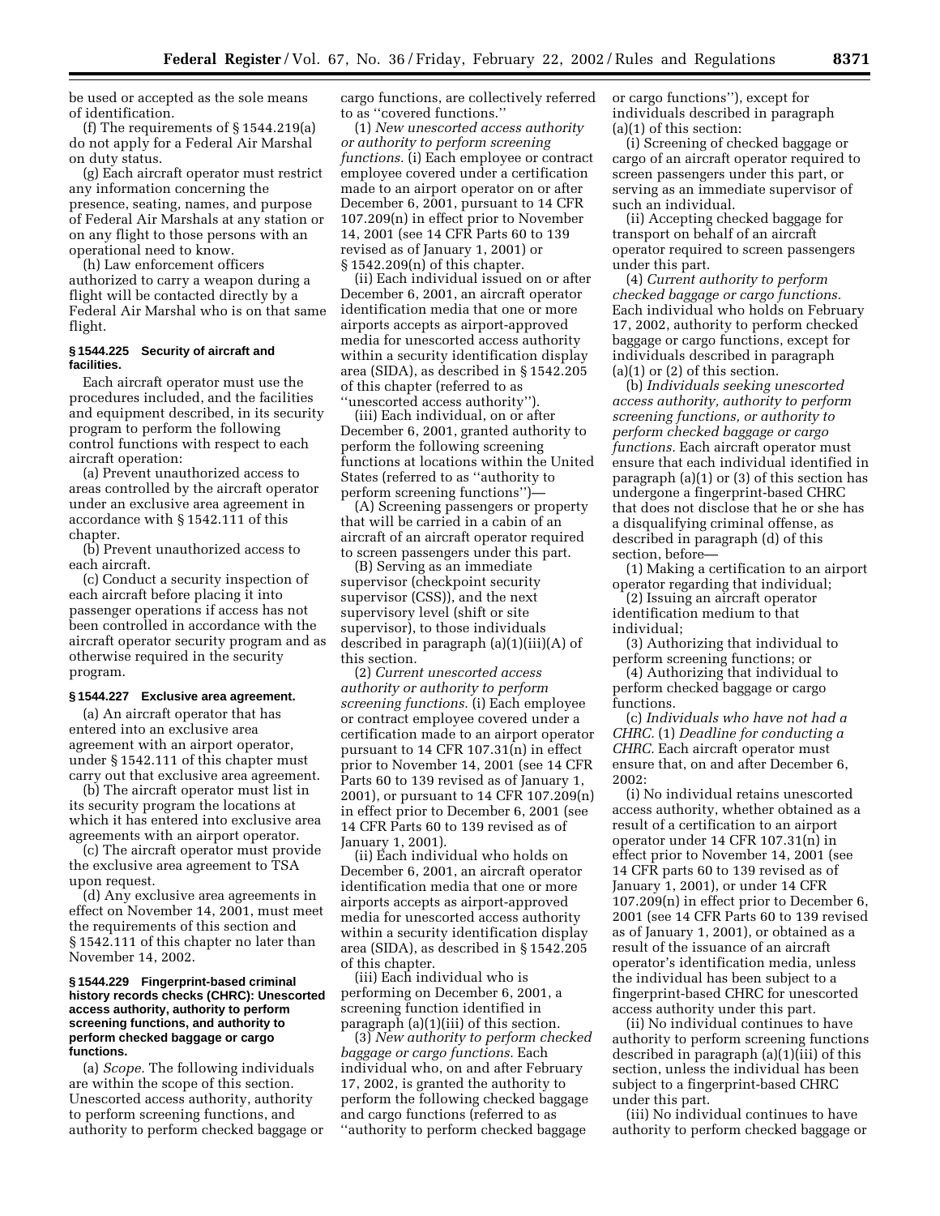be used or accepted as the sole means of identification.

(f) The requirements of § 1544.219(a) do not apply for a Federal Air Marshal on duty status.

(g) Each aircraft operator must restrict any information concerning the presence, seating, names, and purpose of Federal Air Marshals at any station or on any flight to those persons with an operational need to know.

(h) Law enforcement officers authorized to carry a weapon during a flight will be contacted directly by a Federal Air Marshal who is on that same flight.

### § 1544.225 Security of aircraft and facilities.

Each aircraft operator must use the procedures included, and the facilities and equipment described, in its security program to perform the following control functions with respect to each aircraft operation:

(a) Prevent unauthorized access to areas controlled by the aircraft operator under an exclusive area agreement in accordance with § 1542.111 of this chapter.

(b) Prevent unauthorized access to each aircraft.

(c) Conduct a security inspection of each aircraft before placing it into passenger operations if access has not been controlled in accordance with the aircraft operator security program and as otherwise required in the security program.

### § 1544.227 Exclusive area agreement.

(a) An aircraft operator that has entered into an exclusive area agreement with an airport operator, under § 1542.111 of this chapter must carry out that exclusive area agreement.

(b) The aircraft operator must list in its security program the locations at which it has entered into exclusive area agreements with an airport operator.

(c) The aircraft operator must provide the exclusive area agreement to TSA upon request.

(d) Any exclusive area agreements in effect on November 14, 2001, must meet the requirements of this section and § 1542.111 of this chapter no later than November 14, 2002.

### § 1544.229 Fingerprint-based criminal history records checks (CHRC): Unescorted access authority, authority to perform screening functions, and authority to perform checked baggage or cargo functions.

(a) *Scope.* The following individuals are within the scope of this section. Unescorted access authority, authority to perform screening functions, and authority to perform checked baggage or cargo functions, are collectively referred to as ''covered functions.''

(1) *New unescorted access authority or authority to perform screening functions.* (i) Each employee or contract employee covered under a certification made to an airport operator on or after December 6, 2001, pursuant to 14 CFR 107.209(n) in effect prior to November 14, 2001 (see 14 CFR Parts 60 to 139 revised as of January 1, 2001) or § 1542.209(n) of this chapter.

(ii) Each individual issued on or after December 6, 2001, an aircraft operator identification media that one or more airports accepts as airport-approved media for unescorted access authority within a security identification display area (SIDA), as described in § 1542.205 of this chapter (referred to as ''unescorted access authority'').

(iii) Each individual, on or after December 6, 2001, granted authority to perform the following screening functions at locations within the United States (referred to as ''authority to perform screening functions'')—

(A) Screening passengers or property that will be carried in a cabin of an aircraft of an aircraft operator required to screen passengers under this part.

(B) Serving as an immediate supervisor (checkpoint security supervisor (CSS)), and the next supervisory level (shift or site supervisor), to those individuals described in paragraph (a)(1)(iii)(A) of this section.

(2) *Current unescorted access authority or authority to perform screening functions.* (i) Each employee or contract employee covered under a certification made to an airport operator pursuant to 14 CFR 107.31(n) in effect prior to November 14, 2001 (see 14 CFR Parts 60 to 139 revised as of January 1, 2001), or pursuant to 14 CFR 107.209(n) in effect prior to December 6, 2001 (see 14 CFR Parts 60 to 139 revised as of January 1, 2001).

(ii) Each individual who holds on December 6, 2001, an aircraft operator identification media that one or more airports accepts as airport-approved media for unescorted access authority within a security identification display area (SIDA), as described in § 1542.205 of this chapter.

(iii) Each individual who is performing on December 6, 2001, a screening function identified in paragraph (a)(1)(iii) of this section.

(3) *New authority to perform checked baggage or cargo functions.* Each individual who, on and after February 17, 2002, is granted the authority to perform the following checked baggage and cargo functions (referred to as ''authority to perform checked baggage or cargo functions''), except for individuals described in paragraph (a)(1) of this section:

(i) Screening of checked baggage or cargo of an aircraft operator required to screen passengers under this part, or serving as an immediate supervisor of such an individual.

(ii) Accepting checked baggage for transport on behalf of an aircraft operator required to screen passengers under this part.

(4) *Current authority to perform checked baggage or cargo functions.* Each individual who holds on February 17, 2002, authority to perform checked baggage or cargo functions, except for individuals described in paragraph (a)(1) or (2) of this section.

(b) *Individuals seeking unescorted access authority, authority to perform screening functions, or authority to perform checked baggage or cargo functions.* Each aircraft operator must ensure that each individual identified in paragraph (a)(1) or (3) of this section has undergone a fingerprint-based CHRC that does not disclose that he or she has a disqualifying criminal offense, as described in paragraph (d) of this section, before—

(1) Making a certification to an airport operator regarding that individual;

(2) Issuing an aircraft operator identification medium to that individual;

(3) Authorizing that individual to perform screening functions; or

(4) Authorizing that individual to perform checked baggage or cargo functions.

(c) *Individuals who have not had a CHRC.* (1) *Deadline for conducting a CHRC.* Each aircraft operator must ensure that, on and after December 6, 2002:

(i) No individual retains unescorted access authority, whether obtained as a result of a certification to an airport operator under 14 CFR 107.31(n) in effect prior to November 14, 2001 (see 14 CFR parts 60 to 139 revised as of January 1, 2001), or under 14 CFR 107.209(n) in effect prior to December 6, 2001 (see 14 CFR Parts 60 to 139 revised as of January 1, 2001), or obtained as a result of the issuance of an aircraft operator's identification media, unless the individual has been subject to a fingerprint-based CHRC for unescorted access authority under this part.

(ii) No individual continues to have authority to perform screening functions described in paragraph (a)(1)(iii) of this section, unless the individual has been subject to a fingerprint-based CHRC under this part.

(iii) No individual continues to have authority to perform checked baggage or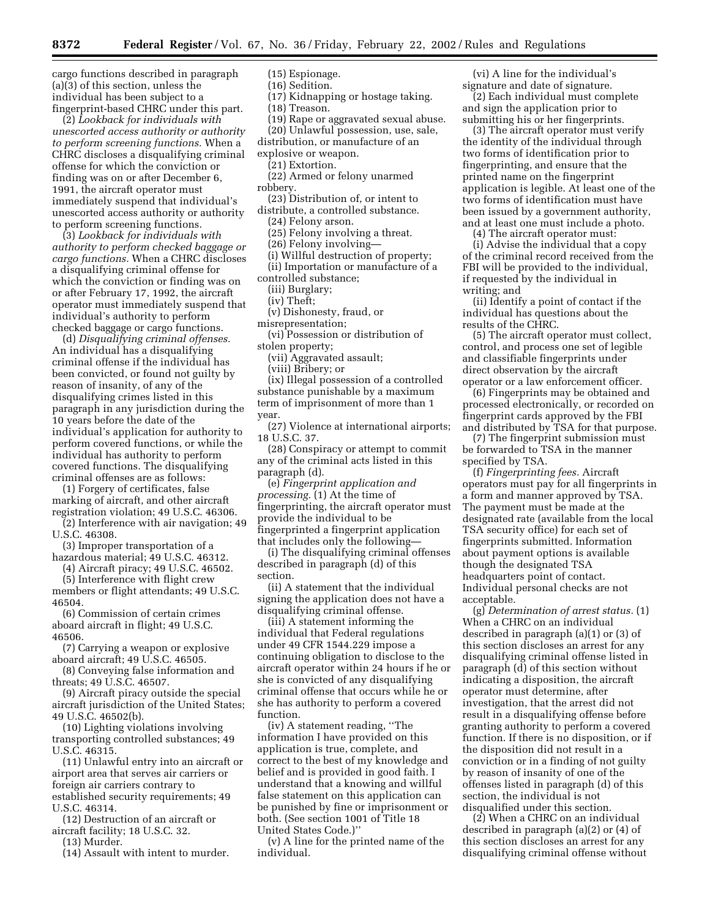cargo functions described in paragraph (a)(3) of this section, unless the individual has been subject to a fingerprint-based CHRC under this part.

(2) *Lookback for individuals with unescorted access authority or authority to perform screening functions.* When a CHRC discloses a disqualifying criminal offense for which the conviction or finding was on or after December 6, 1991, the aircraft operator must immediately suspend that individual's unescorted access authority or authority to perform screening functions.

(3) *Lookback for individuals with authority to perform checked baggage or cargo functions.* When a CHRC discloses a disqualifying criminal offense for which the conviction or finding was on or after February 17, 1992, the aircraft operator must immediately suspend that individual's authority to perform checked baggage or cargo functions.

(d) *Disqualifying criminal offenses.* An individual has a disqualifying criminal offense if the individual has been convicted, or found not guilty by reason of insanity, of any of the disqualifying crimes listed in this paragraph in any jurisdiction during the 10 years before the date of the individual's application for authority to perform covered functions, or while the individual has authority to perform covered functions. The disqualifying criminal offenses are as follows:

(1) Forgery of certificates, false marking of aircraft, and other aircraft registration violation; 49 U.S.C. 46306.

(2) Interference with air navigation; 49 U.S.C. 46308.

(3) Improper transportation of a hazardous material; 49 U.S.C. 46312.

(4) Aircraft piracy; 49 U.S.C. 46502.

(5) Interference with flight crew members or flight attendants; 49 U.S.C. 46504.

(6) Commission of certain crimes aboard aircraft in flight; 49 U.S.C. 46506.

(7) Carrying a weapon or explosive aboard aircraft; 49 U.S.C. 46505.

(8) Conveying false information and threats; 49 U.S.C. 46507.

(9) Aircraft piracy outside the special aircraft jurisdiction of the United States; 49 U.S.C. 46502(b).

(10) Lighting violations involving transporting controlled substances; 49 U.S.C. 46315.

(11) Unlawful entry into an aircraft or airport area that serves air carriers or foreign air carriers contrary to established security requirements; 49 U.S.C. 46314.

(12) Destruction of an aircraft or aircraft facility; 18 U.S.C. 32.

(13) Murder.

(14) Assault with intent to murder.

(15) Espionage.

(16) Sedition.

(17) Kidnapping or hostage taking.

(18) Treason.

(19) Rape or aggravated sexual abuse.

(20) Unlawful possession, use, sale, distribution, or manufacture of an explosive or weapon.

(21) Extortion.

(22) Armed or felony unarmed robbery.

(23) Distribution of, or intent to distribute, a controlled substance.

(24) Felony arson.

(25) Felony involving a threat.

(26) Felony involving—

(i) Willful destruction of property;

(ii) Importation or manufacture of a controlled substance;

(iii) Burglary;

(iv) Theft;

(v) Dishonesty, fraud, or misrepresentation;

(vi) Possession or distribution of stolen property;

(vii) Aggravated assault;

(viii) Bribery; or

(ix) Illegal possession of a controlled substance punishable by a maximum term of imprisonment of more than 1 year.

(27) Violence at international airports; 18 U.S.C. 37.

(28) Conspiracy or attempt to commit any of the criminal acts listed in this paragraph (d).

(e) *Fingerprint application and processing.* (1) At the time of fingerprinting, the aircraft operator must provide the individual to be fingerprinted a fingerprint application that includes only the following—

(i) The disqualifying criminal offenses described in paragraph (d) of this section.

(ii) A statement that the individual signing the application does not have a disqualifying criminal offense.

(iii) A statement informing the individual that Federal regulations under 49 CFR 1544.229 impose a continuing obligation to disclose to the aircraft operator within 24 hours if he or she is convicted of any disqualifying criminal offense that occurs while he or she has authority to perform a covered function.

(iv) A statement reading, "The information I have provided on this application is true, complete, and correct to the best of my knowledge and belief and is provided in good faith. I understand that a knowing and willful false statement on this application can be punished by fine or imprisonment or both. (See section 1001 of Title 18 United States Code.)"

(v) A line for the printed name of the individual.

(vi) A line for the individual's signature and date of signature.

(2) Each individual must complete and sign the application prior to submitting his or her fingerprints.

(3) The aircraft operator must verify the identity of the individual through two forms of identification prior to fingerprinting, and ensure that the printed name on the fingerprint application is legible. At least one of the two forms of identification must have been issued by a government authority, and at least one must include a photo.

(4) The aircraft operator must:

(i) Advise the individual that a copy of the criminal record received from the FBI will be provided to the individual, if requested by the individual in writing; and

(ii) Identify a point of contact if the individual has questions about the results of the CHRC.

(5) The aircraft operator must collect, control, and process one set of legible and classifiable fingerprints under direct observation by the aircraft operator or a law enforcement officer.

(6) Fingerprints may be obtained and processed electronically, or recorded on fingerprint cards approved by the FBI and distributed by TSA for that purpose.

(7) The fingerprint submission must be forwarded to TSA in the manner specified by TSA.

(f) *Fingerprinting fees.* Aircraft operators must pay for all fingerprints in a form and manner approved by TSA. The payment must be made at the designated rate (available from the local TSA security office) for each set of fingerprints submitted. Information about payment options is available though the designated TSA headquarters point of contact. Individual personal checks are not acceptable.

(g) *Determination of arrest status.* (1) When a CHRC on an individual described in paragraph (a)(1) or (3) of this section discloses an arrest for any disqualifying criminal offense listed in paragraph (d) of this section without indicating a disposition, the aircraft operator must determine, after investigation, that the arrest did not result in a disqualifying offense before granting authority to perform a covered function. If there is no disposition, or if the disposition did not result in a conviction or in a finding of not guilty by reason of insanity of one of the offenses listed in paragraph (d) of this section, the individual is not disqualified under this section.

(2) When a CHRC on an individual described in paragraph (a)(2) or (4) of this section discloses an arrest for any disqualifying criminal offense without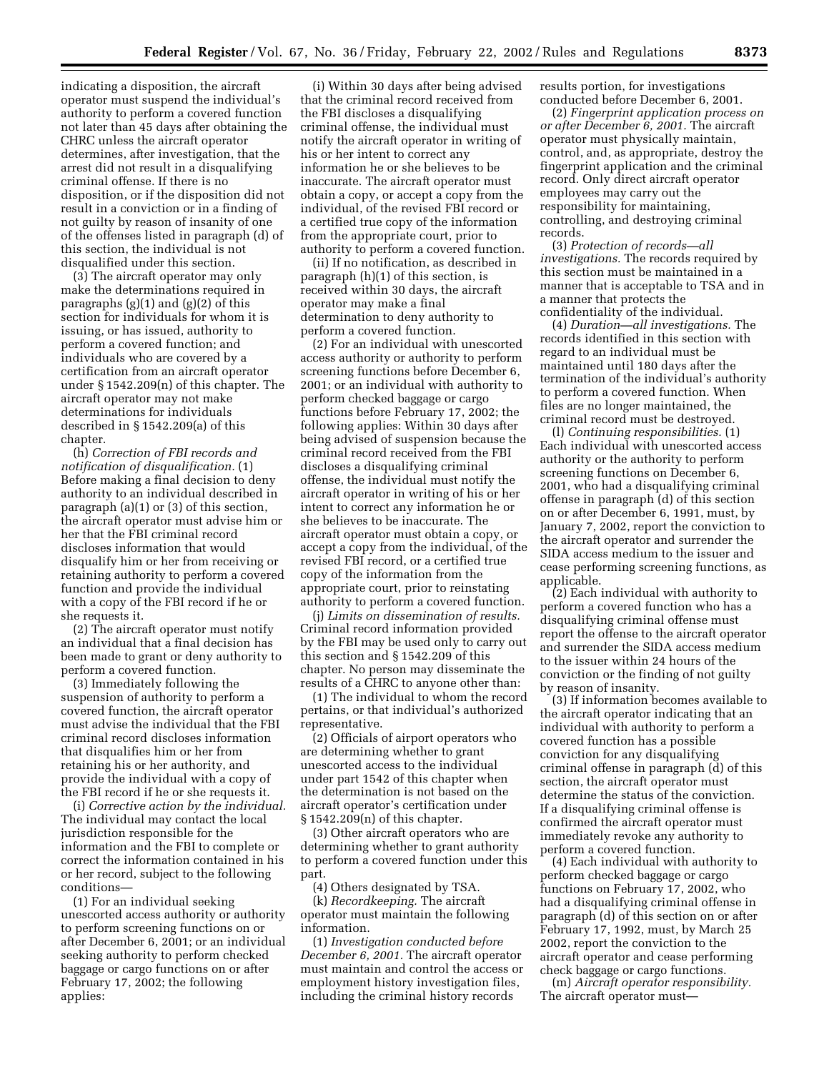indicating a disposition, the aircraft operator must suspend the individual's authority to perform a covered function not later than 45 days after obtaining the CHRC unless the aircraft operator determines, after investigation, that the arrest did not result in a disqualifying criminal offense. If there is no disposition, or if the disposition did not result in a conviction or in a finding of not guilty by reason of insanity of one of the offenses listed in paragraph (d) of this section, the individual is not disqualified under this section.

(3) The aircraft operator may only make the determinations required in paragraphs (g)(1) and (g)(2) of this section for individuals for whom it is issuing, or has issued, authority to perform a covered function; and individuals who are covered by a certification from an aircraft operator under § 1542.209(n) of this chapter. The aircraft operator may not make determinations for individuals described in § 1542.209(a) of this chapter.

(h) *Correction of FBI records and notification of disqualification.* (1) Before making a final decision to deny authority to an individual described in paragraph (a)(1) or (3) of this section, the aircraft operator must advise him or her that the FBI criminal record discloses information that would disqualify him or her from receiving or retaining authority to perform a covered function and provide the individual with a copy of the FBI record if he or she requests it.

(2) The aircraft operator must notify an individual that a final decision has been made to grant or deny authority to perform a covered function.

(3) Immediately following the suspension of authority to perform a covered function, the aircraft operator must advise the individual that the FBI criminal record discloses information that disqualifies him or her from retaining his or her authority, and provide the individual with a copy of the FBI record if he or she requests it.

(i) *Corrective action by the individual.* The individual may contact the local jurisdiction responsible for the information and the FBI to complete or correct the information contained in his or her record, subject to the following conditions—

(1) For an individual seeking unescorted access authority or authority to perform screening functions on or after December 6, 2001; or an individual seeking authority to perform checked baggage or cargo functions on or after February 17, 2002; the following applies:

(i) Within 30 days after being advised that the criminal record received from the FBI discloses a disqualifying criminal offense, the individual must notify the aircraft operator in writing of his or her intent to correct any information he or she believes to be inaccurate. The aircraft operator must obtain a copy, or accept a copy from the individual, of the revised FBI record or a certified true copy of the information from the appropriate court, prior to authority to perform a covered function.

(ii) If no notification, as described in paragraph (h)(1) of this section, is received within 30 days, the aircraft operator may make a final determination to deny authority to perform a covered function.

(2) For an individual with unescorted access authority or authority to perform screening functions before December 6, 2001; or an individual with authority to perform checked baggage or cargo functions before February 17, 2002; the following applies: Within 30 days after being advised of suspension because the criminal record received from the FBI discloses a disqualifying criminal offense, the individual must notify the aircraft operator in writing of his or her intent to correct any information he or she believes to be inaccurate. The aircraft operator must obtain a copy, or accept a copy from the individual, of the revised FBI record, or a certified true copy of the information from the appropriate court, prior to reinstating authority to perform a covered function.

(j) *Limits on dissemination of results.* Criminal record information provided by the FBI may be used only to carry out this section and § 1542.209 of this chapter. No person may disseminate the results of a CHRC to anyone other than:

(1) The individual to whom the record pertains, or that individual's authorized representative.

(2) Officials of airport operators who are determining whether to grant unescorted access to the individual under part 1542 of this chapter when the determination is not based on the aircraft operator's certification under § 1542.209(n) of this chapter.

(3) Other aircraft operators who are determining whether to grant authority to perform a covered function under this part.

(4) Others designated by TSA.

(k) *Recordkeeping.* The aircraft operator must maintain the following information.

(1) *Investigation conducted before December 6, 2001.* The aircraft operator must maintain and control the access or employment history investigation files, including the criminal history records results portion, for investigations conducted before December 6, 2001.

(2) *Fingerprint application process on or after December 6, 2001.* The aircraft operator must physically maintain, control, and, as appropriate, destroy the fingerprint application and the criminal record. Only direct aircraft operator employees may carry out the responsibility for maintaining, controlling, and destroying criminal records.

(3) *Protection of records—all investigations.* The records required by this section must be maintained in a manner that is acceptable to TSA and in a manner that protects the confidentiality of the individual.

(4) *Duration—all investigations.* The records identified in this section with regard to an individual must be maintained until 180 days after the termination of the individual's authority to perform a covered function. When files are no longer maintained, the criminal record must be destroyed.

(l) *Continuing responsibilities.* (1) Each individual with unescorted access authority or the authority to perform screening functions on December 6, 2001, who had a disqualifying criminal offense in paragraph (d) of this section on or after December 6, 1991, must, by January 7, 2002, report the conviction to the aircraft operator and surrender the SIDA access medium to the issuer and cease performing screening functions, as applicable.

(2) Each individual with authority to perform a covered function who has a disqualifying criminal offense must report the offense to the aircraft operator and surrender the SIDA access medium to the issuer within 24 hours of the conviction or the finding of not guilty by reason of insanity.

(3) If information becomes available to the aircraft operator indicating that an individual with authority to perform a covered function has a possible conviction for any disqualifying criminal offense in paragraph (d) of this section, the aircraft operator must determine the status of the conviction. If a disqualifying criminal offense is confirmed the aircraft operator must immediately revoke any authority to perform a covered function.

(4) Each individual with authority to perform checked baggage or cargo functions on February 17, 2002, who had a disqualifying criminal offense in paragraph (d) of this section on or after February 17, 1992, must, by March 25 2002, report the conviction to the aircraft operator and cease performing check baggage or cargo functions.

(m) *Aircraft operator responsibility.* The aircraft operator must—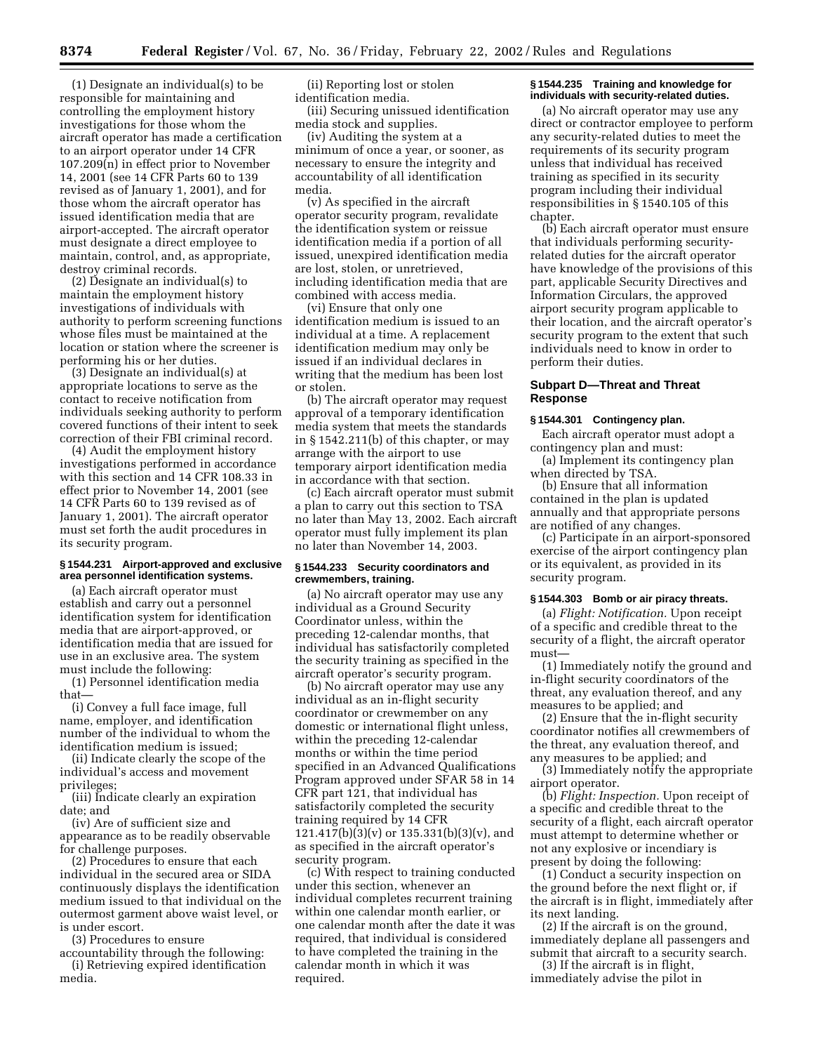(1) Designate an individual(s) to be responsible for maintaining and controlling the employment history investigations for those whom the aircraft operator has made a certification to an airport operator under 14 CFR 107.209(n) in effect prior to November 14, 2001 (see 14 CFR Parts 60 to 139 revised as of January 1, 2001), and for those whom the aircraft operator has issued identification media that are airport-accepted. The aircraft operator must designate a direct employee to maintain, control, and, as appropriate, destroy criminal records.

(2) Designate an individual(s) to maintain the employment history investigations of individuals with authority to perform screening functions whose files must be maintained at the location or station where the screener is performing his or her duties.

(3) Designate an individual(s) at appropriate locations to serve as the contact to receive notification from individuals seeking authority to perform covered functions of their intent to seek correction of their FBI criminal record.

(4) Audit the employment history investigations performed in accordance with this section and 14 CFR 108.33 in effect prior to November 14, 2001 (see 14 CFR Parts 60 to 139 revised as of January 1, 2001). The aircraft operator must set forth the audit procedures in its security program.

#### § 1544.231 Airport-approved and exclusive area personnel identification systems.

(a) Each aircraft operator must establish and carry out a personnel identification system for identification media that are airport-approved, or identification media that are issued for use in an exclusive area. The system must include the following:

(1) Personnel identification media that—

(i) Convey a full face image, full name, employer, and identification number of the individual to whom the identification medium is issued;

(ii) Indicate clearly the scope of the individual's access and movement privileges;

(iii) Indicate clearly an expiration date; and

(iv) Are of sufficient size and appearance as to be readily observable for challenge purposes.

(2) Procedures to ensure that each individual in the secured area or SIDA continuously displays the identification medium issued to that individual on the outermost garment above waist level, or is under escort.

(3) Procedures to ensure accountability through the following:

(i) Retrieving expired identification media.

(ii) Reporting lost or stolen identification media.

(iii) Securing unissued identification media stock and supplies.

(iv) Auditing the system at a minimum of once a year, or sooner, as necessary to ensure the integrity and accountability of all identification media.

(v) As specified in the aircraft operator security program, revalidate the identification system or reissue identification media if a portion of all issued, unexpired identification media are lost, stolen, or unretrieved, including identification media that are combined with access media.

(vi) Ensure that only one identification medium is issued to an individual at a time. A replacement identification medium may only be issued if an individual declares in writing that the medium has been lost or stolen.

(b) The aircraft operator may request approval of a temporary identification media system that meets the standards in § 1542.211(b) of this chapter, or may arrange with the airport to use temporary airport identification media in accordance with that section.

(c) Each aircraft operator must submit a plan to carry out this section to TSA no later than May 13, 2002. Each aircraft operator must fully implement its plan no later than November 14, 2003.

#### § 1544.233 Security coordinators and crewmembers, training.

(a) No aircraft operator may use any individual as a Ground Security Coordinator unless, within the preceding 12-calendar months, that individual has satisfactorily completed the security training as specified in the aircraft operator's security program.

(b) No aircraft operator may use any individual as an in-flight security coordinator or crewmember on any domestic or international flight unless, within the preceding 12-calendar months or within the time period specified in an Advanced Qualifications Program approved under SFAR 58 in 14 CFR part 121, that individual has satisfactorily completed the security training required by 14 CFR 121.417(b)(3)(v) or 135.331(b)(3)(v), and as specified in the aircraft operator's security program.

(c) With respect to training conducted under this section, whenever an individual completes recurrent training within one calendar month earlier, or one calendar month after the date it was required, that individual is considered to have completed the training in the calendar month in which it was required.

#### § 1544.235 Training and knowledge for individuals with security-related duties.

(a) No aircraft operator may use any direct or contractor employee to perform any security-related duties to meet the requirements of its security program unless that individual has received training as specified in its security program including their individual responsibilities in § 1540.105 of this chapter.

(b) Each aircraft operator must ensure that individuals performing security-related duties for the aircraft operator have knowledge of the provisions of this part, applicable Security Directives and Information Circulars, the approved airport security program applicable to their location, and the aircraft operator's security program to the extent that such individuals need to know in order to perform their duties.

### Subpart D—Threat and Threat Response

#### § 1544.301 Contingency plan.

Each aircraft operator must adopt a contingency plan and must:

(a) Implement its contingency plan when directed by TSA.

(b) Ensure that all information contained in the plan is updated annually and that appropriate persons are notified of any changes.

(c) Participate in an airport-sponsored exercise of the airport contingency plan or its equivalent, as provided in its security program.

#### § 1544.303 Bomb or air piracy threats.

(a) *Flight: Notification.* Upon receipt of a specific and credible threat to the security of a flight, the aircraft operator must—

(1) Immediately notify the ground and in-flight security coordinators of the threat, any evaluation thereof, and any measures to be applied; and

(2) Ensure that the in-flight security coordinator notifies all crewmembers of the threat, any evaluation thereof, and any measures to be applied; and

(3) Immediately notify the appropriate airport operator.

(b) *Flight: Inspection.* Upon receipt of a specific and credible threat to the security of a flight, each aircraft operator must attempt to determine whether or not any explosive or incendiary is present by doing the following:

(1) Conduct a security inspection on the ground before the next flight or, if the aircraft is in flight, immediately after its next landing.

(2) If the aircraft is on the ground, immediately deplane all passengers and submit that aircraft to a security search.

(3) If the aircraft is in flight, immediately advise the pilot in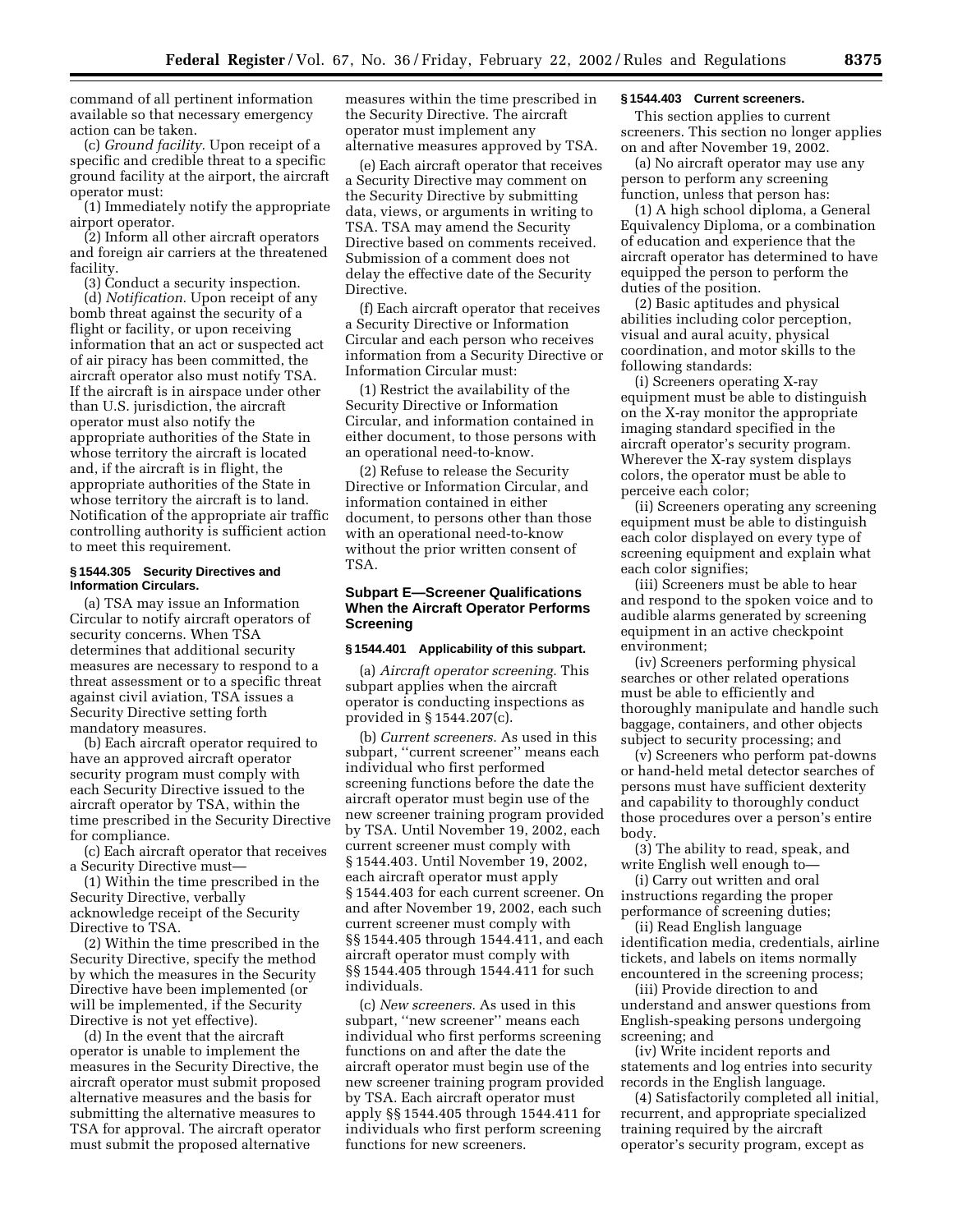command of all pertinent information available so that necessary emergency action can be taken.

(c) *Ground facility*. Upon receipt of a specific and credible threat to a specific ground facility at the airport, the aircraft operator must:

(1) Immediately notify the appropriate airport operator.

(2) Inform all other aircraft operators and foreign air carriers at the threatened facility.

(3) Conduct a security inspection.

(d) *Notification.* Upon receipt of any bomb threat against the security of a flight or facility, or upon receiving information that an act or suspected act of air piracy has been committed, the aircraft operator also must notify TSA. If the aircraft is in airspace under other than U.S. jurisdiction, the aircraft operator must also notify the appropriate authorities of the State in whose territory the aircraft is located and, if the aircraft is in flight, the appropriate authorities of the State in whose territory the aircraft is to land. Notification of the appropriate air traffic controlling authority is sufficient action to meet this requirement.

#### § 1544.305 Security Directives and Information Circulars.

(a) TSA may issue an Information Circular to notify aircraft operators of security concerns. When TSA determines that additional security measures are necessary to respond to a threat assessment or to a specific threat against civil aviation, TSA issues a Security Directive setting forth mandatory measures.

(b) Each aircraft operator required to have an approved aircraft operator security program must comply with each Security Directive issued to the aircraft operator by TSA, within the time prescribed in the Security Directive for compliance.

(c) Each aircraft operator that receives a Security Directive must—

(1) Within the time prescribed in the Security Directive, verbally acknowledge receipt of the Security Directive to TSA.

(2) Within the time prescribed in the Security Directive, specify the method by which the measures in the Security Directive have been implemented (or will be implemented, if the Security Directive is not yet effective).

(d) In the event that the aircraft operator is unable to implement the measures in the Security Directive, the aircraft operator must submit proposed alternative measures and the basis for submitting the alternative measures to TSA for approval. The aircraft operator must submit the proposed alternative measures within the time prescribed in the Security Directive. The aircraft operator must implement any alternative measures approved by TSA.

(e) Each aircraft operator that receives a Security Directive may comment on the Security Directive by submitting data, views, or arguments in writing to TSA. TSA may amend the Security Directive based on comments received. Submission of a comment does not delay the effective date of the Security Directive.

(f) Each aircraft operator that receives a Security Directive or Information Circular and each person who receives information from a Security Directive or Information Circular must:

(1) Restrict the availability of the Security Directive or Information Circular, and information contained in either document, to those persons with an operational need-to-know.

(2) Refuse to release the Security Directive or Information Circular, and information contained in either document, to persons other than those with an operational need-to-know without the prior written consent of TSA.

### Subpart E—Screener Qualifications When the Aircraft Operator Performs Screening

#### § 1544.401 Applicability of this subpart.

(a) *Aircraft operator screening.* This subpart applies when the aircraft operator is conducting inspections as provided in § 1544.207(c).

(b) *Current screeners.* As used in this subpart, ''current screener'' means each individual who first performed screening functions before the date the aircraft operator must begin use of the new screener training program provided by TSA. Until November 19, 2002, each current screener must comply with § 1544.403. Until November 19, 2002, each aircraft operator must apply § 1544.403 for each current screener. On and after November 19, 2002, each such current screener must comply with §§ 1544.405 through 1544.411, and each aircraft operator must comply with §§ 1544.405 through 1544.411 for such individuals.

(c) *New screeners.* As used in this subpart, ''new screener'' means each individual who first performs screening functions on and after the date the aircraft operator must begin use of the new screener training program provided by TSA. Each aircraft operator must apply §§ 1544.405 through 1544.411 for individuals who first perform screening functions for new screeners.

#### § 1544.403 Current screeners.

This section applies to current screeners. This section no longer applies on and after November 19, 2002.

(a) No aircraft operator may use any person to perform any screening function, unless that person has:

(1) A high school diploma, a General Equivalency Diploma, or a combination of education and experience that the aircraft operator has determined to have equipped the person to perform the duties of the position.

(2) Basic aptitudes and physical abilities including color perception, visual and aural acuity, physical coordination, and motor skills to the following standards:

(i) Screeners operating X-ray equipment must be able to distinguish on the X-ray monitor the appropriate imaging standard specified in the aircraft operator's security program. Wherever the X-ray system displays colors, the operator must be able to perceive each color;

(ii) Screeners operating any screening equipment must be able to distinguish each color displayed on every type of screening equipment and explain what each color signifies;

(iii) Screeners must be able to hear and respond to the spoken voice and to audible alarms generated by screening equipment in an active checkpoint environment;

(iv) Screeners performing physical searches or other related operations must be able to efficiently and thoroughly manipulate and handle such baggage, containers, and other objects subject to security processing; and

(v) Screeners who perform pat-downs or hand-held metal detector searches of persons must have sufficient dexterity and capability to thoroughly conduct those procedures over a person's entire body.

(3) The ability to read, speak, and write English well enough to—

(i) Carry out written and oral instructions regarding the proper performance of screening duties;

(ii) Read English language identification media, credentials, airline tickets, and labels on items normally encountered in the screening process;

(iii) Provide direction to and understand and answer questions from English-speaking persons undergoing screening; and

(iv) Write incident reports and statements and log entries into security records in the English language.

(4) Satisfactorily completed all initial, recurrent, and appropriate specialized training required by the aircraft operator's security program, except as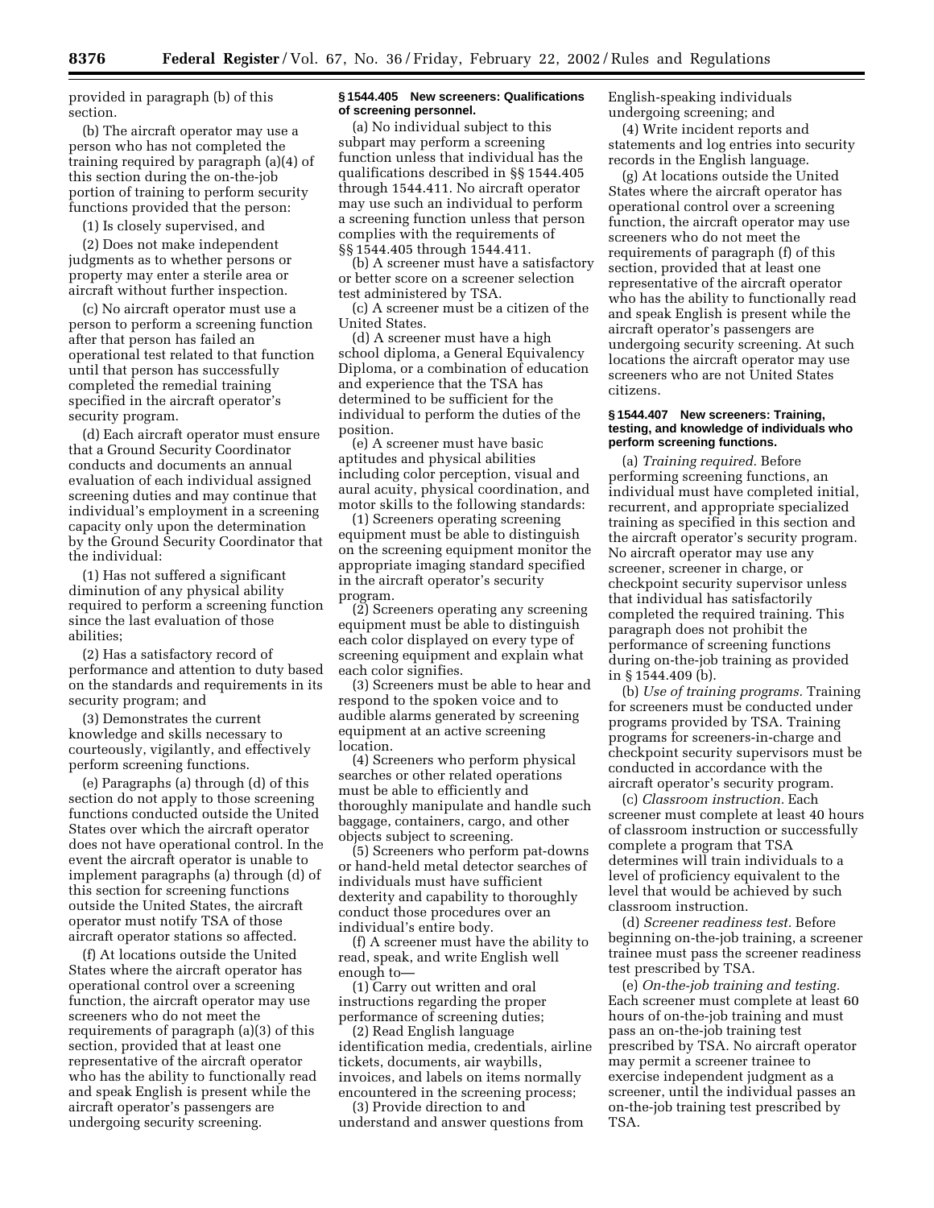provided in paragraph (b) of this section.

(b) The aircraft operator may use a person who has not completed the training required by paragraph (a)(4) of this section during the on-the-job portion of training to perform security functions provided that the person:

(1) Is closely supervised, and

(2) Does not make independent judgments as to whether persons or property may enter a sterile area or aircraft without further inspection.

(c) No aircraft operator must use a person to perform a screening function after that person has failed an operational test related to that function until that person has successfully completed the remedial training specified in the aircraft operator's security program.

(d) Each aircraft operator must ensure that a Ground Security Coordinator conducts and documents an annual evaluation of each individual assigned screening duties and may continue that individual's employment in a screening capacity only upon the determination by the Ground Security Coordinator that the individual:

(1) Has not suffered a significant diminution of any physical ability required to perform a screening function since the last evaluation of those abilities;

(2) Has a satisfactory record of performance and attention to duty based on the standards and requirements in its security program; and

(3) Demonstrates the current knowledge and skills necessary to courteously, vigilantly, and effectively perform screening functions.

(e) Paragraphs (a) through (d) of this section do not apply to those screening functions conducted outside the United States over which the aircraft operator does not have operational control. In the event the aircraft operator is unable to implement paragraphs (a) through (d) of this section for screening functions outside the United States, the aircraft operator must notify TSA of those aircraft operator stations so affected.

(f) At locations outside the United States where the aircraft operator has operational control over a screening function, the aircraft operator may use screeners who do not meet the requirements of paragraph (a)(3) of this section, provided that at least one representative of the aircraft operator who has the ability to functionally read and speak English is present while the aircraft operator's passengers are undergoing security screening.

### § 1544.405 New screeners: Qualifications of screening personnel.

(a) No individual subject to this subpart may perform a screening function unless that individual has the qualifications described in §§ 1544.405 through 1544.411. No aircraft operator may use such an individual to perform a screening function unless that person complies with the requirements of §§ 1544.405 through 1544.411.

(b) A screener must have a satisfactory or better score on a screener selection test administered by TSA.

(c) A screener must be a citizen of the United States.

(d) A screener must have a high school diploma, a General Equivalency Diploma, or a combination of education and experience that the TSA has determined to be sufficient for the individual to perform the duties of the position.

(e) A screener must have basic aptitudes and physical abilities including color perception, visual and aural acuity, physical coordination, and motor skills to the following standards:

(1) Screeners operating screening equipment must be able to distinguish on the screening equipment monitor the appropriate imaging standard specified in the aircraft operator's security program.

(2) Screeners operating any screening equipment must be able to distinguish each color displayed on every type of screening equipment and explain what each color signifies.

(3) Screeners must be able to hear and respond to the spoken voice and to audible alarms generated by screening equipment at an active screening location.

(4) Screeners who perform physical searches or other related operations must be able to efficiently and thoroughly manipulate and handle such baggage, containers, cargo, and other objects subject to screening.

(5) Screeners who perform pat-downs or hand-held metal detector searches of individuals must have sufficient dexterity and capability to thoroughly conduct those procedures over an individual's entire body.

(f) A screener must have the ability to read, speak, and write English well enough to—

(1) Carry out written and oral instructions regarding the proper performance of screening duties;

(2) Read English language identification media, credentials, airline tickets, documents, air waybills, invoices, and labels on items normally encountered in the screening process;

(3) Provide direction to and understand and answer questions from English-speaking individuals undergoing screening; and

(4) Write incident reports and statements and log entries into security records in the English language.

(g) At locations outside the United States where the aircraft operator has operational control over a screening function, the aircraft operator may use screeners who do not meet the requirements of paragraph (f) of this section, provided that at least one representative of the aircraft operator who has the ability to functionally read and speak English is present while the aircraft operator's passengers are undergoing security screening. At such locations the aircraft operator may use screeners who are not United States citizens.

### § 1544.407 New screeners: Training, testing, and knowledge of individuals who perform screening functions.

(a) *Training required.* Before performing screening functions, an individual must have completed initial, recurrent, and appropriate specialized training as specified in this section and the aircraft operator's security program. No aircraft operator may use any screener, screener in charge, or checkpoint security supervisor unless that individual has satisfactorily completed the required training. This paragraph does not prohibit the performance of screening functions during on-the-job training as provided in § 1544.409 (b).

(b) *Use of training programs.* Training for screeners must be conducted under programs provided by TSA. Training programs for screeners-in-charge and checkpoint security supervisors must be conducted in accordance with the aircraft operator's security program.

(c) *Classroom instruction.* Each screener must complete at least 40 hours of classroom instruction or successfully complete a program that TSA determines will train individuals to a level of proficiency equivalent to the level that would be achieved by such classroom instruction.

(d) *Screener readiness test.* Before beginning on-the-job training, a screener trainee must pass the screener readiness test prescribed by TSA.

(e) *On-the-job training and testing.* Each screener must complete at least 60 hours of on-the-job training and must pass an on-the-job training test prescribed by TSA. No aircraft operator may permit a screener trainee to exercise independent judgment as a screener, until the individual passes an on-the-job training test prescribed by TSA.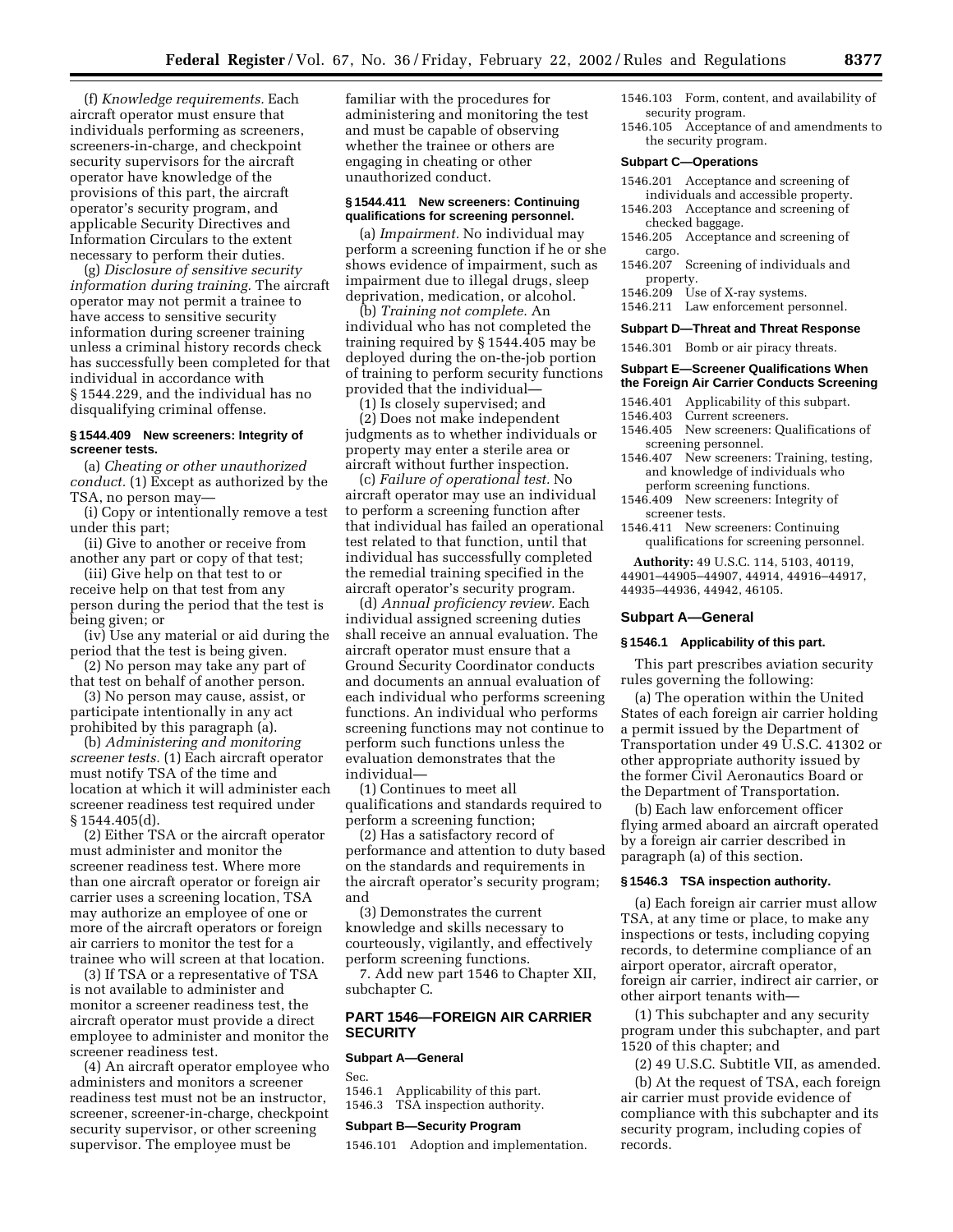(f) *Knowledge requirements.* Each aircraft operator must ensure that individuals performing as screeners, screeners-in-charge, and checkpoint security supervisors for the aircraft operator have knowledge of the provisions of this part, the aircraft operator's security program, and applicable Security Directives and Information Circulars to the extent necessary to perform their duties.

(g) *Disclosure of sensitive security information during training.* The aircraft operator may not permit a trainee to have access to sensitive security information during screener training unless a criminal history records check has successfully been completed for that individual in accordance with § 1544.229, and the individual has no disqualifying criminal offense.

#### § 1544.409 New screeners: Integrity of screener tests.

(a) *Cheating or other unauthorized conduct.* (1) Except as authorized by the TSA, no person may—

(i) Copy or intentionally remove a test under this part;

(ii) Give to another or receive from another any part or copy of that test;

(iii) Give help on that test to or receive help on that test from any person during the period that the test is being given; or

(iv) Use any material or aid during the period that the test is being given.

(2) No person may take any part of that test on behalf of another person.

(3) No person may cause, assist, or participate intentionally in any act prohibited by this paragraph (a).

(b) *Administering and monitoring screener tests.* (1) Each aircraft operator must notify TSA of the time and location at which it will administer each screener readiness test required under § 1544.405(d).

(2) Either TSA or the aircraft operator must administer and monitor the screener readiness test. Where more than one aircraft operator or foreign air carrier uses a screening location, TSA may authorize an employee of one or more of the aircraft operators or foreign air carriers to monitor the test for a trainee who will screen at that location.

(3) If TSA or a representative of TSA is not available to administer and monitor a screener readiness test, the aircraft operator must provide a direct employee to administer and monitor the screener readiness test.

(4) An aircraft operator employee who administers and monitors a screener readiness test must not be an instructor, screener, screener-in-charge, checkpoint security supervisor, or other screening supervisor. The employee must be familiar with the procedures for administering and monitoring the test and must be capable of observing whether the trainee or others are engaging in cheating or other unauthorized conduct.

#### § 1544.411 New screeners: Continuing qualifications for screening personnel.

(a) *Impairment.* No individual may perform a screening function if he or she shows evidence of impairment, such as impairment due to illegal drugs, sleep deprivation, medication, or alcohol.

(b) *Training not complete.* An individual who has not completed the training required by § 1544.405 may be deployed during the on-the-job portion of training to perform security functions provided that the individual—

(1) Is closely supervised; and

(2) Does not make independent judgments as to whether individuals or property may enter a sterile area or aircraft without further inspection.

(c) *Failure of operational test.* No aircraft operator may use an individual to perform a screening function after that individual has failed an operational test related to that function, until that individual has successfully completed the remedial training specified in the aircraft operator's security program.

(d) *Annual proficiency review.* Each individual assigned screening duties shall receive an annual evaluation. The aircraft operator must ensure that a Ground Security Coordinator conducts and documents an annual evaluation of each individual who performs screening functions. An individual who performs screening functions may not continue to perform such functions unless the evaluation demonstrates that the individual—

(1) Continues to meet all qualifications and standards required to perform a screening function;

(2) Has a satisfactory record of performance and attention to duty based on the standards and requirements in the aircraft operator's security program; and

(3) Demonstrates the current knowledge and skills necessary to courteously, vigilantly, and effectively perform screening functions.

7. Add new part 1546 to Chapter XII, subchapter C.

## PART 1546—FOREIGN AIR CARRIER SECURITY

#### Subpart A—General

Sec.
1546.1 Applicability of this part.
1546.3 TSA inspection authority.

#### Subpart B—Security Program

1546.101 Adoption and implementation.
1546.103 Form, content, and availability of security program.
1546.105 Acceptance of and amendments to the security program.

#### Subpart C—Operations

1546.201 Acceptance and screening of individuals and accessible property.
1546.203 Acceptance and screening of checked baggage.
1546.205 Acceptance and screening of cargo.
1546.207 Screening of individuals and property.
1546.209 Use of X-ray systems.
1546.211 Law enforcement personnel.

#### Subpart D—Threat and Threat Response

1546.301 Bomb or air piracy threats.

#### Subpart E—Screener Qualifications When the Foreign Air Carrier Conducts Screening

1546.401 Applicability of this subpart.
1546.403 Current screeners.
1546.405 New screeners: Qualifications of screening personnel.
1546.407 New screeners: Training, testing, and knowledge of individuals who perform screening functions.
1546.409 New screeners: Integrity of screener tests.
1546.411 New screeners: Continuing qualifications for screening personnel.

**Authority:** 49 U.S.C. 114, 5103, 40119, 44901–44905–44907, 44914, 44916–44917, 44935–44936, 44942, 46105.

### Subpart A—General

#### § 1546.1 Applicability of this part.

This part prescribes aviation security rules governing the following:

(a) The operation within the United States of each foreign air carrier holding a permit issued by the Department of Transportation under 49 U.S.C. 41302 or other appropriate authority issued by the former Civil Aeronautics Board or the Department of Transportation.

(b) Each law enforcement officer flying armed aboard an aircraft operated by a foreign air carrier described in paragraph (a) of this section.

#### § 1546.3 TSA inspection authority.

(a) Each foreign air carrier must allow TSA, at any time or place, to make any inspections or tests, including copying records, to determine compliance of an airport operator, aircraft operator, foreign air carrier, indirect air carrier, or other airport tenants with—

(1) This subchapter and any security program under this subchapter, and part 1520 of this chapter; and

(2) 49 U.S.C. Subtitle VII, as amended.

(b) At the request of TSA, each foreign air carrier must provide evidence of compliance with this subchapter and its security program, including copies of records.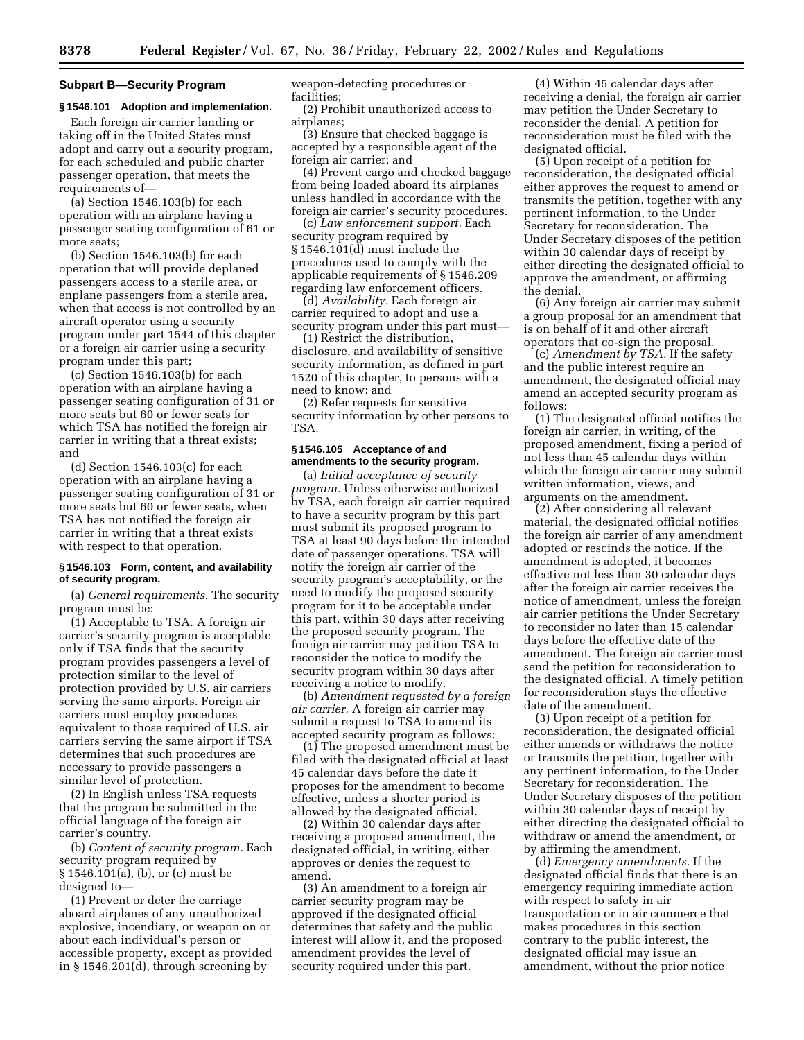## Subpart B—Security Program

### § 1546.101 Adoption and implementation.

Each foreign air carrier landing or taking off in the United States must adopt and carry out a security program, for each scheduled and public charter passenger operation, that meets the requirements of—

(a) Section 1546.103(b) for each operation with an airplane having a passenger seating configuration of 61 or more seats;

(b) Section 1546.103(b) for each operation that will provide deplaned passengers access to a sterile area, or enplane passengers from a sterile area, when that access is not controlled by an aircraft operator using a security program under part 1544 of this chapter or a foreign air carrier using a security program under this part;

(c) Section 1546.103(b) for each operation with an airplane having a passenger seating configuration of 31 or more seats but 60 or fewer seats for which TSA has notified the foreign air carrier in writing that a threat exists; and

(d) Section 1546.103(c) for each operation with an airplane having a passenger seating configuration of 31 or more seats but 60 or fewer seats, when TSA has not notified the foreign air carrier in writing that a threat exists with respect to that operation.

### § 1546.103 Form, content, and availability of security program.

(a) *General requirements.* The security program must be:

(1) Acceptable to TSA. A foreign air carrier's security program is acceptable only if TSA finds that the security program provides passengers a level of protection similar to the level of protection provided by U.S. air carriers serving the same airports. Foreign air carriers must employ procedures equivalent to those required of U.S. air carriers serving the same airport if TSA determines that such procedures are necessary to provide passengers a similar level of protection.

(2) In English unless TSA requests that the program be submitted in the official language of the foreign air carrier's country.

(b) *Content of security program.* Each security program required by § 1546.101(a), (b), or (c) must be designed to—

(1) Prevent or deter the carriage aboard airplanes of any unauthorized explosive, incendiary, or weapon on or about each individual's person or accessible property, except as provided in § 1546.201(d), through screening by weapon-detecting procedures or facilities;

(2) Prohibit unauthorized access to airplanes;

(3) Ensure that checked baggage is accepted by a responsible agent of the foreign air carrier; and

(4) Prevent cargo and checked baggage from being loaded aboard its airplanes unless handled in accordance with the foreign air carrier's security procedures.

(c) *Law enforcement support.* Each security program required by § 1546.101(d) must include the procedures used to comply with the applicable requirements of § 1546.209 regarding law enforcement officers.

(d) *Availability.* Each foreign air carrier required to adopt and use a security program under this part must—

(1) Restrict the distribution, disclosure, and availability of sensitive security information, as defined in part 1520 of this chapter, to persons with a need to know; and

(2) Refer requests for sensitive security information by other persons to TSA.

### § 1546.105 Acceptance of and amendments to the security program.

(a) *Initial acceptance of security program.* Unless otherwise authorized by TSA, each foreign air carrier required to have a security program by this part must submit its proposed program to TSA at least 90 days before the intended date of passenger operations. TSA will notify the foreign air carrier of the security program's acceptability, or the need to modify the proposed security program for it to be acceptable under this part, within 30 days after receiving the proposed security program. The foreign air carrier may petition TSA to reconsider the notice to modify the security program within 30 days after receiving a notice to modify.

(b) *Amendment requested by a foreign air carrier.* A foreign air carrier may submit a request to TSA to amend its accepted security program as follows:

(1) The proposed amendment must be filed with the designated official at least 45 calendar days before the date it proposes for the amendment to become effective, unless a shorter period is allowed by the designated official.

(2) Within 30 calendar days after receiving a proposed amendment, the designated official, in writing, either approves or denies the request to amend.

(3) An amendment to a foreign air carrier security program may be approved if the designated official determines that safety and the public interest will allow it, and the proposed amendment provides the level of security required under this part.

(4) Within 45 calendar days after receiving a denial, the foreign air carrier may petition the Under Secretary to reconsider the denial. A petition for reconsideration must be filed with the designated official.

(5) Upon receipt of a petition for reconsideration, the designated official either approves the request to amend or transmits the petition, together with any pertinent information, to the Under Secretary for reconsideration. The Under Secretary disposes of the petition within 30 calendar days of receipt by either directing the designated official to approve the amendment, or affirming the denial.

(6) Any foreign air carrier may submit a group proposal for an amendment that is on behalf of it and other aircraft operators that co-sign the proposal.

(c) *Amendment by TSA.* If the safety and the public interest require an amendment, the designated official may amend an accepted security program as follows:

(1) The designated official notifies the foreign air carrier, in writing, of the proposed amendment, fixing a period of not less than 45 calendar days within which the foreign air carrier may submit written information, views, and arguments on the amendment.

(2) After considering all relevant material, the designated official notifies the foreign air carrier of any amendment adopted or rescinds the notice. If the amendment is adopted, it becomes effective not less than 30 calendar days after the foreign air carrier receives the notice of amendment, unless the foreign air carrier petitions the Under Secretary to reconsider no later than 15 calendar days before the effective date of the amendment. The foreign air carrier must send the petition for reconsideration to the designated official. A timely petition for reconsideration stays the effective date of the amendment.

(3) Upon receipt of a petition for reconsideration, the designated official either amends or withdraws the notice or transmits the petition, together with any pertinent information, to the Under Secretary for reconsideration. The Under Secretary disposes of the petition within 30 calendar days of receipt by either directing the designated official to withdraw or amend the amendment, or by affirming the amendment.

(d) *Emergency amendments.* If the designated official finds that there is an emergency requiring immediate action with respect to safety in air transportation or in air commerce that makes procedures in this section contrary to the public interest, the designated official may issue an amendment, without the prior notice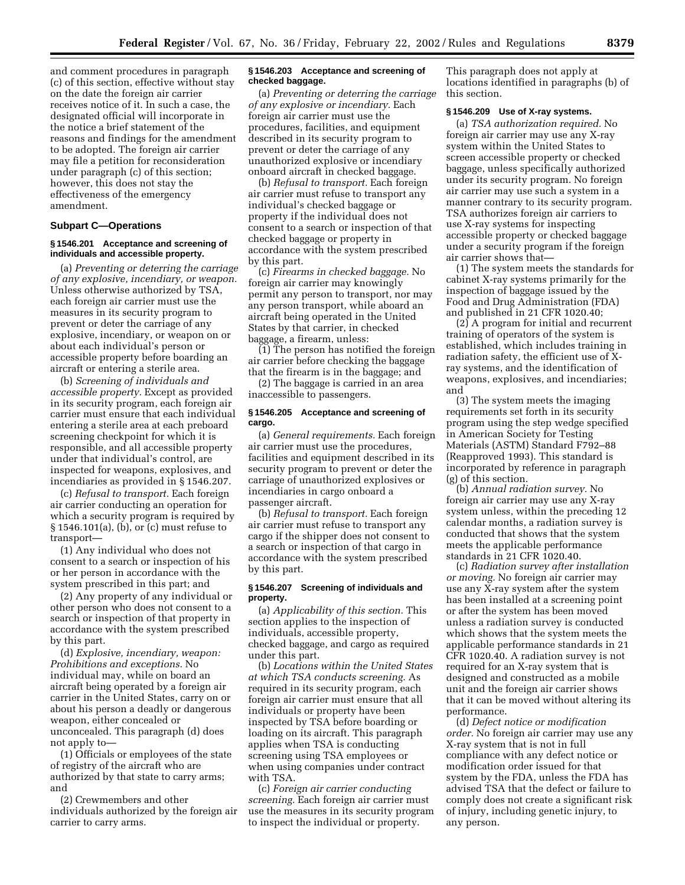and comment procedures in paragraph (c) of this section, effective without stay on the date the foreign air carrier receives notice of it. In such a case, the designated official will incorporate in the notice a brief statement of the reasons and findings for the amendment to be adopted. The foreign air carrier may file a petition for reconsideration under paragraph (c) of this section; however, this does not stay the effectiveness of the emergency amendment.

### Subpart C—Operations

#### § 1546.201 Acceptance and screening of individuals and accessible property.

(a) *Preventing or deterring the carriage of any explosive, incendiary, or weapon.* Unless otherwise authorized by TSA, each foreign air carrier must use the measures in its security program to prevent or deter the carriage of any explosive, incendiary, or weapon on or about each individual's person or accessible property before boarding an aircraft or entering a sterile area.

(b) *Screening of individuals and accessible property.* Except as provided in its security program, each foreign air carrier must ensure that each individual entering a sterile area at each preboard screening checkpoint for which it is responsible, and all accessible property under that individual's control, are inspected for weapons, explosives, and incendiaries as provided in § 1546.207.

(c) *Refusal to transport.* Each foreign air carrier conducting an operation for which a security program is required by § 1546.101(a), (b), or (c) must refuse to transport—

(1) Any individual who does not consent to a search or inspection of his or her person in accordance with the system prescribed in this part; and

(2) Any property of any individual or other person who does not consent to a search or inspection of that property in accordance with the system prescribed by this part.

(d) *Explosive, incendiary, weapon: Prohibitions and exceptions.* No individual may, while on board an aircraft being operated by a foreign air carrier in the United States, carry on or about his person a deadly or dangerous weapon, either concealed or unconcealed. This paragraph (d) does not apply to—

(1) Officials or employees of the state of registry of the aircraft who are authorized by that state to carry arms; and

(2) Crewmembers and other individuals authorized by the foreign air carrier to carry arms.

#### § 1546.203 Acceptance and screening of checked baggage.

(a) *Preventing or deterring the carriage of any explosive or incendiary.* Each foreign air carrier must use the procedures, facilities, and equipment described in its security program to prevent or deter the carriage of any unauthorized explosive or incendiary onboard aircraft in checked baggage.

(b) *Refusal to transport.* Each foreign air carrier must refuse to transport any individual's checked baggage or property if the individual does not consent to a search or inspection of that checked baggage or property in accordance with the system prescribed by this part.

(c) *Firearms in checked baggage.* No foreign air carrier may knowingly permit any person to transport, nor may any person transport, while aboard an aircraft being operated in the United States by that carrier, in checked baggage, a firearm, unless:

(1) The person has notified the foreign air carrier before checking the baggage that the firearm is in the baggage; and

(2) The baggage is carried in an area inaccessible to passengers.

#### § 1546.205 Acceptance and screening of cargo.

(a) *General requirements.* Each foreign air carrier must use the procedures, facilities and equipment described in its security program to prevent or deter the carriage of unauthorized explosives or incendiaries in cargo onboard a passenger aircraft.

(b) *Refusal to transport.* Each foreign air carrier must refuse to transport any cargo if the shipper does not consent to a search or inspection of that cargo in accordance with the system prescribed by this part.

#### § 1546.207 Screening of individuals and property.

(a) *Applicability of this section.* This section applies to the inspection of individuals, accessible property, checked baggage, and cargo as required under this part.

(b) *Locations within the United States at which TSA conducts screening.* As required in its security program, each foreign air carrier must ensure that all individuals or property have been inspected by TSA before boarding or loading on its aircraft. This paragraph applies when TSA is conducting screening using TSA employees or when using companies under contract with TSA.

(c) *Foreign air carrier conducting screening.* Each foreign air carrier must use the measures in its security program to inspect the individual or property. This paragraph does not apply at locations identified in paragraphs (b) of this section.

#### § 1546.209 Use of X-ray systems.

(a) *TSA authorization required.* No foreign air carrier may use any X-ray system within the United States to screen accessible property or checked baggage, unless specifically authorized under its security program. No foreign air carrier may use such a system in a manner contrary to its security program. TSA authorizes foreign air carriers to use X-ray systems for inspecting accessible property or checked baggage under a security program if the foreign air carrier shows that—

(1) The system meets the standards for cabinet X-ray systems primarily for the inspection of baggage issued by the Food and Drug Administration (FDA) and published in 21 CFR 1020.40;

(2) A program for initial and recurrent training of operators of the system is established, which includes training in radiation safety, the efficient use of X-ray systems, and the identification of weapons, explosives, and incendiaries; and

(3) The system meets the imaging requirements set forth in its security program using the step wedge specified in American Society for Testing Materials (ASTM) Standard F792–88 (Reapproved 1993). This standard is incorporated by reference in paragraph (g) of this section.

(b) *Annual radiation survey.* No foreign air carrier may use any X-ray system unless, within the preceding 12 calendar months, a radiation survey is conducted that shows that the system meets the applicable performance standards in 21 CFR 1020.40.

(c) *Radiation survey after installation or moving.* No foreign air carrier may use any X-ray system after the system has been installed at a screening point or after the system has been moved unless a radiation survey is conducted which shows that the system meets the applicable performance standards in 21 CFR 1020.40. A radiation survey is not required for an X-ray system that is designed and constructed as a mobile unit and the foreign air carrier shows that it can be moved without altering its performance.

(d) *Defect notice or modification order.* No foreign air carrier may use any X-ray system that is not in full compliance with any defect notice or modification order issued for that system by the FDA, unless the FDA has advised TSA that the defect or failure to comply does not create a significant risk of injury, including genetic injury, to any person.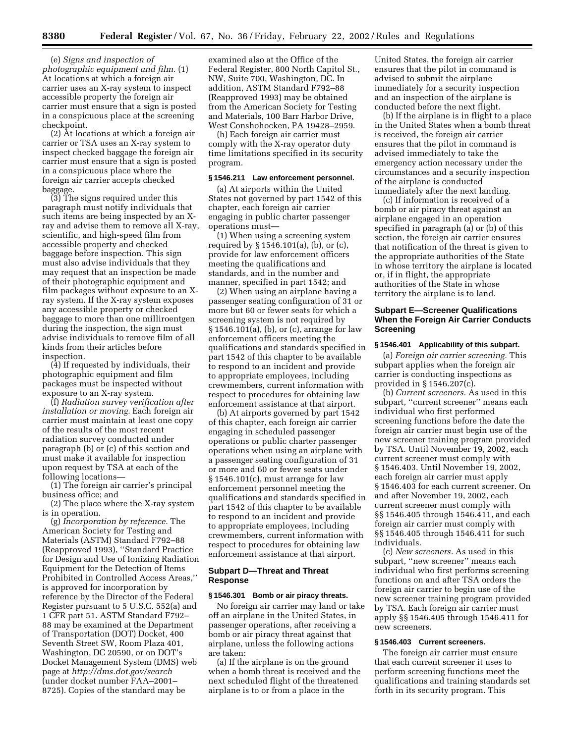(e) *Signs and inspection of photographic equipment and film.* (1) At locations at which a foreign air carrier uses an X-ray system to inspect accessible property the foreign air carrier must ensure that a sign is posted in a conspicuous place at the screening checkpoint.

(2) At locations at which a foreign air carrier or TSA uses an X-ray system to inspect checked baggage the foreign air carrier must ensure that a sign is posted in a conspicuous place where the foreign air carrier accepts checked baggage.

(3) The signs required under this paragraph must notify individuals that such items are being inspected by an X-ray and advise them to remove all X-ray, scientific, and high-speed film from accessible property and checked baggage before inspection. This sign must also advise individuals that they may request that an inspection be made of their photographic equipment and film packages without exposure to an X-ray system. If the X-ray system exposes any accessible property or checked baggage to more than one milliroentgen during the inspection, the sign must advise individuals to remove film of all kinds from their articles before inspection.

(4) If requested by individuals, their photographic equipment and film packages must be inspected without exposure to an X-ray system.

(f) *Radiation survey verification after installation or moving.* Each foreign air carrier must maintain at least one copy of the results of the most recent radiation survey conducted under paragraph (b) or (c) of this section and must make it available for inspection upon request by TSA at each of the following locations—

(1) The foreign air carrier's principal business office; and

(2) The place where the X-ray system is in operation.

(g) *Incorporation by reference.* The American Society for Testing and Materials (ASTM) Standard F792–88 (Reapproved 1993), ''Standard Practice for Design and Use of Ionizing Radiation Equipment for the Detection of Items Prohibited in Controlled Access Areas,'' is approved for incorporation by reference by the Director of the Federal Register pursuant to 5 U.S.C. 552(a) and 1 CFR part 51. ASTM Standard F792–88 may be examined at the Department of Transportation (DOT) Docket, 400 Seventh Street SW, Room Plaza 401, Washington, DC 20590, or on DOT's Docket Management System (DMS) web page at *http://dms.dot.gov/search* (under docket number FAA–2001–8725). Copies of the standard may be examined also at the Office of the Federal Register, 800 North Capitol St., NW, Suite 700, Washington, DC. In addition, ASTM Standard F792–88 (Reapproved 1993) may be obtained from the American Society for Testing and Materials, 100 Barr Harbor Drive, West Conshohocken, PA 19428–2959.

(h) Each foreign air carrier must comply with the X-ray operator duty time limitations specified in its security program.

#### § 1546.211 Law enforcement personnel.

(a) At airports within the United States not governed by part 1542 of this chapter, each foreign air carrier engaging in public charter passenger operations must—

(1) When using a screening system required by § 1546.101(a), (b), or (c), provide for law enforcement officers meeting the qualifications and standards, and in the number and manner, specified in part 1542; and

(2) When using an airplane having a passenger seating configuration of 31 or more but 60 or fewer seats for which a screening system is not required by § 1546.101(a), (b), or (c), arrange for law enforcement officers meeting the qualifications and standards specified in part 1542 of this chapter to be available to respond to an incident and provide to appropriate employees, including crewmembers, current information with respect to procedures for obtaining law enforcement assistance at that airport.

(b) At airports governed by part 1542 of this chapter, each foreign air carrier engaging in scheduled passenger operations or public charter passenger operations when using an airplane with a passenger seating configuration of 31 or more and 60 or fewer seats under § 1546.101(c), must arrange for law enforcement personnel meeting the qualifications and standards specified in part 1542 of this chapter to be available to respond to an incident and provide to appropriate employees, including crewmembers, current information with respect to procedures for obtaining law enforcement assistance at that airport.

### Subpart D—Threat and Threat Response

#### § 1546.301 Bomb or air piracy threats.

No foreign air carrier may land or take off an airplane in the United States, in passenger operations, after receiving a bomb or air piracy threat against that airplane, unless the following actions are taken:

(a) If the airplane is on the ground when a bomb threat is received and the next scheduled flight of the threatened airplane is to or from a place in the United States, the foreign air carrier ensures that the pilot in command is advised to submit the airplane immediately for a security inspection and an inspection of the airplane is conducted before the next flight.

(b) If the airplane is in flight to a place in the United States when a bomb threat is received, the foreign air carrier ensures that the pilot in command is advised immediately to take the emergency action necessary under the circumstances and a security inspection of the airplane is conducted immediately after the next landing.

(c) If information is received of a bomb or air piracy threat against an airplane engaged in an operation specified in paragraph (a) or (b) of this section, the foreign air carrier ensures that notification of the threat is given to the appropriate authorities of the State in whose territory the airplane is located or, if in flight, the appropriate authorities of the State in whose territory the airplane is to land.

### Subpart E—Screener Qualifications When the Foreign Air Carrier Conducts Screening

#### § 1546.401 Applicability of this subpart.

(a) *Foreign air carrier screening.* This subpart applies when the foreign air carrier is conducting inspections as provided in § 1546.207(c).

(b) *Current screeners.* As used in this subpart, ''current screener'' means each individual who first performed screening functions before the date the foreign air carrier must begin use of the new screener training program provided by TSA. Until November 19, 2002, each current screener must comply with § 1546.403. Until November 19, 2002, each foreign air carrier must apply § 1546.403 for each current screener. On and after November 19, 2002, each current screener must comply with §§ 1546.405 through 1546.411, and each foreign air carrier must comply with §§ 1546.405 through 1546.411 for such individuals.

(c) *New screeners.* As used in this subpart, ''new screener'' means each individual who first performs screening functions on and after TSA orders the foreign air carrier to begin use of the new screener training program provided by TSA. Each foreign air carrier must apply §§ 1546.405 through 1546.411 for new screeners.

#### § 1546.403 Current screeners.

The foreign air carrier must ensure that each current screener it uses to perform screening functions meet the qualifications and training standards set forth in its security program. This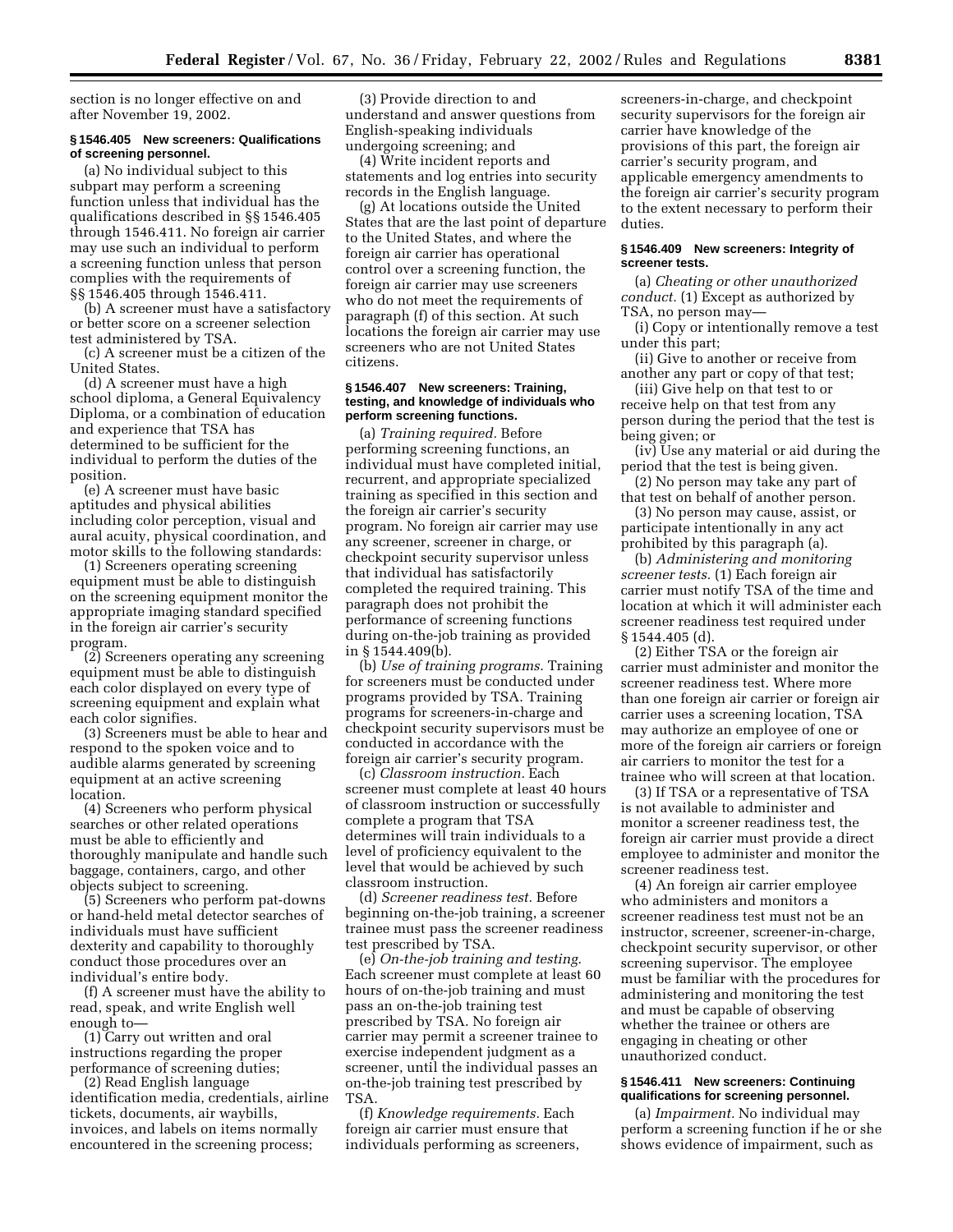section is no longer effective on and after November 19, 2002.

### § 1546.405 New screeners: Qualifications of screening personnel.

(a) No individual subject to this subpart may perform a screening function unless that individual has the qualifications described in §§ 1546.405 through 1546.411. No foreign air carrier may use such an individual to perform a screening function unless that person complies with the requirements of §§ 1546.405 through 1546.411.

(b) A screener must have a satisfactory or better score on a screener selection test administered by TSA.

(c) A screener must be a citizen of the United States.

(d) A screener must have a high school diploma, a General Equivalency Diploma, or a combination of education and experience that TSA has determined to be sufficient for the individual to perform the duties of the position.

(e) A screener must have basic aptitudes and physical abilities including color perception, visual and aural acuity, physical coordination, and motor skills to the following standards:

(1) Screeners operating screening equipment must be able to distinguish on the screening equipment monitor the appropriate imaging standard specified in the foreign air carrier's security program.

(2) Screeners operating any screening equipment must be able to distinguish each color displayed on every type of screening equipment and explain what each color signifies.

(3) Screeners must be able to hear and respond to the spoken voice and to audible alarms generated by screening equipment at an active screening location.

(4) Screeners who perform physical searches or other related operations must be able to efficiently and thoroughly manipulate and handle such baggage, containers, cargo, and other objects subject to screening.

(5) Screeners who perform pat-downs or hand-held metal detector searches of individuals must have sufficient dexterity and capability to thoroughly conduct those procedures over an individual's entire body.

(f) A screener must have the ability to read, speak, and write English well enough to—

(1) Carry out written and oral instructions regarding the proper performance of screening duties;

(2) Read English language identification media, credentials, airline tickets, documents, air waybills, invoices, and labels on items normally encountered in the screening process;

(3) Provide direction to and understand and answer questions from English-speaking individuals undergoing screening; and

(4) Write incident reports and statements and log entries into security records in the English language.

(g) At locations outside the United States that are the last point of departure to the United States, and where the foreign air carrier has operational control over a screening function, the foreign air carrier may use screeners who do not meet the requirements of paragraph (f) of this section. At such locations the foreign air carrier may use screeners who are not United States citizens.

### § 1546.407 New screeners: Training, testing, and knowledge of individuals who perform screening functions.

(a) *Training required.* Before performing screening functions, an individual must have completed initial, recurrent, and appropriate specialized training as specified in this section and the foreign air carrier's security program. No foreign air carrier may use any screener, screener in charge, or checkpoint security supervisor unless that individual has satisfactorily completed the required training. This paragraph does not prohibit the performance of screening functions during on-the-job training as provided in § 1544.409(b).

(b) *Use of training programs.* Training for screeners must be conducted under programs provided by TSA. Training programs for screeners-in-charge and checkpoint security supervisors must be conducted in accordance with the foreign air carrier's security program.

(c) *Classroom instruction.* Each screener must complete at least 40 hours of classroom instruction or successfully complete a program that TSA determines will train individuals to a level of proficiency equivalent to the level that would be achieved by such classroom instruction.

(d) *Screener readiness test.* Before beginning on-the-job training, a screener trainee must pass the screener readiness test prescribed by TSA.

(e) *On-the-job training and testing.* Each screener must complete at least 60 hours of on-the-job training and must pass an on-the-job training test prescribed by TSA. No foreign air carrier may permit a screener trainee to exercise independent judgment as a screener, until the individual passes an on-the-job training test prescribed by TSA.

(f) *Knowledge requirements.* Each foreign air carrier must ensure that individuals performing as screeners, screeners-in-charge, and checkpoint security supervisors for the foreign air carrier have knowledge of the provisions of this part, the foreign air carrier's security program, and applicable emergency amendments to the foreign air carrier's security program to the extent necessary to perform their duties.

### § 1546.409 New screeners: Integrity of screener tests.

(a) *Cheating or other unauthorized conduct.* (1) Except as authorized by TSA, no person may—

(i) Copy or intentionally remove a test under this part;

(ii) Give to another or receive from another any part or copy of that test;

(iii) Give help on that test to or receive help on that test from any person during the period that the test is being given; or

(iv) Use any material or aid during the period that the test is being given.

(2) No person may take any part of that test on behalf of another person.

(3) No person may cause, assist, or participate intentionally in any act prohibited by this paragraph (a).

(b) *Administering and monitoring screener tests.* (1) Each foreign air carrier must notify TSA of the time and location at which it will administer each screener readiness test required under § 1544.405 (d).

(2) Either TSA or the foreign air carrier must administer and monitor the screener readiness test. Where more than one foreign air carrier or foreign air carrier uses a screening location, TSA may authorize an employee of one or more of the foreign air carriers or foreign air carriers to monitor the test for a trainee who will screen at that location.

(3) If TSA or a representative of TSA is not available to administer and monitor a screener readiness test, the foreign air carrier must provide a direct employee to administer and monitor the screener readiness test.

(4) An foreign air carrier employee who administers and monitors a screener readiness test must not be an instructor, screener, screener-in-charge, checkpoint security supervisor, or other screening supervisor. The employee must be familiar with the procedures for administering and monitoring the test and must be capable of observing whether the trainee or others are engaging in cheating or other unauthorized conduct.

### § 1546.411 New screeners: Continuing qualifications for screening personnel.

(a) *Impairment.* No individual may perform a screening function if he or she shows evidence of impairment, such as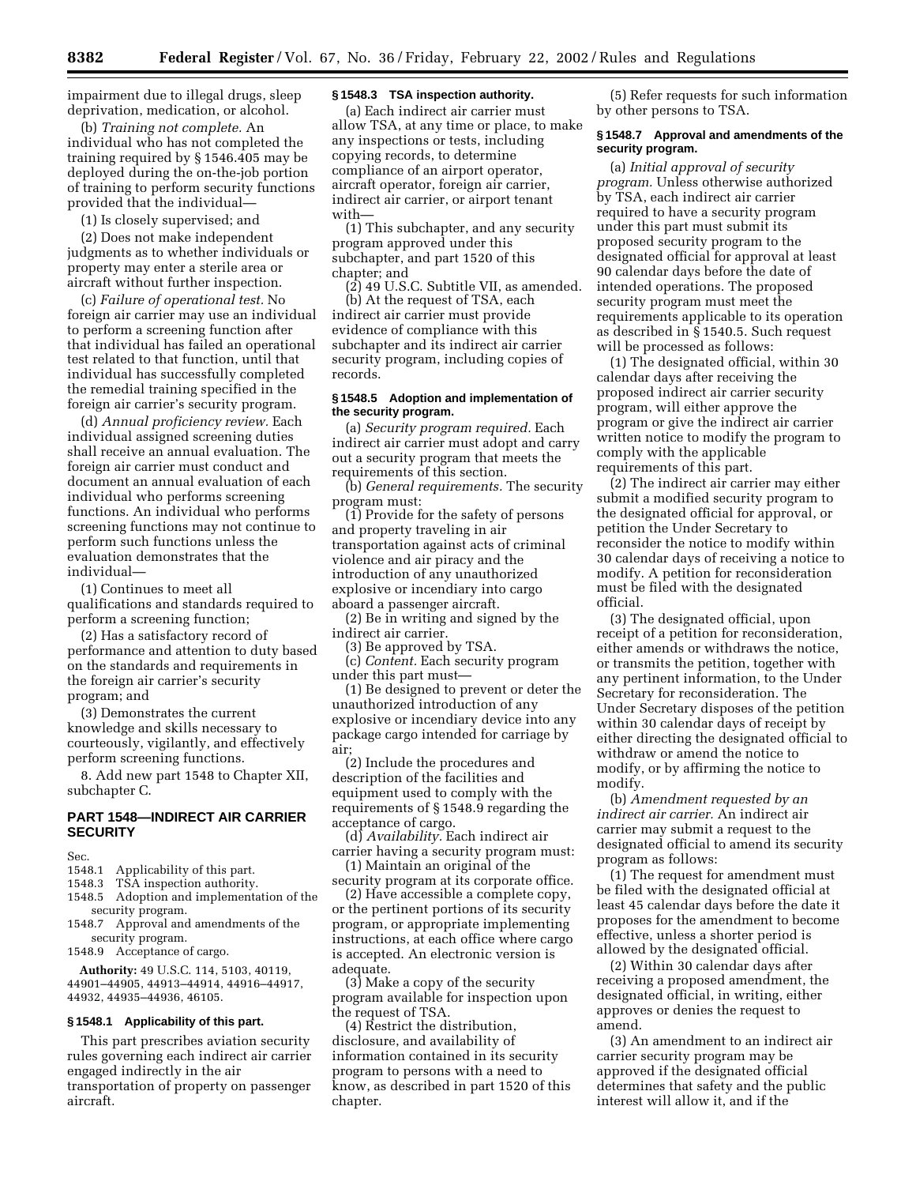impairment due to illegal drugs, sleep deprivation, medication, or alcohol.

(b) *Training not complete.* An individual who has not completed the training required by § 1546.405 may be deployed during the on-the-job portion of training to perform security functions provided that the individual—

(1) Is closely supervised; and

(2) Does not make independent judgments as to whether individuals or property may enter a sterile area or aircraft without further inspection.

(c) *Failure of operational test.* No foreign air carrier may use an individual to perform a screening function after that individual has failed an operational test related to that function, until that individual has successfully completed the remedial training specified in the foreign air carrier's security program.

(d) *Annual proficiency review.* Each individual assigned screening duties shall receive an annual evaluation. The foreign air carrier must conduct and document an annual evaluation of each individual who performs screening functions. An individual who performs screening functions may not continue to perform such functions unless the evaluation demonstrates that the individual—

(1) Continues to meet all qualifications and standards required to perform a screening function;

(2) Has a satisfactory record of performance and attention to duty based on the standards and requirements in the foreign air carrier's security program; and

(3) Demonstrates the current knowledge and skills necessary to courteously, vigilantly, and effectively perform screening functions.

8. Add new part 1548 to Chapter XII, subchapter C.

## PART 1548—INDIRECT AIR CARRIER SECURITY

Sec.
1548.1 Applicability of this part.
1548.3 TSA inspection authority.
1548.5 Adoption and implementation of the security program.
1548.7 Approval and amendments of the security program.
1548.9 Acceptance of cargo.

**Authority:** 49 U.S.C. 114, 5103, 40119, 44901–44905, 44913–44914, 44916–44917, 44932, 44935–44936, 46105.

### § 1548.1 Applicability of this part.

This part prescribes aviation security rules governing each indirect air carrier engaged indirectly in the air transportation of property on passenger aircraft.

### § 1548.3 TSA inspection authority.

(a) Each indirect air carrier must allow TSA, at any time or place, to make any inspections or tests, including copying records, to determine compliance of an airport operator, aircraft operator, foreign air carrier, indirect air carrier, or airport tenant with—

(1) This subchapter, and any security program approved under this subchapter, and part 1520 of this chapter; and

(2) 49 U.S.C. Subtitle VII, as amended.

(b) At the request of TSA, each indirect air carrier must provide evidence of compliance with this subchapter and its indirect air carrier security program, including copies of records.

### § 1548.5 Adoption and implementation of the security program.

(a) *Security program required.* Each indirect air carrier must adopt and carry out a security program that meets the requirements of this section.

(b) *General requirements.* The security program must:

(1) Provide for the safety of persons and property traveling in air transportation against acts of criminal violence and air piracy and the introduction of any unauthorized explosive or incendiary into cargo aboard a passenger aircraft.

(2) Be in writing and signed by the indirect air carrier.

(3) Be approved by TSA.

(c) *Content.* Each security program under this part must—

(1) Be designed to prevent or deter the unauthorized introduction of any explosive or incendiary device into any package cargo intended for carriage by air;

(2) Include the procedures and description of the facilities and equipment used to comply with the requirements of § 1548.9 regarding the acceptance of cargo.

(d) *Availability.* Each indirect air carrier having a security program must:

(1) Maintain an original of the security program at its corporate office.

(2) Have accessible a complete copy, or the pertinent portions of its security program, or appropriate implementing instructions, at each office where cargo is accepted. An electronic version is adequate.

(3) Make a copy of the security program available for inspection upon the request of TSA.

(4) Restrict the distribution, disclosure, and availability of information contained in its security program to persons with a need to know, as described in part 1520 of this chapter.

(5) Refer requests for such information by other persons to TSA.

### § 1548.7 Approval and amendments of the security program.

(a) *Initial approval of security program.* Unless otherwise authorized by TSA, each indirect air carrier required to have a security program under this part must submit its proposed security program to the designated official for approval at least 90 calendar days before the date of intended operations. The proposed security program must meet the requirements applicable to its operation as described in § 1540.5. Such request will be processed as follows:

(1) The designated official, within 30 calendar days after receiving the proposed indirect air carrier security program, will either approve the program or give the indirect air carrier written notice to modify the program to comply with the applicable requirements of this part.

(2) The indirect air carrier may either submit a modified security program to the designated official for approval, or petition the Under Secretary to reconsider the notice to modify within 30 calendar days of receiving a notice to modify. A petition for reconsideration must be filed with the designated official.

(3) The designated official, upon receipt of a petition for reconsideration, either amends or withdraws the notice, or transmits the petition, together with any pertinent information, to the Under Secretary for reconsideration. The Under Secretary disposes of the petition within 30 calendar days of receipt by either directing the designated official to withdraw or amend the notice to modify, or by affirming the notice to modify.

(b) *Amendment requested by an indirect air carrier.* An indirect air carrier may submit a request to the designated official to amend its security program as follows:

(1) The request for amendment must be filed with the designated official at least 45 calendar days before the date it proposes for the amendment to become effective, unless a shorter period is allowed by the designated official.

(2) Within 30 calendar days after receiving a proposed amendment, the designated official, in writing, either approves or denies the request to amend.

(3) An amendment to an indirect air carrier security program may be approved if the designated official determines that safety and the public interest will allow it, and if the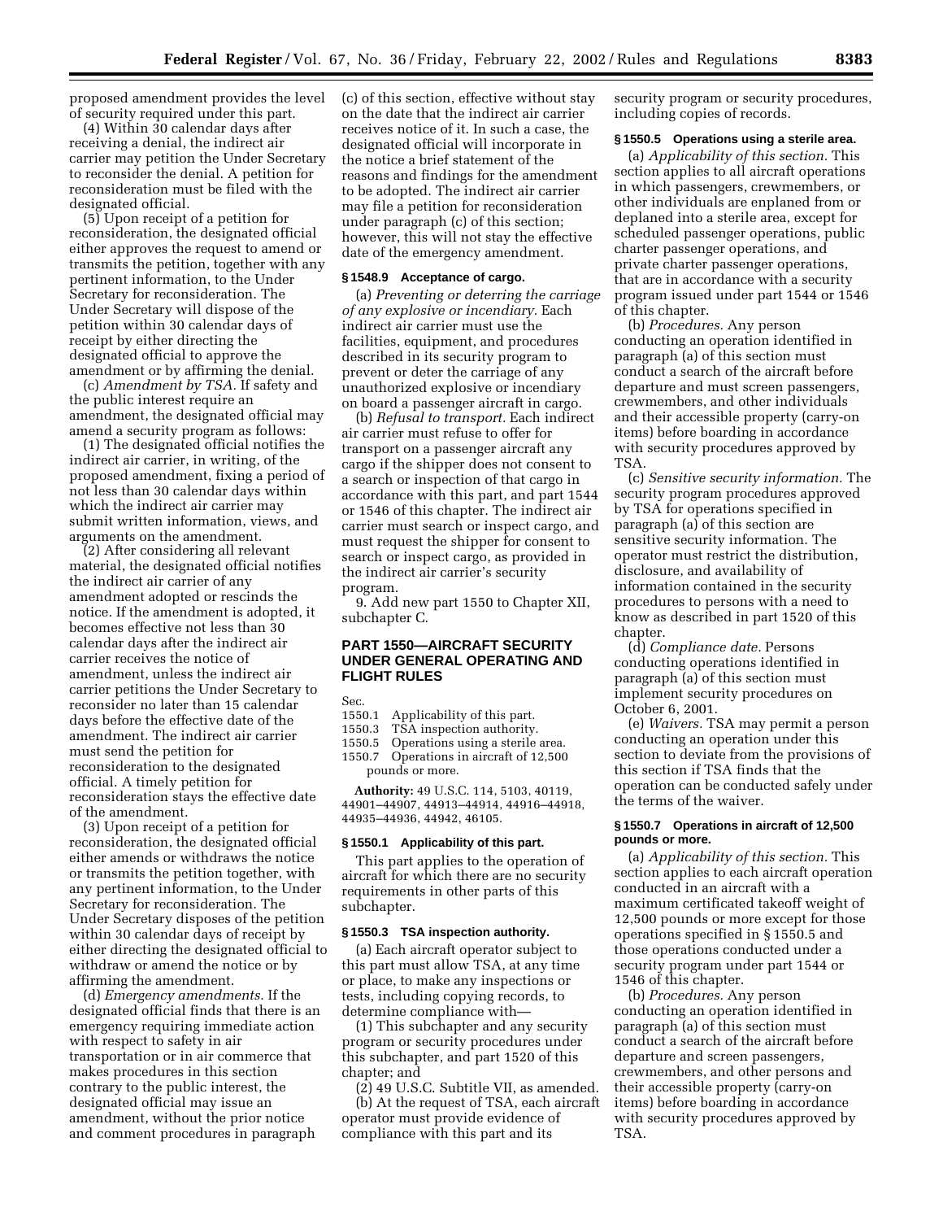proposed amendment provides the level of security required under this part.

(4) Within 30 calendar days after receiving a denial, the indirect air carrier may petition the Under Secretary to reconsider the denial. A petition for reconsideration must be filed with the designated official.

(5) Upon receipt of a petition for reconsideration, the designated official either approves the request to amend or transmits the petition, together with any pertinent information, to the Under Secretary for reconsideration. The Under Secretary will dispose of the petition within 30 calendar days of receipt by either directing the designated official to approve the amendment or by affirming the denial.

(c) *Amendment by TSA.* If safety and the public interest require an amendment, the designated official may amend a security program as follows:

(1) The designated official notifies the indirect air carrier, in writing, of the proposed amendment, fixing a period of not less than 30 calendar days within which the indirect air carrier may submit written information, views, and arguments on the amendment.

(2) After considering all relevant material, the designated official notifies the indirect air carrier of any amendment adopted or rescinds the notice. If the amendment is adopted, it becomes effective not less than 30 calendar days after the indirect air carrier receives the notice of amendment, unless the indirect air carrier petitions the Under Secretary to reconsider no later than 15 calendar days before the effective date of the amendment. The indirect air carrier must send the petition for reconsideration to the designated official. A timely petition for reconsideration stays the effective date of the amendment.

(3) Upon receipt of a petition for reconsideration, the designated official either amends or withdraws the notice or transmits the petition together, with any pertinent information, to the Under Secretary for reconsideration. The Under Secretary disposes of the petition within 30 calendar days of receipt by either directing the designated official to withdraw or amend the notice or by affirming the amendment.

(d) *Emergency amendments.* If the designated official finds that there is an emergency requiring immediate action with respect to safety in air transportation or in air commerce that makes procedures in this section contrary to the public interest, the designated official may issue an amendment, without the prior notice and comment procedures in paragraph (c) of this section, effective without stay on the date that the indirect air carrier receives notice of it. In such a case, the designated official will incorporate in the notice a brief statement of the reasons and findings for the amendment to be adopted. The indirect air carrier may file a petition for reconsideration under paragraph (c) of this section; however, this will not stay the effective date of the emergency amendment.

### § 1548.9 Acceptance of cargo.

(a) *Preventing or deterring the carriage of any explosive or incendiary.* Each indirect air carrier must use the facilities, equipment, and procedures described in its security program to prevent or deter the carriage of any unauthorized explosive or incendiary on board a passenger aircraft in cargo.

(b) *Refusal to transport.* Each indirect air carrier must refuse to offer for transport on a passenger aircraft any cargo if the shipper does not consent to a search or inspection of that cargo in accordance with this part, and part 1544 or 1546 of this chapter. The indirect air carrier must search or inspect cargo, and must request the shipper for consent to search or inspect cargo, as provided in the indirect air carrier's security program.

9. Add new part 1550 to Chapter XII, subchapter C.

## PART 1550—AIRCRAFT SECURITY UNDER GENERAL OPERATING AND FLIGHT RULES

Sec.
1550.1 Applicability of this part.
1550.3 TSA inspection authority.
1550.5 Operations using a sterile area.
1550.7 Operations in aircraft of 12,500 pounds or more.

**Authority:** 49 U.S.C. 114, 5103, 40119, 44901–44907, 44913–44914, 44916–44918, 44935–44936, 44942, 46105.

### § 1550.1 Applicability of this part.

This part applies to the operation of aircraft for which there are no security requirements in other parts of this subchapter.

### § 1550.3 TSA inspection authority.

(a) Each aircraft operator subject to this part must allow TSA, at any time or place, to make any inspections or tests, including copying records, to determine compliance with—

(1) This subchapter and any security program or security procedures under this subchapter, and part 1520 of this chapter; and

(2) 49 U.S.C. Subtitle VII, as amended.

(b) At the request of TSA, each aircraft operator must provide evidence of compliance with this part and its security program or security procedures, including copies of records.

### § 1550.5 Operations using a sterile area.

(a) *Applicability of this section.* This section applies to all aircraft operations in which passengers, crewmembers, or other individuals are enplaned from or deplaned into a sterile area, except for scheduled passenger operations, public charter passenger operations, and private charter passenger operations, that are in accordance with a security program issued under part 1544 or 1546 of this chapter.

(b) *Procedures.* Any person conducting an operation identified in paragraph (a) of this section must conduct a search of the aircraft before departure and must screen passengers, crewmembers, and other individuals and their accessible property (carry-on items) before boarding in accordance with security procedures approved by TSA.

(c) *Sensitive security information.* The security program procedures approved by TSA for operations specified in paragraph (a) of this section are sensitive security information. The operator must restrict the distribution, disclosure, and availability of information contained in the security procedures to persons with a need to know as described in part 1520 of this chapter.

(d) *Compliance date.* Persons conducting operations identified in paragraph (a) of this section must implement security procedures on October 6, 2001.

(e) *Waivers.* TSA may permit a person conducting an operation under this section to deviate from the provisions of this section if TSA finds that the operation can be conducted safely under the terms of the waiver.

### § 1550.7 Operations in aircraft of 12,500 pounds or more.

(a) *Applicability of this section.* This section applies to each aircraft operation conducted in an aircraft with a maximum certificated takeoff weight of 12,500 pounds or more except for those operations specified in § 1550.5 and those operations conducted under a security program under part 1544 or 1546 of this chapter.

(b) *Procedures.* Any person conducting an operation identified in paragraph (a) of this section must conduct a search of the aircraft before departure and screen passengers, crewmembers, and other persons and their accessible property (carry-on items) before boarding in accordance with security procedures approved by TSA.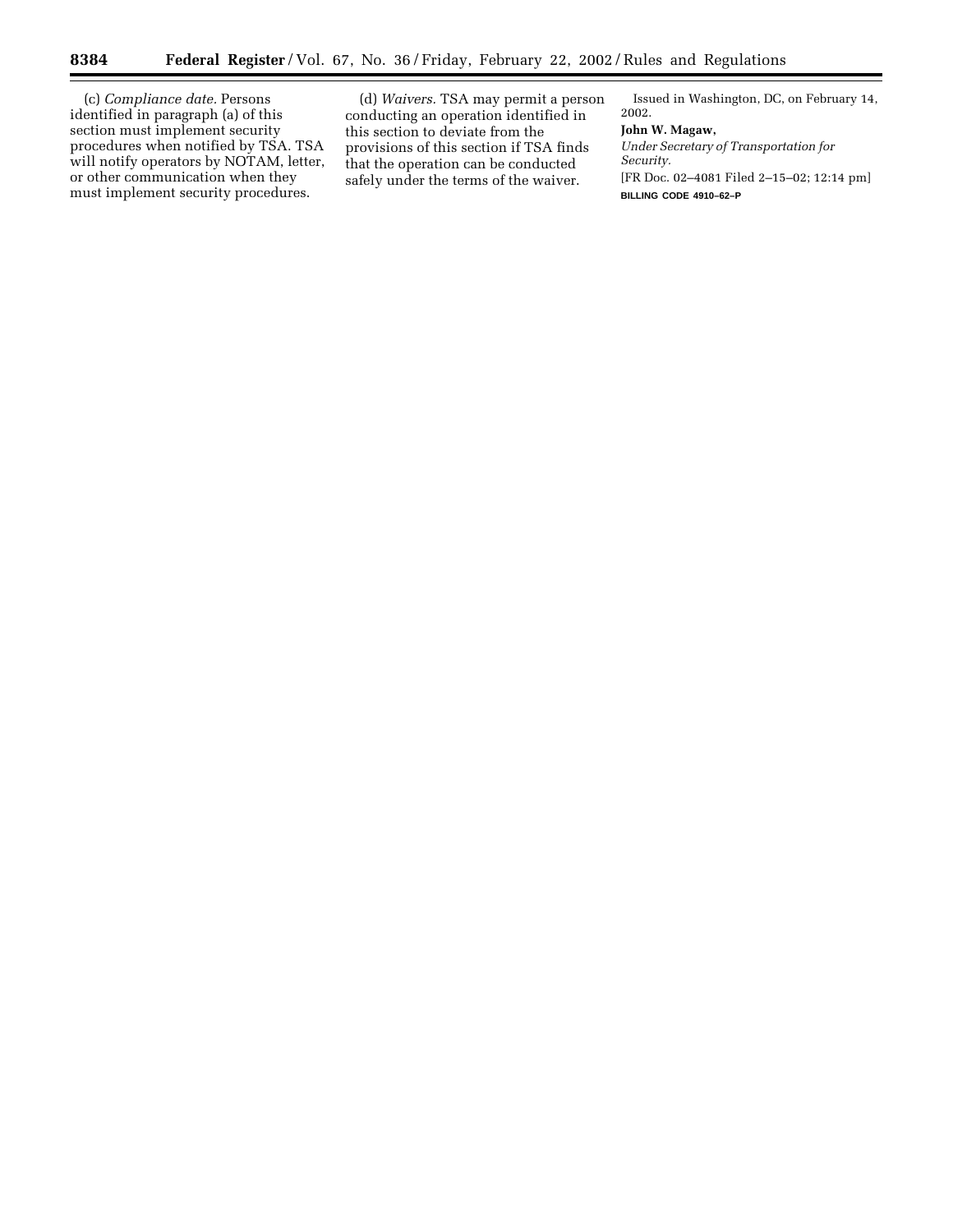(c) *Compliance date.* Persons identified in paragraph (a) of this section must implement security procedures when notified by TSA. TSA will notify operators by NOTAM, letter, or other communication when they must implement security procedures.

(d) *Waivers.* TSA may permit a person conducting an operation identified in this section to deviate from the provisions of this section if TSA finds that the operation can be conducted safely under the terms of the waiver.

Issued in Washington, DC, on February 14, 2002.

**John W. Magaw,**

*Under Secretary of Transportation for Security.*

[FR Doc. 02–4081 Filed 2–15–02; 12:14 pm]

**BILLING CODE 4910–62–P**